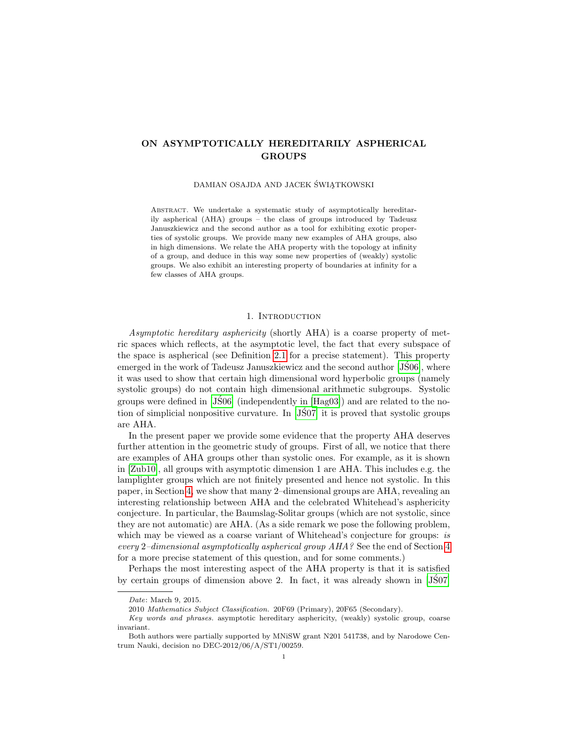# ON ASYMPTOTICALLY HEREDITARILY ASPHERICAL GROUPS

DAMIAN OSAJDA AND JACEK ŚWIĄTKOWSKI

Abstract. We undertake a systematic study of asymptotically hereditarily aspherical (AHA) groups – the class of groups introduced by Tadeusz Januszkiewicz and the second author as a tool for exhibiting exotic properties of systolic groups. We provide many new examples of AHA groups, also in high dimensions. We relate the AHA property with the topology at infinity of a group, and deduce in this way some new properties of (weakly) systolic groups. We also exhibit an interesting property of boundaries at infinity for a few classes of AHA groups.

## 1. Introduction

*Asymptotic hereditary asphericity* (shortly AHA) is a coarse property of metric spaces which reflects, at the asymptotic level, the fact that every subspace of the space is aspherical (see Definition 2.1 for a precise statement). This property emerged in the work of Tadeusz Januszkiewicz and the second author [JŚ06], where it was used to show that certain high dimensional word hyperbolic groups (namely systolic groups) do not contain high dimensional arithmetic subgroups. Systolic groups were defined in [JŚ06] (independently in [Hag03]) and are related to the notion of simplicial nonpositive curvature. In [JŚ07] it is proved that systolic groups are AHA.

In the present paper we provide some evidence that the property AHA deserves further attention in the geometric study of groups. First of all, we notice that there are examples of AHA groups other than systolic ones. For example, as it is shown in [Zub10], all groups with asymptotic dimension 1 are AHA. This includes e.g. the lamplighter groups which are not finitely presented and hence not systolic. In this paper, in Section 4, we show that many 2–dimensional groups are AHA, revealing an interesting relationship between AHA and the celebrated Whitehead's asphericity conjecture. In particular, the Baumslag-Solitar groups (which are not systolic, since they are not automatic) are AHA. (As a side remark we pose the following problem, which may be viewed as a coarse variant of Whitehead's conjecture for groups: *is every 2–dimensional asymptotically aspherical group AHA?* See the end of Section 4 for a more precise statement of this question, and for some comments.)

Perhaps the most interesting aspect of the AHA property is that it is satisfied by certain groups of dimension above 2. In fact, it was already shown in [JŚ07]

---

*Date*: March 9, 2015.

2010 *Mathematics Subject Classification.* 20F69 (Primary), 20F65 (Secondary).

*Key words and phrases.* asymptotic hereditary asphericity, (weakly) systolic group, coarse invariant.

Both authors were partially supported by MNiSW grant N201 541738, and by Narodowe Centrum Nauki, decision no DEC-2012/06/A/ST1/00259.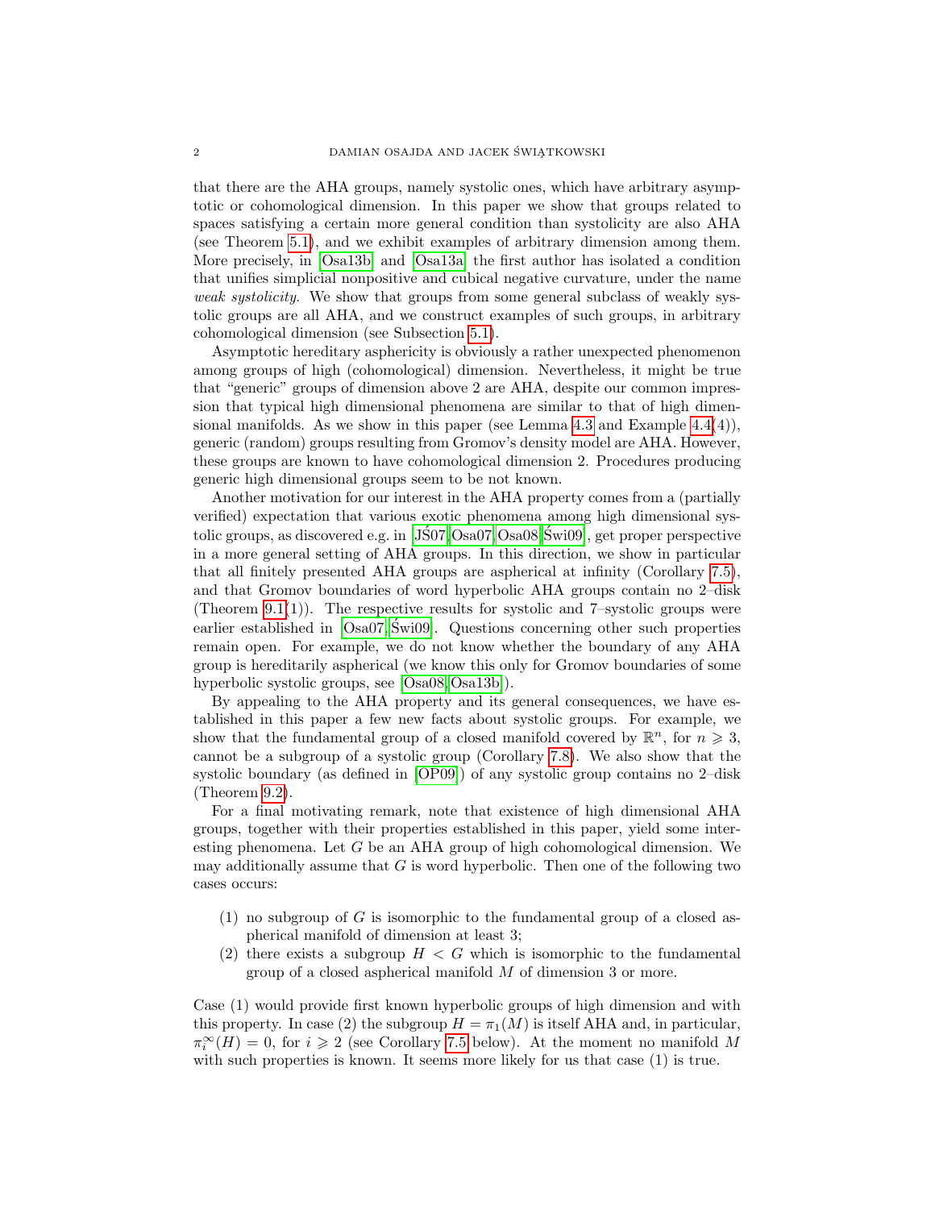that there are the AHA groups, namely systolic ones, which have arbitrary asymptotic or cohomological dimension. In this paper we show that groups related to spaces satisfying a certain more general condition than systolicity are also AHA (see Theorem 5.1), and we exhibit examples of arbitrary dimension among them. More precisely, in [Osa13b] and [Osa13a] the first author has isolated a condition that unifies simplicial nonpositive and cubical negative curvature, under the name *weak systolicity*. We show that groups from some general subclass of weakly systolic groups are all AHA, and we construct examples of such groups, in arbitrary cohomological dimension (see Subsection 5.1).

Asymptotic hereditary asphericity is obviously a rather unexpected phenomenon among groups of high (cohomological) dimension. Nevertheless, it might be true that "generic" groups of dimension above 2 are AHA, despite our common impression that typical high dimensional phenomena are similar to that of high dimensional manifolds. As we show in this paper (see Lemma 4.3 and Example 4.4(4)), generic (random) groups resulting from Gromov's density model are AHA. However, these groups are known to have cohomological dimension 2. Procedures producing generic high dimensional groups seem to be not known.

Another motivation for our interest in the AHA property comes from a (partially verified) expectation that various exotic phenomena among high dimensional systolic groups, as discovered e.g. in [JŚ07, Osa07, Osa08, Świ09], get proper perspective in a more general setting of AHA groups. In this direction, we show in particular that all finitely presented AHA groups are aspherical at infinity (Corollary 7.5), and that Gromov boundaries of word hyperbolic AHA groups contain no 2–disk (Theorem 9.1(1)). The respective results for systolic and 7–systolic groups were earlier established in [Osa07, Świ09]. Questions concerning other such properties remain open. For example, we do not know whether the boundary of any AHA group is hereditarily aspherical (we know this only for Gromov boundaries of some hyperbolic systolic groups, see [Osa08, Osa13b]).

By appealing to the AHA property and its general consequences, we have established in this paper a few new facts about systolic groups. For example, we show that the fundamental group of a closed manifold covered by $\mathbb{R}^n$, for $n \geqslant 3$, cannot be a subgroup of a systolic group (Corollary 7.8). We also show that the systolic boundary (as defined in [OP09]) of any systolic group contains no 2–disk (Theorem 9.2).

For a final motivating remark, note that existence of high dimensional AHA groups, together with their properties established in this paper, yield some interesting phenomena. Let $G$ be an AHA group of high cohomological dimension. We may additionally assume that $G$ is word hyperbolic. Then one of the following two cases occurs:

(1) no subgroup of $G$ is isomorphic to the fundamental group of a closed aspherical manifold of dimension at least 3;
(2) there exists a subgroup $H < G$ which is isomorphic to the fundamental group of a closed aspherical manifold $M$ of dimension 3 or more.

Case (1) would provide first known hyperbolic groups of high dimension and with this property. In case (2) the subgroup $H = \pi_1(M)$ is itself AHA and, in particular, $\pi_i^\infty(H) = 0$, for $i \geqslant 2$ (see Corollary 7.5 below). At the moment no manifold $M$ with such properties is known. It seems more likely for us that case (1) is true.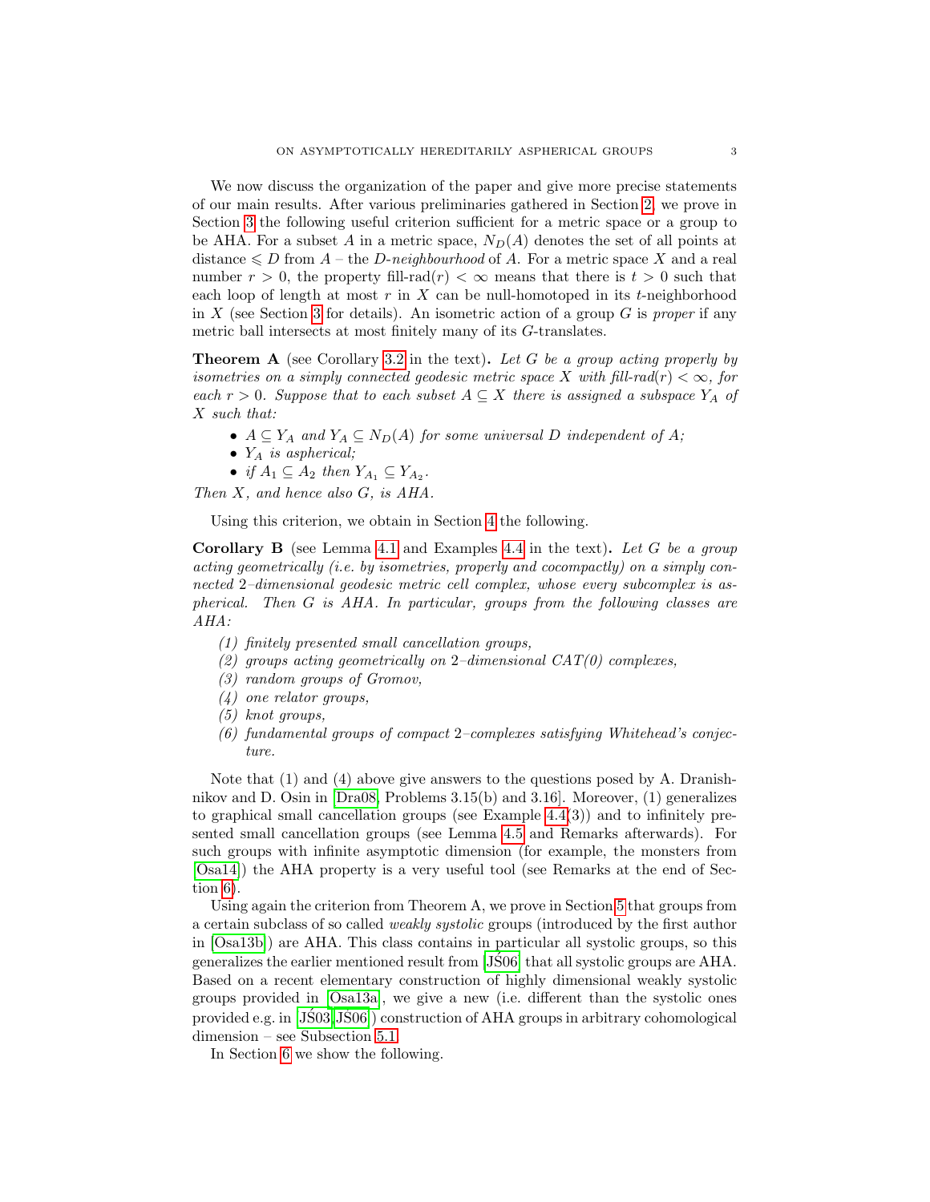We now discuss the organization of the paper and give more precise statements of our main results. After various preliminaries gathered in Section 2, we prove in Section 3 the following useful criterion sufficient for a metric space or a group to be AHA. For a subset $A$ in a metric space, $N_D(A)$ denotes the set of all points at distance $\leqslant D$ from $A$ – the *$D$-neighbourhood* of $A$. For a metric space $X$ and a real number $r > 0$, the property fill-rad$(r) < \infty$ means that there is $t > 0$ such that each loop of length at most $r$ in $X$ can be null-homotoped in its $t$-neighborhood in $X$ (see Section 3 for details). An isometric action of a group $G$ is *proper* if any metric ball intersects at most finitely many of its $G$-translates.

**Theorem A** (see Corollary 3.2 in the text)**.** *Let $G$ be a group acting properly by isometries on a simply connected geodesic metric space $X$ with fill-rad$(r) < \infty$, for each $r > 0$. Suppose that to each subset $A \subseteq X$ there is assigned a subspace $Y_A$ of $X$ such that:*

- *$A \subseteq Y_A$ and $Y_A \subseteq N_D(A)$ for some universal $D$ independent of $A$;*
- *$Y_A$ is aspherical;*
- *if $A_1 \subseteq A_2$ then $Y_{A_1} \subseteq Y_{A_2}$.*

*Then $X$, and hence also $G$, is AHA.*

Using this criterion, we obtain in Section 4 the following.

**Corollary B** (see Lemma 4.1 and Examples 4.4 in the text)**.** *Let $G$ be a group acting geometrically (i.e. by isometries, properly and cocompactly) on a simply connected 2–dimensional geodesic metric cell complex, whose every subcomplex is aspherical. Then $G$ is AHA. In particular, groups from the following classes are AHA:*

1. *finitely presented small cancellation groups,*
2. *groups acting geometrically on 2–dimensional CAT(0) complexes,*
3. *random groups of Gromov,*
4. *one relator groups,*
5. *knot groups,*
6. *fundamental groups of compact 2–complexes satisfying Whitehead's conjecture.*

Note that (1) and (4) above give answers to the questions posed by A. Dranishnikov and D. Osin in [Dra08, Problems 3.15(b) and 3.16]. Moreover, (1) generalizes to graphical small cancellation groups (see Example 4.4(3)) and to infinitely presented small cancellation groups (see Lemma 4.5 and Remarks afterwards). For such groups with infinite asymptotic dimension (for example, the monsters from [Osa14]) the AHA property is a very useful tool (see Remarks at the end of Section 6).

Using again the criterion from Theorem A, we prove in Section 5 that groups from a certain subclass of so called *weakly systolic* groups (introduced by the first author in [Osa13b]) are AHA. This class contains in particular all systolic groups, so this generalizes the earlier mentioned result from [JŚ06] that all systolic groups are AHA. Based on a recent elementary construction of highly dimensional weakly systolic groups provided in [Osa13a], we give a new (i.e. different than the systolic ones provided e.g. in [JŚ03, JŚ06]) construction of AHA groups in arbitrary cohomological dimension – see Subsection 5.1.

In Section 6 we show the following.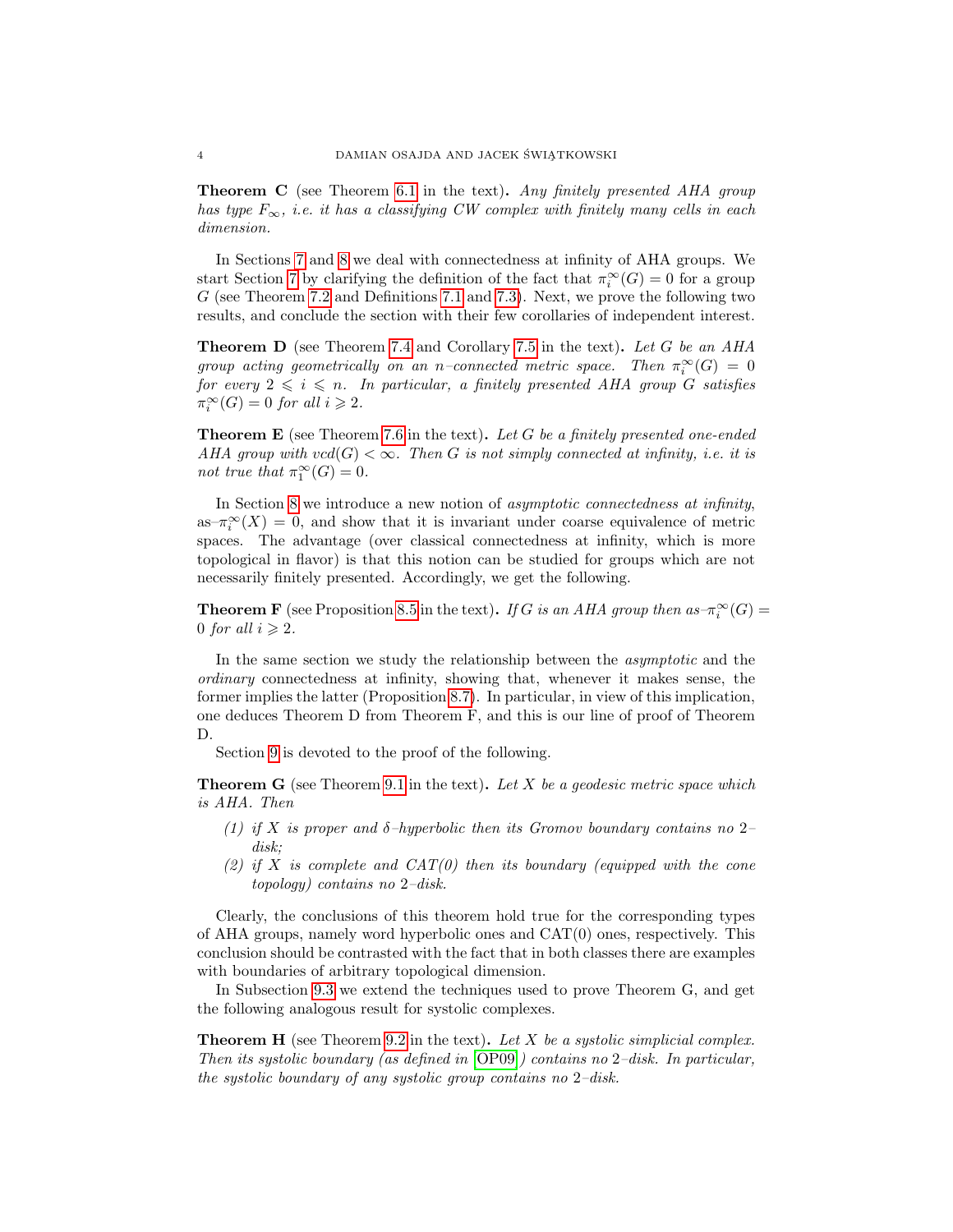**Theorem C** (see Theorem 6.1 in the text)**.** *Any finitely presented AHA group has type $F_\infty$, i.e. it has a classifying CW complex with finitely many cells in each dimension.*

In Sections 7 and 8 we deal with connectedness at infinity of AHA groups. We start Section 7 by clarifying the definition of the fact that $\pi_i^\infty(G) = 0$ for a group $G$ (see Theorem 7.2 and Definitions 7.1 and 7.3). Next, we prove the following two results, and conclude the section with their few corollaries of independent interest.

**Theorem D** (see Theorem 7.4 and Corollary 7.5 in the text)**.** *Let $G$ be an AHA group acting geometrically on an $n$–connected metric space. Then $\pi_i^\infty(G) = 0$ for every $2 \leqslant i \leqslant n$. In particular, a finitely presented AHA group $G$ satisfies $\pi_i^\infty(G) = 0$ for all $i \geqslant 2$.*

**Theorem E** (see Theorem 7.6 in the text)**.** *Let $G$ be a finitely presented one-ended AHA group with $vcd(G) < \infty$. Then $G$ is not simply connected at infinity, i.e. it is not true that $\pi_1^\infty(G) = 0$.*

In Section 8 we introduce a new notion of *asymptotic connectedness at infinity*, as–$\pi_i^\infty(X) = 0$, and show that it is invariant under coarse equivalence of metric spaces. The advantage (over classical connectedness at infinity, which is more topological in flavor) is that this notion can be studied for groups which are not necessarily finitely presented. Accordingly, we get the following.

**Theorem F** (see Proposition 8.5 in the text)**.** *If $G$ is an AHA group then as–$\pi_i^\infty(G) = 0$ for all $i \geqslant 2$.*

In the same section we study the relationship between the *asymptotic* and the *ordinary* connectedness at infinity, showing that, whenever it makes sense, the former implies the latter (Proposition 8.7). In particular, in view of this implication, one deduces Theorem D from Theorem F, and this is our line of proof of Theorem D.

Section 9 is devoted to the proof of the following.

**Theorem G** (see Theorem 9.1 in the text)**.** *Let $X$ be a geodesic metric space which is AHA. Then*

1. *if $X$ is proper and $\delta$–hyperbolic then its Gromov boundary contains no 2–disk;*
2. *if $X$ is complete and CAT(0) then its boundary (equipped with the cone topology) contains no 2–disk.*

Clearly, the conclusions of this theorem hold true for the corresponding types of AHA groups, namely word hyperbolic ones and CAT(0) ones, respectively. This conclusion should be contrasted with the fact that in both classes there are examples with boundaries of arbitrary topological dimension.

In Subsection 9.3 we extend the techniques used to prove Theorem G, and get the following analogous result for systolic complexes.

**Theorem H** (see Theorem 9.2 in the text)**.** *Let $X$ be a systolic simplicial complex. Then its systolic boundary (as defined in [OP09]) contains no 2–disk. In particular, the systolic boundary of any systolic group contains no 2–disk.*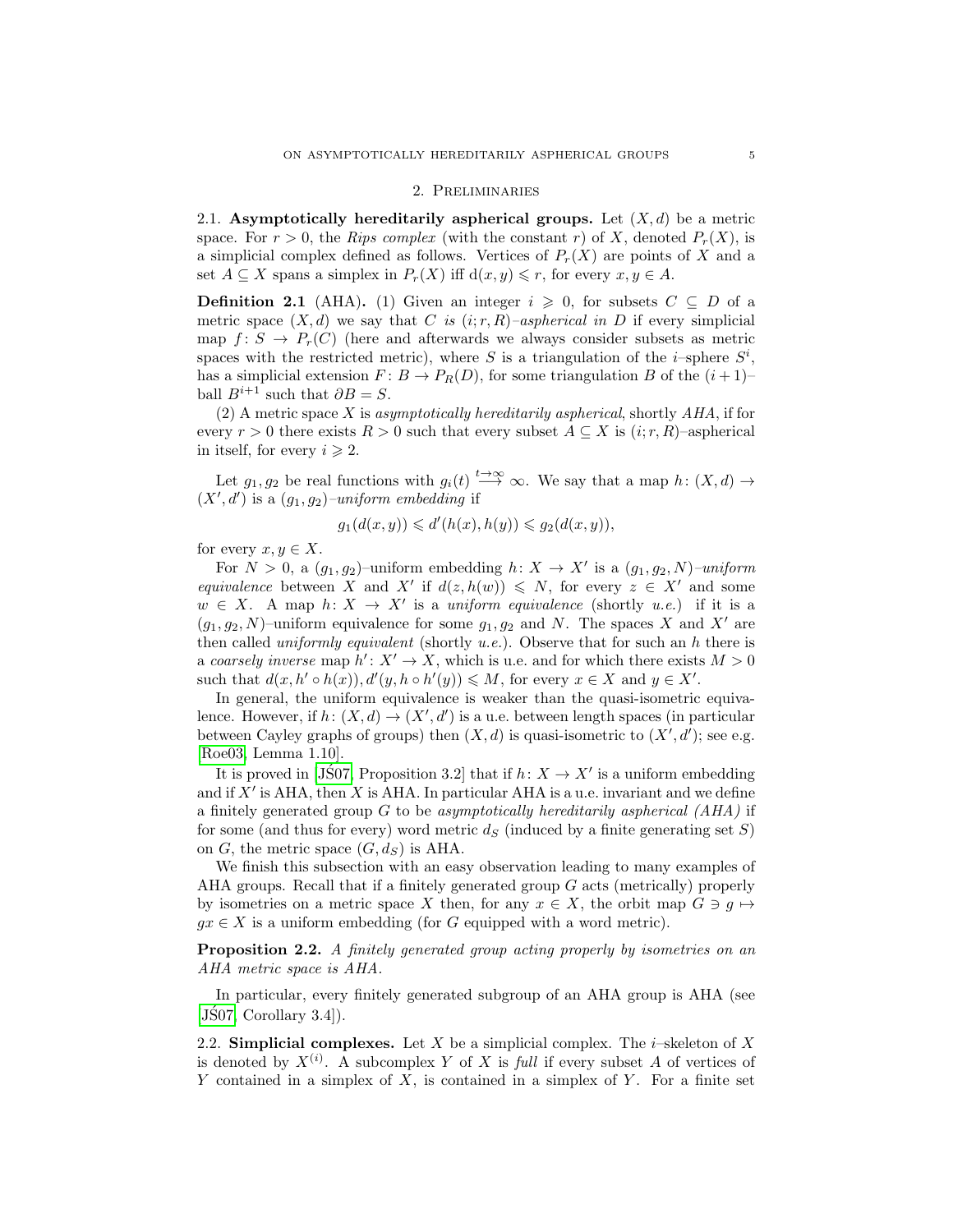## 2. Preliminaries

2.1. **Asymptotically hereditarily aspherical groups.** Let $(X, d)$ be a metric space. For $r > 0$, the *Rips complex* (with the constant $r$) of $X$, denoted $P_r(X)$, is a simplicial complex defined as follows. Vertices of $P_r(X)$ are points of $X$ and a set $A \subseteq X$ spans a simplex in $P_r(X)$ iff $\mathrm{d}(x, y) \leqslant r$, for every $x, y \in A$.

**Definition 2.1** (AHA)**.** (1) Given an integer $i \geqslant 0$, for subsets $C \subseteq D$ of a metric space $(X, d)$ we say that $C$ *is* $(i; r, R)$*–aspherical in* $D$ if every simplicial map $f : S \to P_r(C)$ (here and afterwards we always consider subsets as metric spaces with the restricted metric), where $S$ is a triangulation of the $i$–sphere $S^i$, has a simplicial extension $F : B \to P_R(D)$, for some triangulation $B$ of the $(i+1)$–ball $B^{i+1}$ such that $\partial B = S$.

(2) A metric space $X$ is *asymptotically hereditarily aspherical*, shortly *AHA*, if for every $r > 0$ there exists $R > 0$ such that every subset $A \subseteq X$ is $(i; r, R)$–aspherical in itself, for every $i \geqslant 2$.

Let $g_1, g_2$ be real functions with $g_i(t) \overset{t \to \infty}{\longrightarrow} \infty$. We say that a map $h : (X, d) \to (X', d')$ is a $(g_1, g_2)$*–uniform embedding* if

$$g_1(d(x, y)) \leqslant d'(h(x), h(y)) \leqslant g_2(d(x, y)),$$

for every $x, y \in X$.

For $N > 0$, a $(g_1, g_2)$–uniform embedding $h : X \to X'$ is a $(g_1, g_2, N)$*–uniform equivalence* between $X$ and $X'$ if $d(z, h(w)) \leqslant N$, for every $z \in X'$ and some $w \in X$. A map $h : X \to X'$ is a *uniform equivalence* (shortly *u.e.*) if it is a $(g_1, g_2, N)$–uniform equivalence for some $g_1, g_2$ and $N$. The spaces $X$ and $X'$ are then called *uniformly equivalent* (shortly *u.e.*). Observe that for such an $h$ there is a *coarsely inverse* map $h' : X' \to X$, which is u.e. and for which there exists $M > 0$ such that $d(x, h' \circ h(x)), d'(y, h \circ h'(y)) \leqslant M$, for every $x \in X$ and $y \in X'$.

In general, the uniform equivalence is weaker than the quasi-isometric equivalence. However, if $h : (X, d) \to (X', d')$ is a u.e. between length spaces (in particular between Cayley graphs of groups) then $(X, d)$ is quasi-isometric to $(X', d')$; see e.g. [Roe03, Lemma 1.10].

It is proved in [JŚ07, Proposition 3.2] that if $h : X \to X'$ is a uniform embedding and if $X'$ is AHA, then $X$ is AHA. In particular AHA is a u.e. invariant and we define a finitely generated group $G$ to be *asymptotically hereditarily aspherical (AHA)* if for some (and thus for every) word metric $d_S$ (induced by a finite generating set $S$) on $G$, the metric space $(G, d_S)$ is AHA.

We finish this subsection with an easy observation leading to many examples of AHA groups. Recall that if a finitely generated group $G$ acts (metrically) properly by isometries on a metric space $X$ then, for any $x \in X$, the orbit map $G \ni g \mapsto gx \in X$ is a uniform embedding (for $G$ equipped with a word metric).

**Proposition 2.2.** *A finitely generated group acting properly by isometries on an AHA metric space is AHA.*

In particular, every finitely generated subgroup of an AHA group is AHA (see [JŚ07, Corollary 3.4]).

2.2. **Simplicial complexes.** Let $X$ be a simplicial complex. The $i$–skeleton of $X$ is denoted by $X^{(i)}$. A subcomplex $Y$ of $X$ is *full* if every subset $A$ of vertices of $Y$ contained in a simplex of $X$, is contained in a simplex of $Y$. For a finite set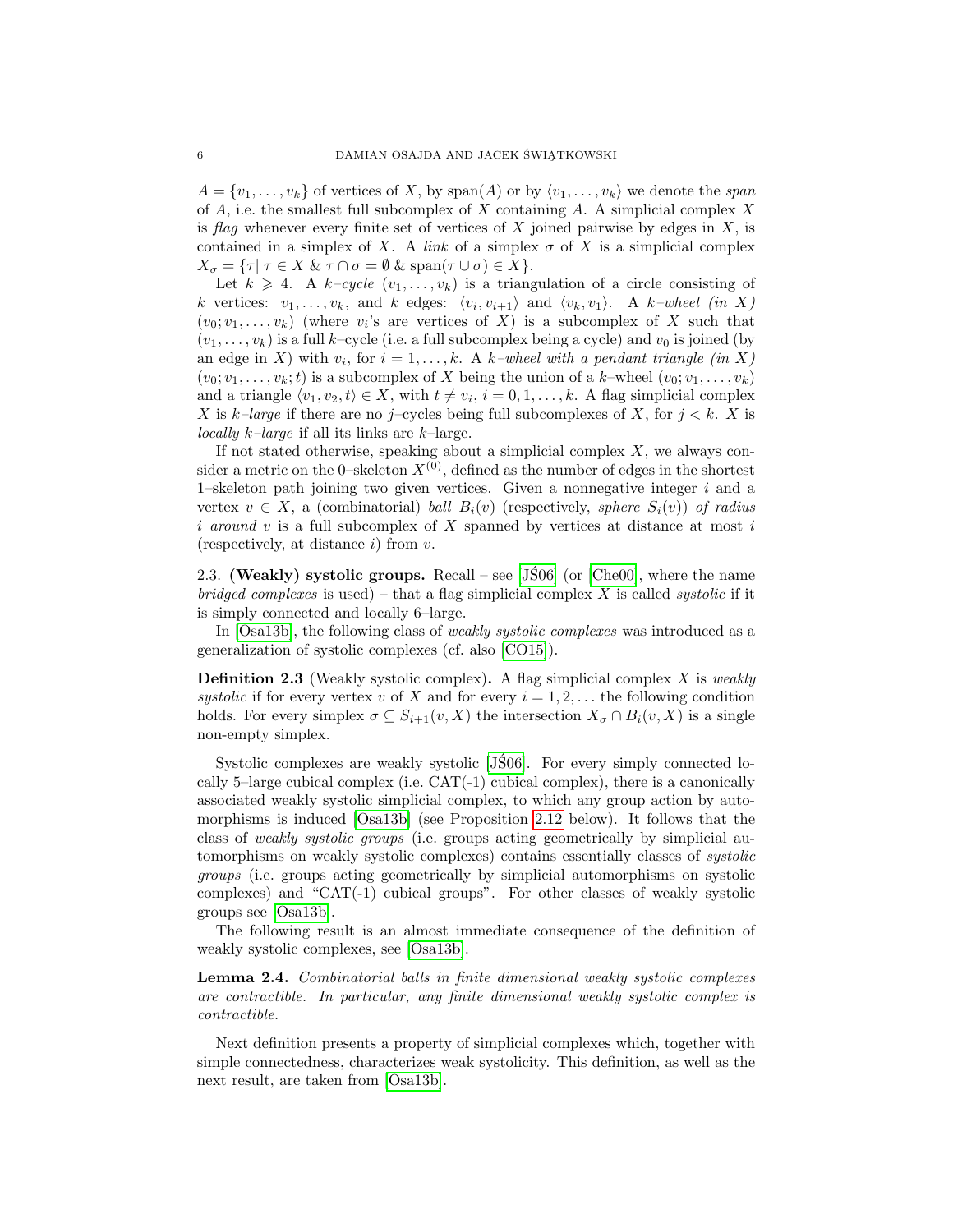$A = \{v_1, \ldots, v_k\}$ of vertices of $X$, by span$(A)$ or by $\langle v_1, \ldots, v_k\rangle$ we denote the *span* of $A$, i.e. the smallest full subcomplex of $X$ containing $A$. A simplicial complex $X$ is *flag* whenever every finite set of vertices of $X$ joined pairwise by edges in $X$, is contained in a simplex of $X$. A *link* of a simplex $\sigma$ of $X$ is a simplicial complex $X_\sigma = \{\tau | \ \tau \in X \ \& \ \tau \cap \sigma = \emptyset \ \& \ \text{span}(\tau \cup \sigma) \in X\}$.

Let $k \geqslant 4$. A *$k$–cycle* $(v_1, \ldots, v_k)$ is a triangulation of a circle consisting of $k$ vertices: $v_1, \ldots, v_k$, and $k$ edges: $\langle v_i, v_{i+1}\rangle$ and $\langle v_k, v_1\rangle$. A *$k$–wheel (in $X$)* $(v_0; v_1, \ldots, v_k)$ (where $v_i$'s are vertices of $X$) is a subcomplex of $X$ such that $(v_1, \ldots, v_k)$ is a full $k$–cycle (i.e. a full subcomplex being a cycle) and $v_0$ is joined (by an edge in $X$) with $v_i$, for $i = 1, \ldots, k$. A *$k$–wheel with a pendant triangle (in $X$)* $(v_0; v_1, \ldots, v_k; t)$ is a subcomplex of $X$ being the union of a $k$–wheel $(v_0; v_1, \ldots, v_k)$ and a triangle $\langle v_1, v_2, t\rangle \in X$, with $t \neq v_i$, $i = 0, 1, \ldots, k$. A flag simplicial complex $X$ is *$k$–large* if there are no $j$–cycles being full subcomplexes of $X$, for $j < k$. $X$ is *locally $k$–large* if all its links are $k$–large.

If not stated otherwise, speaking about a simplicial complex $X$, we always consider a metric on the 0–skeleton $X^{(0)}$, defined as the number of edges in the shortest 1–skeleton path joining two given vertices. Given a nonnegative integer $i$ and a vertex $v \in X$, a (combinatorial) *ball* $B_i(v)$ (respectively, *sphere* $S_i(v)$) *of radius $i$ around* $v$ is a full subcomplex of $X$ spanned by vertices at distance at most $i$ (respectively, at distance $i$) from $v$.

2.3. **(Weakly) systolic groups.** Recall – see [JŚ06] (or [Che00], where the name *bridged complexes* is used) – that a flag simplicial complex $X$ is called *systolic* if it is simply connected and locally 6–large.

In [Osa13b], the following class of *weakly systolic complexes* was introduced as a generalization of systolic complexes (cf. also [CO15]).

**Definition 2.3** (Weakly systolic complex)**.** A flag simplicial complex $X$ is *weakly systolic* if for every vertex $v$ of $X$ and for every $i = 1, 2, \ldots$ the following condition holds. For every simplex $\sigma \subseteq S_{i+1}(v, X)$ the intersection $X_\sigma \cap B_i(v, X)$ is a single non-empty simplex.

Systolic complexes are weakly systolic [JŚ06]. For every simply connected locally 5–large cubical complex (i.e. CAT(-1) cubical complex), there is a canonically associated weakly systolic simplicial complex, to which any group action by automorphisms is induced [Osa13b] (see Proposition 2.12 below). It follows that the class of *weakly systolic groups* (i.e. groups acting geometrically by simplicial automorphisms on weakly systolic complexes) contains essentially classes of *systolic groups* (i.e. groups acting geometrically by simplicial automorphisms on systolic complexes) and "CAT(-1) cubical groups". For other classes of weakly systolic groups see [Osa13b].

The following result is an almost immediate consequence of the definition of weakly systolic complexes, see [Osa13b].

**Lemma 2.4.** *Combinatorial balls in finite dimensional weakly systolic complexes are contractible. In particular, any finite dimensional weakly systolic complex is contractible.*

Next definition presents a property of simplicial complexes which, together with simple connectedness, characterizes weak systolicity. This definition, as well as the next result, are taken from [Osa13b].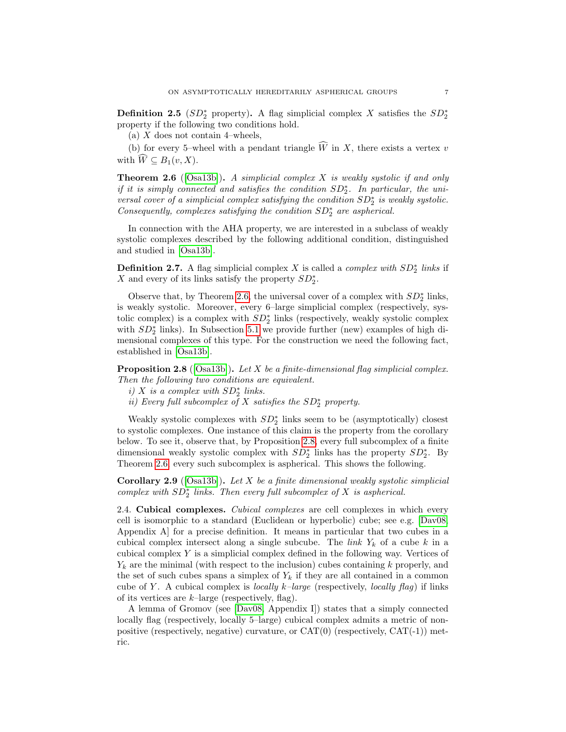**Definition 2.5** ($SD_2^*$ property)**.** A flag simplicial complex $X$ satisfies the $SD_2^*$ property if the following two conditions hold.

(a) $X$ does not contain 4–wheels,

(b) for every 5–wheel with a pendant triangle $\widehat{W}$ in $X$, there exists a vertex $v$ with $\widehat{W} \subseteq B_1(v, X)$.

**Theorem 2.6** ([Osa13b])**.** *A simplicial complex $X$ is weakly systolic if and only if it is simply connected and satisfies the condition $SD_2^*$. In particular, the universal cover of a simplicial complex satisfying the condition $SD_2^*$ is weakly systolic. Consequently, complexes satisfying the condition $SD_2^*$ are aspherical.*

In connection with the AHA property, we are interested in a subclass of weakly systolic complexes described by the following additional condition, distinguished and studied in [Osa13b].

**Definition 2.7.** A flag simplicial complex $X$ is called a *complex with $SD_2^*$ links* if $X$ and every of its links satisfy the property $SD_2^*$.

Observe that, by Theorem 2.6, the universal cover of a complex with $SD_2^*$ links, is weakly systolic. Moreover, every 6–large simplicial complex (respectively, systolic complex) is a complex with $SD_2^*$ links (respectively, weakly systolic complex with $SD_2^*$ links). In Subsection 5.1 we provide further (new) examples of high dimensional complexes of this type. For the construction we need the following fact, established in [Osa13b].

**Proposition 2.8** ([Osa13b])**.** *Let $X$ be a finite-dimensional flag simplicial complex. Then the following two conditions are equivalent.*

*i) $X$ is a complex with $SD_2^*$ links.*

*ii) Every full subcomplex of $X$ satisfies the $SD_2^*$ property.*

Weakly systolic complexes with $SD_2^*$ links seem to be (asymptotically) closest to systolic complexes. One instance of this claim is the property from the corollary below. To see it, observe that, by Proposition 2.8, every full subcomplex of a finite dimensional weakly systolic complex with $SD_2^*$ links has the property $SD_2^*$. By Theorem 2.6, every such subcomplex is aspherical. This shows the following.

**Corollary 2.9** ([Osa13b])**.** *Let $X$ be a finite dimensional weakly systolic simplicial complex with $SD_2^*$ links. Then every full subcomplex of $X$ is aspherical.*

2.4. **Cubical complexes.** *Cubical complexes* are cell complexes in which every cell is isomorphic to a standard (Euclidean or hyperbolic) cube; see e.g. [Dav08, Appendix A] for a precise definition. It means in particular that two cubes in a cubical complex intersect along a single subcube. The *link* $Y_k$ of a cube $k$ in a cubical complex $Y$ is a simplicial complex defined in the following way. Vertices of $Y_k$ are the minimal (with respect to the inclusion) cubes containing $k$ properly, and the set of such cubes spans a simplex of $Y_k$ if they are all contained in a common cube of $Y$. A cubical complex is *locally $k$–large* (respectively, *locally flag*) if links of its vertices are $k$–large (respectively, flag).

A lemma of Gromov (see [Dav08, Appendix I]) states that a simply connected locally flag (respectively, locally 5–large) cubical complex admits a metric of nonpositive (respectively, negative) curvature, or CAT(0) (respectively, CAT(-1)) metric.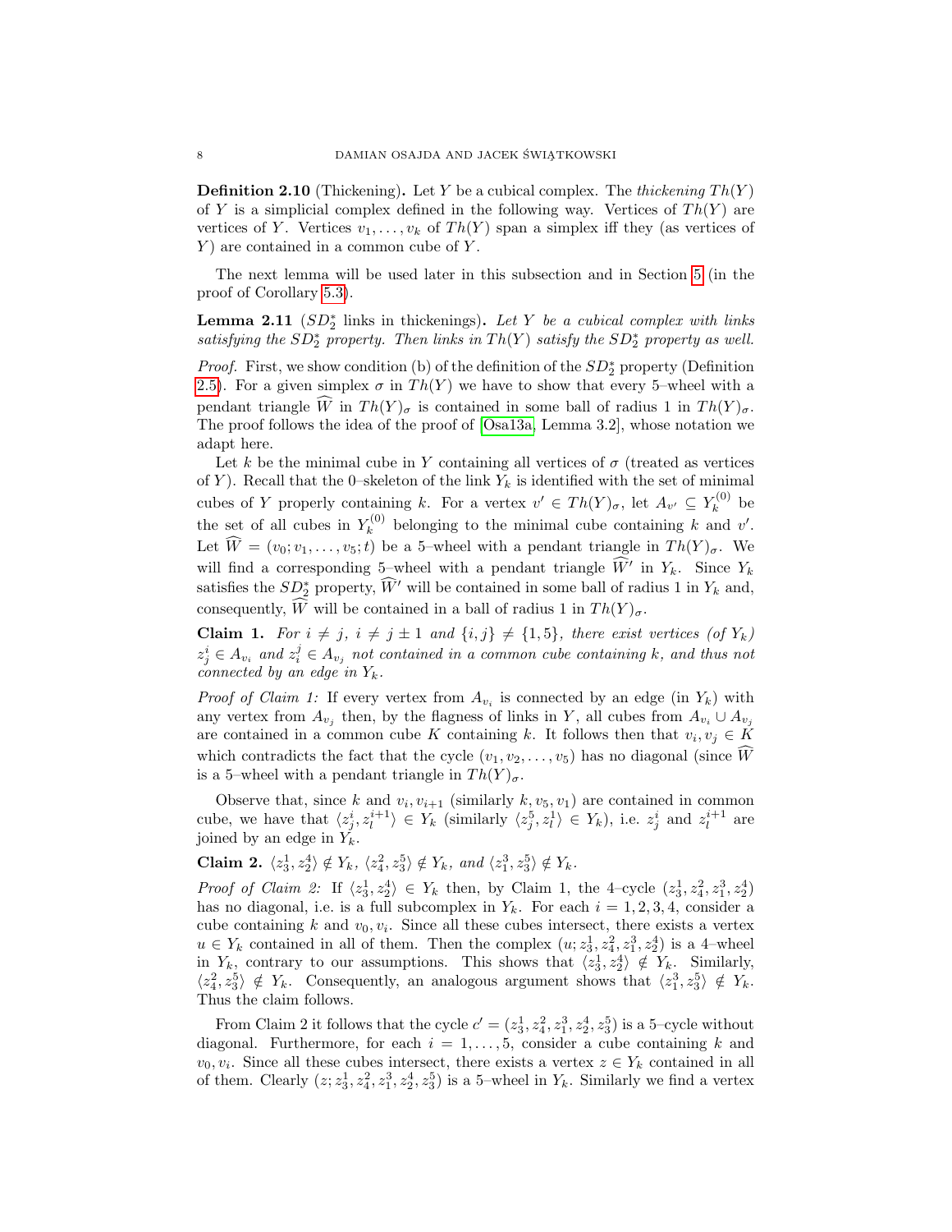**Definition 2.10** (Thickening)**.** Let $Y$ be a cubical complex. The *thickening* $Th(Y)$ of $Y$ is a simplicial complex defined in the following way. Vertices of $Th(Y)$ are vertices of $Y$. Vertices $v_1, \dots, v_k$ of $Th(Y)$ span a simplex iff they (as vertices of $Y$) are contained in a common cube of $Y$.

The next lemma will be used later in this subsection and in Section 5 (in the proof of Corollary 5.3).

**Lemma 2.11** ($SD_2^*$ links in thickenings)**.** *Let $Y$ be a cubical complex with links satisfying the $SD_2^*$ property. Then links in $Th(Y)$ satisfy the $SD_2^*$ property as well.*

*Proof.* First, we show condition (b) of the definition of the $SD_2^*$ property (Definition 2.5). For a given simplex $\sigma$ in $Th(Y)$ we have to show that every 5–wheel with a pendant triangle $\widehat{W}$ in $Th(Y)_\sigma$ is contained in some ball of radius 1 in $Th(Y)_\sigma$. The proof follows the idea of the proof of [Osa13a, Lemma 3.2], whose notation we adapt here.

Let $k$ be the minimal cube in $Y$ containing all vertices of $\sigma$ (treated as vertices of $Y$). Recall that the 0–skeleton of the link $Y_k$ is identified with the set of minimal cubes of $Y$ properly containing $k$. For a vertex $v' \in Th(Y)_\sigma$, let $A_{v'} \subseteq Y_k^{(0)}$ be the set of all cubes in $Y_k^{(0)}$ belonging to the minimal cube containing $k$ and $v'$. Let $\widehat{W} = (v_0; v_1, \dots, v_5; t)$ be a 5–wheel with a pendant triangle in $Th(Y)_\sigma$. We will find a corresponding 5–wheel with a pendant triangle $\widehat{W}'$ in $Y_k$. Since $Y_k$ satisfies the $SD_2^*$ property, $\widehat{W}'$ will be contained in some ball of radius 1 in $Y_k$ and, consequently, $\widehat{W}$ will be contained in a ball of radius 1 in $Th(Y)_\sigma$.

**Claim 1.** *For $i \neq j$, $i \neq j \pm 1$ and $\{i, j\} \neq \{1, 5\}$, there exist vertices (of $Y_k$) $z_j^i \in A_{v_i}$ and $z_i^j \in A_{v_j}$ not contained in a common cube containing $k$, and thus not connected by an edge in $Y_k$.*

*Proof of Claim 1:* If every vertex from $A_{v_i}$ is connected by an edge (in $Y_k$) with any vertex from $A_{v_j}$ then, by the flagness of links in $Y$, all cubes from $A_{v_i} \cup A_{v_j}$ are contained in a common cube $K$ containing $k$. It follows then that $v_i, v_j \in K$ which contradicts the fact that the cycle $(v_1, v_2, \dots, v_5)$ has no diagonal (since $\widehat{W}$ is a 5–wheel with a pendant triangle in $Th(Y)_\sigma$.

Observe that, since $k$ and $v_i, v_{i+1}$ (similarly $k, v_5, v_1$) are contained in common cube, we have that $\langle z_j^i, z_l^{i+1} \rangle \in Y_k$ (similarly $\langle z_j^5, z_l^1 \rangle \in Y_k$), i.e. $z_j^i$ and $z_l^{i+1}$ are joined by an edge in $Y_k$.

**Claim 2.** $\langle z_3^1, z_2^4 \rangle \notin Y_k$, $\langle z_4^2, z_3^5 \rangle \notin Y_k$, *and* $\langle z_1^3, z_3^5 \rangle \notin Y_k$.

*Proof of Claim 2:* If $\langle z_3^1, z_2^4 \rangle \in Y_k$ then, by Claim 1, the 4–cycle $(z_3^1, z_4^2, z_1^3, z_2^4)$ has no diagonal, i.e. is a full subcomplex in $Y_k$. For each $i = 1, 2, 3, 4$, consider a cube containing $k$ and $v_0, v_i$. Since all these cubes intersect, there exists a vertex $u \in Y_k$ contained in all of them. Then the complex $(u; z_3^1, z_4^2, z_1^3, z_2^4)$ is a 4–wheel in $Y_k$, contrary to our assumptions. This shows that $\langle z_3^1, z_2^4 \rangle \notin Y_k$. Similarly, $\langle z_4^2, z_3^5 \rangle \notin Y_k$. Consequently, an analogous argument shows that $\langle z_1^3, z_3^5 \rangle \notin Y_k$. Thus the claim follows.

From Claim 2 it follows that the cycle $c' = (z_3^1, z_4^2, z_1^3, z_2^4, z_3^5)$ is a 5–cycle without diagonal. Furthermore, for each $i = 1, \dots, 5$, consider a cube containing $k$ and $v_0, v_i$. Since all these cubes intersect, there exists a vertex $z \in Y_k$ contained in all of them. Clearly $(z; z_3^1, z_4^2, z_1^3, z_2^4, z_3^5)$ is a 5–wheel in $Y_k$. Similarly we find a vertex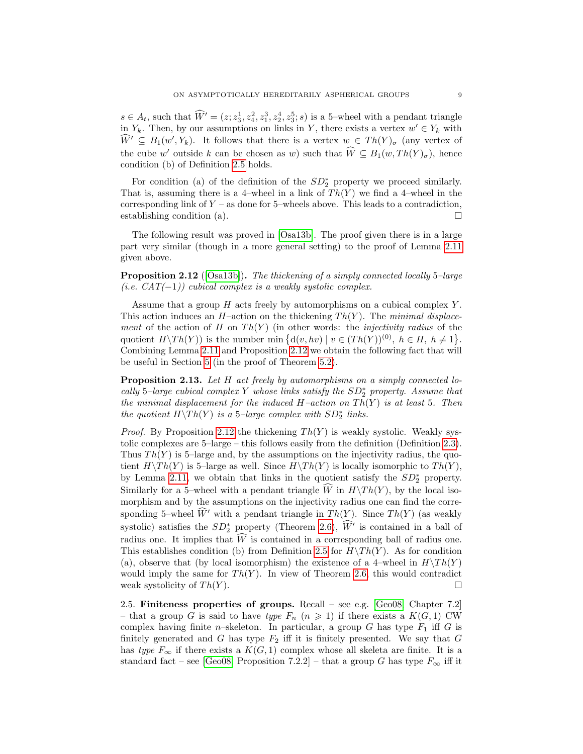$s \in A_t$, such that $\widehat{W}' = (z; z_3^1, z_4^2, z_1^3, z_2^4, z_3^5; s)$ is a 5–wheel with a pendant triangle in $Y_k$. Then, by our assumptions on links in $Y$, there exists a vertex $w' \in Y_k$ with $\widehat{W}' \subseteq B_1(w', Y_k)$. It follows that there is a vertex $w \in Th(Y)_\sigma$ (any vertex of the cube $w'$ outside $k$ can be chosen as $w$) such that $\widehat{W} \subseteq B_1(w, Th(Y)_\sigma)$, hence condition (b) of Definition 2.5 holds.

For condition (a) of the definition of the $SD_2^*$ property we proceed similarly. That is, assuming there is a 4–wheel in a link of $Th(Y)$ we find a 4–wheel in the corresponding link of $Y$ – as done for 5–wheels above. This leads to a contradiction, establishing condition (a). □

The following result was proved in [Osa13b]. The proof given there is in a large part very similar (though in a more general setting) to the proof of Lemma 2.11 given above.

**Proposition 2.12** ([Osa13b]). *The thickening of a simply connected locally 5–large (i.e. CAT(−1)) cubical complex is a weakly systolic complex.*

Assume that a group $H$ acts freely by automorphisms on a cubical complex $Y$. This action induces an $H$–action on the thickening $Th(Y)$. The *minimal displacement* of the action of $H$ on $Th(Y)$ (in other words: the *injectivity radius* of the quotient $H \backslash Th(Y)$) is the number $\min\left\{ \mathrm{d}(v, hv) \mid v \in (Th(Y))^{(0)},\ h \in H,\ h \neq 1 \right\}$. Combining Lemma 2.11 and Proposition 2.12 we obtain the following fact that will be useful in Section 5 (in the proof of Theorem 5.2).

**Proposition 2.13.** *Let $H$ act freely by automorphisms on a simply connected locally 5–large cubical complex $Y$ whose links satisfy the $SD_2^*$ property. Assume that the minimal displacement for the induced $H$–action on $Th(Y)$ is at least 5. Then the quotient $H \backslash Th(Y)$ is a 5–large complex with $SD_2^*$ links.*

*Proof.* By Proposition 2.12 the thickening $Th(Y)$ is weakly systolic. Weakly systolic complexes are 5–large – this follows easily from the definition (Definition 2.3). Thus $Th(Y)$ is 5–large and, by the assumptions on the injectivity radius, the quotient $H \backslash Th(Y)$ is 5–large as well. Since $H \backslash Th(Y)$ is locally isomorphic to $Th(Y)$, by Lemma 2.11, we obtain that links in the quotient satisfy the $SD_2^*$ property. Similarly for a 5–wheel with a pendant triangle $\widehat{W}$ in $H \backslash Th(Y)$, by the local isomorphism and by the assumptions on the injectivity radius one can find the corresponding 5–wheel $\widehat{W}'$ with a pendant triangle in $Th(Y)$. Since $Th(Y)$ (as weakly systolic) satisfies the $SD_2^*$ property (Theorem 2.6), $\widehat{W}'$ is contained in a ball of radius one. It implies that $\widehat{W}$ is contained in a corresponding ball of radius one. This establishes condition (b) from Definition 2.5 for $H \backslash Th(Y)$. As for condition (a), observe that (by local isomorphism) the existence of a 4–wheel in $H \backslash Th(Y)$ would imply the same for $Th(Y)$. In view of Theorem 2.6, this would contradict weak systolicity of $Th(Y)$. □

2.5. **Finiteness properties of groups.** Recall – see e.g. [Geo08, Chapter 7.2] – that a group $G$ is said to have *type* $F_n$ ($n \geqslant 1$) if there exists a $K(G,1)$ CW complex having finite $n$–skeleton. In particular, a group $G$ has type $F_1$ iff $G$ is finitely generated and $G$ has type $F_2$ iff it is finitely presented. We say that $G$ has *type* $F_\infty$ if there exists a $K(G,1)$ complex whose all skeleta are finite. It is a standard fact – see [Geo08, Proposition 7.2.2] – that a group $G$ has type $F_\infty$ iff it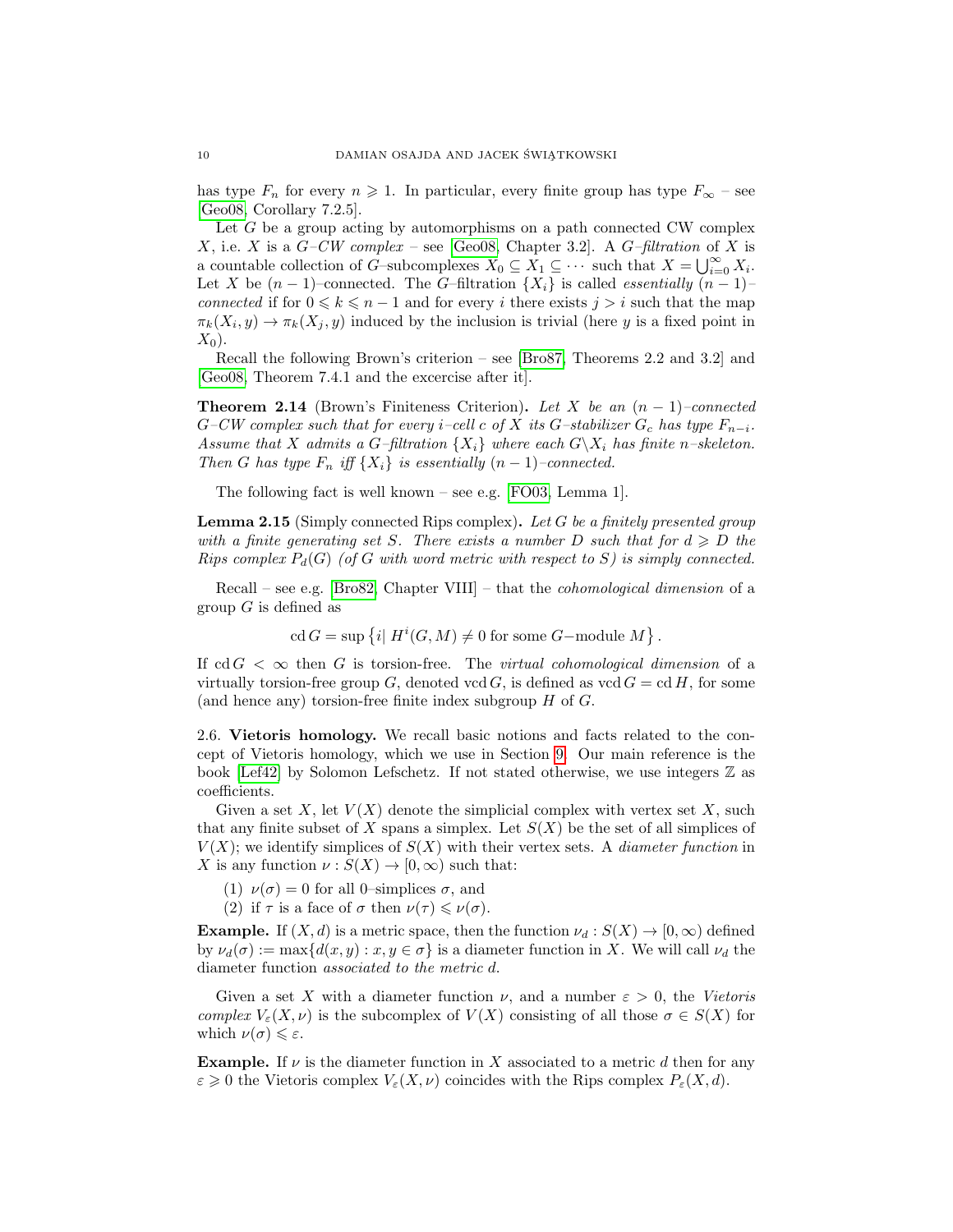has type $F_n$ for every $n \geqslant 1$. In particular, every finite group has type $F_\infty$ – see [Geo08, Corollary 7.2.5].

Let $G$ be a group acting by automorphisms on a path connected CW complex $X$, i.e. $X$ is a *$G$–CW complex* – see [Geo08, Chapter 3.2]. A *$G$–filtration* of $X$ is a countable collection of $G$–subcomplexes $X_0 \subseteq X_1 \subseteq \cdots$ such that $X = \bigcup_{i=0}^{\infty} X_i$. Let $X$ be $(n-1)$–connected. The $G$–filtration $\{X_i\}$ is called *essentially $(n-1)$–connected* if for $0 \leqslant k \leqslant n-1$ and for every $i$ there exists $j > i$ such that the map $\pi_k(X_i, y) \to \pi_k(X_j, y)$ induced by the inclusion is trivial (here $y$ is a fixed point in $X_0$).

Recall the following Brown's criterion – see [Bro87, Theorems 2.2 and 3.2] and [Geo08, Theorem 7.4.1 and the excercise after it].

**Theorem 2.14** (Brown's Finiteness Criterion)**.** *Let $X$ be an $(n-1)$–connected $G$–CW complex such that for every $i$–cell $c$ of $X$ its $G$–stabilizer $G_c$ has type $F_{n-i}$. Assume that $X$ admits a $G$–filtration $\{X_i\}$ where each $G\backslash X_i$ has finite $n$–skeleton. Then $G$ has type $F_n$ iff $\{X_i\}$ is essentially $(n-1)$–connected.*

The following fact is well known – see e.g. [FO03, Lemma 1].

**Lemma 2.15** (Simply connected Rips complex)**.** *Let $G$ be a finitely presented group with a finite generating set $S$. There exists a number $D$ such that for $d \geqslant D$ the Rips complex $P_d(G)$ (of $G$ with word metric with respect to $S$) is simply connected.*

Recall – see e.g. [Bro82, Chapter VIII] – that the *cohomological dimension* of a group $G$ is defined as

$$\operatorname{cd} G = \sup \left\{ i |\ H^i(G, M) \neq 0 \text{ for some } G\text{−module } M \right\}.$$

If $\operatorname{cd} G < \infty$ then $G$ is torsion-free. The *virtual cohomological dimension* of a virtually torsion-free group $G$, denoted $\operatorname{vcd} G$, is defined as $\operatorname{vcd} G = \operatorname{cd} H$, for some (and hence any) torsion-free finite index subgroup $H$ of $G$.

2.6. **Vietoris homology.** We recall basic notions and facts related to the concept of Vietoris homology, which we use in Section 9. Our main reference is the book [Lef42] by Solomon Lefschetz. If not stated otherwise, we use integers $\mathbb{Z}$ as coefficients.

Given a set $X$, let $V(X)$ denote the simplicial complex with vertex set $X$, such that any finite subset of $X$ spans a simplex. Let $S(X)$ be the set of all simplices of $V(X)$; we identify simplices of $S(X)$ with their vertex sets. A *diameter function* in $X$ is any function $\nu : S(X) \to [0, \infty)$ such that:

(1) $\nu(\sigma) = 0$ for all 0–simplices $\sigma$, and
(2) if $\tau$ is a face of $\sigma$ then $\nu(\tau) \leqslant \nu(\sigma)$.

**Example.** If $(X, d)$ is a metric space, then the function $\nu_d : S(X) \to [0, \infty)$ defined by $\nu_d(\sigma) := \max\{d(x, y) : x, y \in \sigma\}$ is a diameter function in $X$. We will call $\nu_d$ the diameter function *associated to the metric $d$*.

Given a set $X$ with a diameter function $\nu$, and a number $\varepsilon > 0$, the *Vietoris complex* $V_\varepsilon(X, \nu)$ is the subcomplex of $V(X)$ consisting of all those $\sigma \in S(X)$ for which $\nu(\sigma) \leqslant \varepsilon$.

**Example.** If $\nu$ is the diameter function in $X$ associated to a metric $d$ then for any $\varepsilon \geqslant 0$ the Vietoris complex $V_\varepsilon(X, \nu)$ coincides with the Rips complex $P_\varepsilon(X, d)$.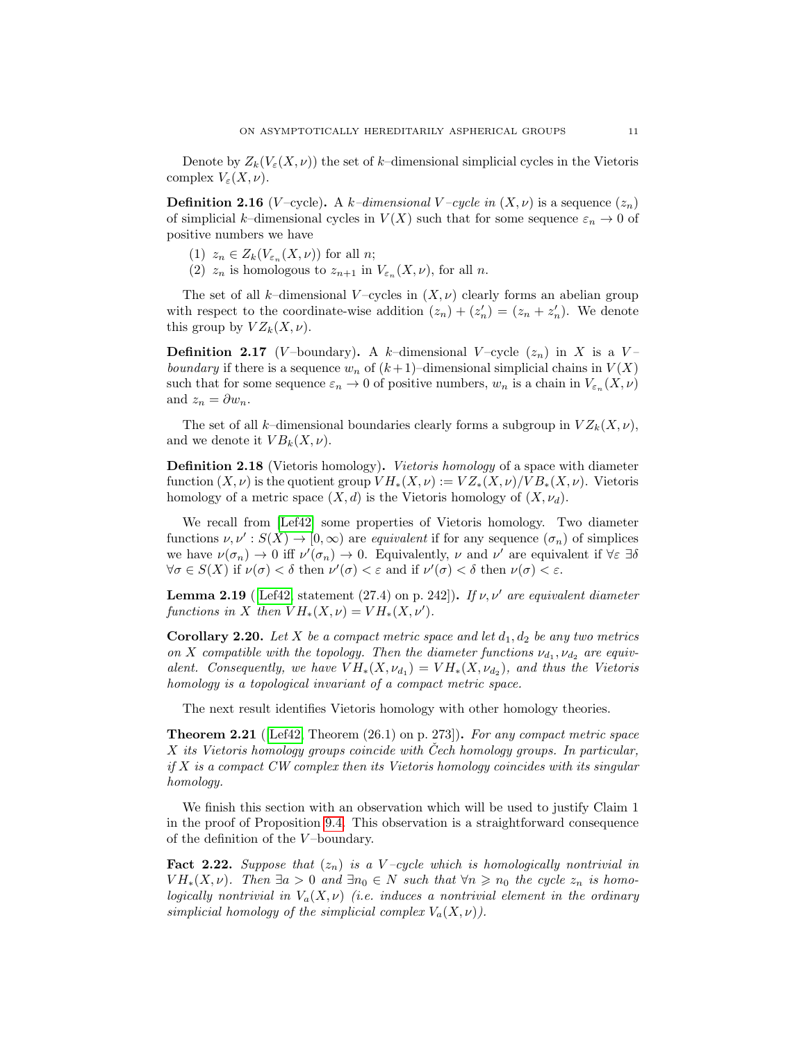Denote by $Z_k(V_\varepsilon(X,\nu))$ the set of $k$–dimensional simplicial cycles in the Vietoris complex $V_\varepsilon(X,\nu)$.

**Definition 2.16** ($V$–cycle)**.** A *$k$–dimensional $V$–cycle in* $(X,\nu)$ is a sequence $(z_n)$ of simplicial $k$–dimensional cycles in $V(X)$ such that for some sequence $\varepsilon_n \to 0$ of positive numbers we have

1. $z_n \in Z_k(V_{\varepsilon_n}(X,\nu))$ for all $n$;
2. $z_n$ is homologous to $z_{n+1}$ in $V_{\varepsilon_n}(X,\nu)$, for all $n$.

The set of all $k$–dimensional $V$–cycles in $(X,\nu)$ clearly forms an abelian group with respect to the coordinate-wise addition $(z_n)+(z'_n)=(z_n+z'_n)$. We denote this group by $VZ_k(X,\nu)$.

**Definition 2.17** ($V$–boundary)**.** A $k$–dimensional $V$–cycle $(z_n)$ in $X$ is a *$V$–boundary* if there is a sequence $w_n$ of $(k+1)$–dimensional simplicial chains in $V(X)$ such that for some sequence $\varepsilon_n \to 0$ of positive numbers, $w_n$ is a chain in $V_{\varepsilon_n}(X,\nu)$ and $z_n = \partial w_n$.

The set of all $k$–dimensional boundaries clearly forms a subgroup in $VZ_k(X,\nu)$, and we denote it $VB_k(X,\nu)$.

**Definition 2.18** (Vietoris homology)**.** *Vietoris homology* of a space with diameter function $(X,\nu)$ is the quotient group $VH_*(X,\nu) := VZ_*(X,\nu)/VB_*(X,\nu)$. Vietoris homology of a metric space $(X,d)$ is the Vietoris homology of $(X,\nu_d)$.

We recall from [Lef42] some properties of Vietoris homology. Two diameter functions $\nu,\nu' : S(X) \to [0,\infty)$ are *equivalent* if for any sequence $(\sigma_n)$ of simplices we have $\nu(\sigma_n)\to 0$ iff $\nu'(\sigma_n)\to 0$. Equivalently, $\nu$ and $\nu'$ are equivalent if $\forall \varepsilon\ \exists\delta\ \forall \sigma \in S(X)$ if $\nu(\sigma)<\delta$ then $\nu'(\sigma)<\varepsilon$ and if $\nu'(\sigma)<\delta$ then $\nu(\sigma)<\varepsilon$.

**Lemma 2.19** ([Lef42, statement (27.4) on p. 242])**.** *If $\nu,\nu'$ are equivalent diameter functions in $X$ then $VH_*(X,\nu)=VH_*(X,\nu')$.*

**Corollary 2.20.** *Let $X$ be a compact metric space and let $d_1,d_2$ be any two metrics on $X$ compatible with the topology. Then the diameter functions $\nu_{d_1},\nu_{d_2}$ are equivalent. Consequently, we have $VH_*(X,\nu_{d_1})=VH_*(X,\nu_{d_2})$, and thus the Vietoris homology is a topological invariant of a compact metric space.*

The next result identifies Vietoris homology with other homology theories.

**Theorem 2.21** ([Lef42, Theorem (26.1) on p. 273])**.** *For any compact metric space $X$ its Vietoris homology groups coincide with Čech homology groups. In particular, if $X$ is a compact CW complex then its Vietoris homology coincides with its singular homology.*

We finish this section with an observation which will be used to justify Claim 1 in the proof of Proposition 9.4. This observation is a straightforward consequence of the definition of the $V$–boundary.

**Fact 2.22.** *Suppose that $(z_n)$ is a $V$–cycle which is homologically nontrivial in $VH_*(X,\nu)$. Then $\exists a>0$ and $\exists n_0 \in N$ such that $\forall n \geqslant n_0$ the cycle $z_n$ is homologically nontrivial in $V_a(X,\nu)$ (i.e. induces a nontrivial element in the ordinary simplicial homology of the simplicial complex $V_a(X,\nu)$).*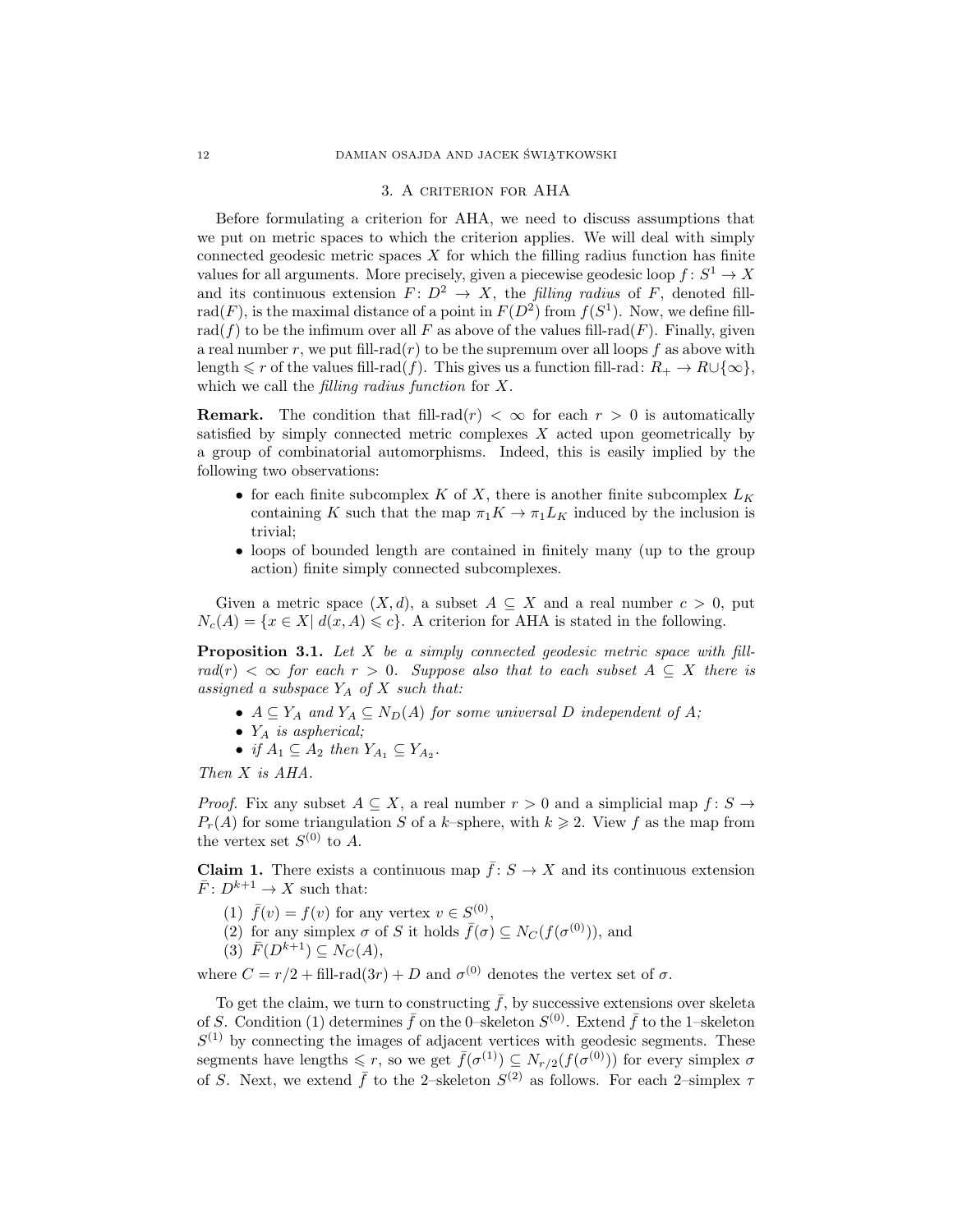## 3. A criterion for AHA

Before formulating a criterion for AHA, we need to discuss assumptions that we put on metric spaces to which the criterion applies. We will deal with simply connected geodesic metric spaces $X$ for which the filling radius function has finite values for all arguments. More precisely, given a piecewise geodesic loop $f\colon S^1 \to X$ and its continuous extension $F\colon D^2 \to X$, the *filling radius* of $F$, denoted fill-rad$(F)$, is the maximal distance of a point in $F(D^2)$ from $f(S^1)$. Now, we define fill-rad$(f)$ to be the infimum over all $F$ as above of the values fill-rad$(F)$. Finally, given a real number $r$, we put fill-rad$(r)$ to be the supremum over all loops $f$ as above with length $\leqslant r$ of the values fill-rad$(f)$. This gives us a function fill-rad: $R_+ \to R \cup \{\infty\}$, which we call the *filling radius function* for $X$.

**Remark.** The condition that fill-rad$(r) < \infty$ for each $r > 0$ is automatically satisfied by simply connected metric complexes $X$ acted upon geometrically by a group of combinatorial automorphisms. Indeed, this is easily implied by the following two observations:

- for each finite subcomplex $K$ of $X$, there is another finite subcomplex $L_K$ containing $K$ such that the map $\pi_1 K \to \pi_1 L_K$ induced by the inclusion is trivial;
- loops of bounded length are contained in finitely many (up to the group action) finite simply connected subcomplexes.

Given a metric space $(X, d)$, a subset $A \subseteq X$ and a real number $c > 0$, put $N_c(A) = \{x \in X |\ d(x, A) \leqslant c\}$. A criterion for AHA is stated in the following.

**Proposition 3.1.** *Let $X$ be a simply connected geodesic metric space with fill-rad$(r) < \infty$ for each $r > 0$. Suppose also that to each subset $A \subseteq X$ there is assigned a subspace $Y_A$ of $X$ such that:*

- *$A \subseteq Y_A$ and $Y_A \subseteq N_D(A)$ for some universal $D$ independent of $A$;*
- *$Y_A$ is aspherical;*
- *if $A_1 \subseteq A_2$ then $Y_{A_1} \subseteq Y_{A_2}$.*

*Then $X$ is AHA.*

*Proof.* Fix any subset $A \subseteq X$, a real number $r > 0$ and a simplicial map $f\colon S \to P_r(A)$ for some triangulation $S$ of a $k$–sphere, with $k \geqslant 2$. View $f$ as the map from the vertex set $S^{(0)}$ to $A$.

**Claim 1.** There exists a continuous map $\bar{f}\colon S \to X$ and its continuous extension $\bar{F}\colon D^{k+1} \to X$ such that:

1. $\bar{f}(v) = f(v)$ for any vertex $v \in S^{(0)}$,
2. for any simplex $\sigma$ of $S$ it holds $\bar{f}(\sigma) \subseteq N_C(f(\sigma^{(0)}))$, and
3. $\bar{F}(D^{k+1}) \subseteq N_C(A)$,

where $C = r/2 + \text{fill-rad}(3r) + D$ and $\sigma^{(0)}$ denotes the vertex set of $\sigma$.

To get the claim, we turn to constructing $\bar{f}$, by successive extensions over skeleta of $S$. Condition (1) determines $\bar{f}$ on the 0–skeleton $S^{(0)}$. Extend $\bar{f}$ to the 1–skeleton $S^{(1)}$ by connecting the images of adjacent vertices with geodesic segments. These segments have lengths $\leqslant r$, so we get $\bar{f}(\sigma^{(1)}) \subseteq N_{r/2}(f(\sigma^{(0)}))$ for every simplex $\sigma$ of $S$. Next, we extend $\bar{f}$ to the 2–skeleton $S^{(2)}$ as follows. For each 2–simplex $\tau$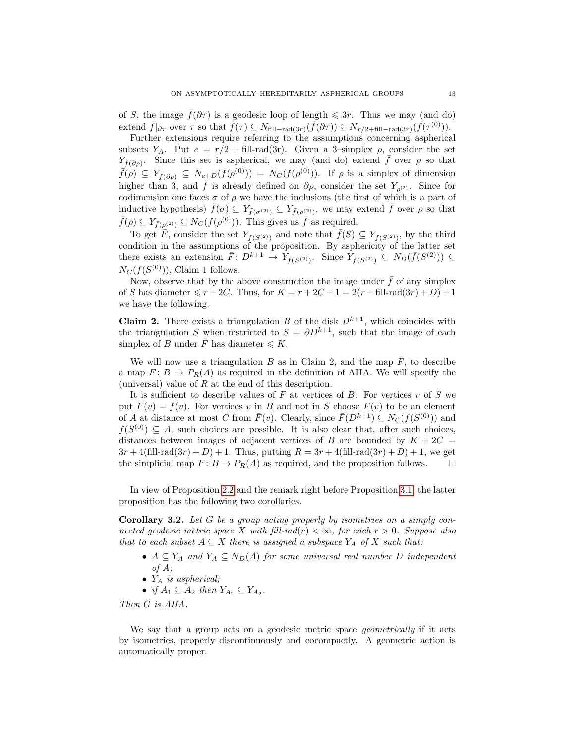of $S$, the image $\bar{f}(\partial\tau)$ is a geodesic loop of length $\leqslant 3r$. Thus we may (and do) extend $\bar{f}|_{\partial\tau}$ over $\tau$ so that $\bar{f}(\tau) \subseteq N_{\text{fill-rad}(3r)}(\bar{f}(\partial\tau)) \subseteq N_{r/2+\text{fill-rad}(3r)}(f(\tau^{(0)}))$.

Further extensions require referring to the assumptions concerning aspherical subsets $Y_A$. Put $c = r/2 + \text{fill-rad(3r)}$. Given a 3–simplex $\rho$, consider the set $Y_{\bar{f}(\partial\rho)}$. Since this set is aspherical, we may (and do) extend $\bar{f}$ over $\rho$ so that $\bar{f}(\rho) \subseteq Y_{\bar{f}(\partial\rho)} \subseteq N_{c+D}(f(\rho^{(0)})) = N_C(f(\rho^{(0)}))$. If $\rho$ is a simplex of dimension higher than 3, and $\bar{f}$ is already defined on $\partial\rho$, consider the set $Y_{\rho^{(2)}}$. Since for codimension one faces $\sigma$ of $\rho$ we have the inclusions (the first of which is a part of inductive hypothesis) $\bar{f}(\sigma) \subseteq Y_{\bar{f}(\sigma^{(2)})} \subseteq Y_{\bar{f}(\rho^{(2)})}$, we may extend $\bar{f}$ over $\rho$ so that $\bar{f}(\rho) \subseteq Y_{\bar{f}(\rho^{(2)})} \subseteq N_C(f(\rho^{(0)}))$. This gives us $\bar{f}$ as required.

To get $\bar{F}$, consider the set $Y_{\bar{f}(S^{(2)})}$ and note that $\bar{f}(S) \subseteq Y_{\bar{f}(S^{(2)})}$, by the third condition in the assumptions of the proposition. By asphericity of the latter set there exists an extension $\bar{F}\colon D^{k+1} \to Y_{\bar{f}(S^{(2)})}$. Since $Y_{\bar{f}(S^{(2)})} \subseteq N_D(\bar{f}(S^{(2)})) \subseteq N_C(f(S^{(0)}))$, Claim 1 follows.

Now, observe that by the above construction the image under $\bar{f}$ of any simplex of $S$ has diameter $\leqslant r + 2C$. Thus, for $K = r + 2C + 1 = 2(r + \text{fill-rad}(3r) + D) + 1$ we have the following.

**Claim 2.** There exists a triangulation $B$ of the disk $D^{k+1}$, which coincides with the triangulation $S$ when restricted to $S = \partial D^{k+1}$, such that the image of each simplex of $B$ under $\bar{F}$ has diameter $\leqslant K$.

We will now use a triangulation $B$ as in Claim 2, and the map $\bar{F}$, to describe a map $F\colon B \to P_R(A)$ as required in the definition of AHA. We will specify the (universal) value of $R$ at the end of this description.

It is sufficient to describe values of $F$ at vertices of $B$. For vertices $v$ of $S$ we put $F(v) = f(v)$. For vertices $v$ in $B$ and not in $S$ choose $F(v)$ to be an element of $A$ at distance at most $C$ from $\bar{F}(v)$. Clearly, since $\bar{F}(D^{k+1}) \subseteq N_C(f(S^{(0)}))$ and $f(S^{(0)}) \subseteq A$, such choices are possible. It is also clear that, after such choices, distances between images of adjacent vertices of $B$ are bounded by $K + 2C = 3r + 4(\text{fill-rad}(3r) + D) + 1$. Thus, putting $R = 3r + 4(\text{fill-rad}(3r) + D) + 1$, we get the simplicial map $F\colon B \to P_R(A)$ as required, and the proposition follows. □

In view of Proposition 2.2 and the remark right before Proposition 3.1, the latter proposition has the following two corollaries.

**Corollary 3.2.** *Let $G$ be a group acting properly by isometries on a simply connected geodesic metric space $X$ with fill-rad$(r) < \infty$, for each $r > 0$. Suppose also that to each subset $A \subseteq X$ there is assigned a subspace $Y_A$ of $X$ such that:*

- *$A \subseteq Y_A$ and $Y_A \subseteq N_D(A)$ for some universal real number $D$ independent of $A$;*
- *$Y_A$ is aspherical;*
- *if $A_1 \subseteq A_2$ then $Y_{A_1} \subseteq Y_{A_2}$.*

*Then $G$ is AHA.*

We say that a group acts on a geodesic metric space *geometrically* if it acts by isometries, properly discontinuously and cocompactly. A geometric action is automatically proper.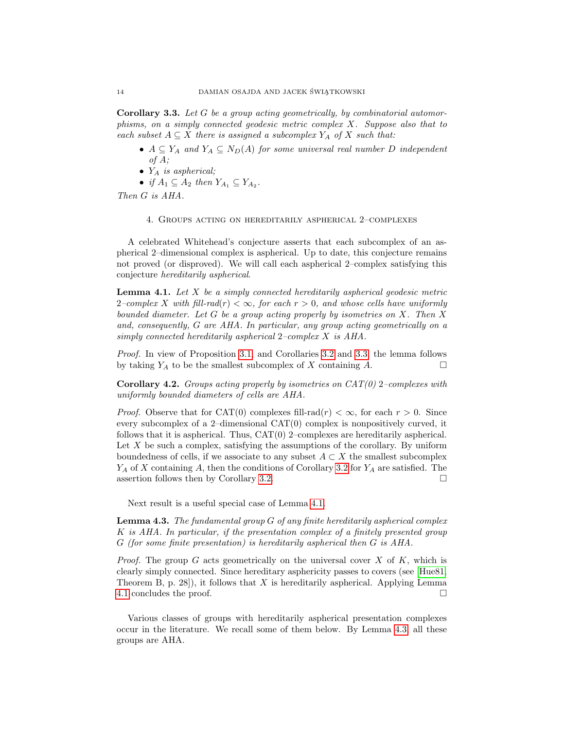**Corollary 3.3.** *Let $G$ be a group acting geometrically, by combinatorial automorphisms, on a simply connected geodesic metric complex $X$. Suppose also that to each subset $A \subseteq X$ there is assigned a subcomplex $Y_A$ of $X$ such that:*

- *$A \subseteq Y_A$ and $Y_A \subseteq N_D(A)$ for some universal real number $D$ independent of $A$;*
- *$Y_A$ is aspherical;*
- *if $A_1 \subseteq A_2$ then $Y_{A_1} \subseteq Y_{A_2}$.*

*Then $G$ is AHA.*

## 4. Groups acting on hereditarily aspherical 2–complexes

A celebrated Whitehead's conjecture asserts that each subcomplex of an aspherical 2–dimensional complex is aspherical. Up to date, this conjecture remains not proved (or disproved). We will call each aspherical 2–complex satisfying this conjecture *hereditarily aspherical*.

**Lemma 4.1.** *Let $X$ be a simply connected hereditarily aspherical geodesic metric 2–complex $X$ with fill-rad$(r) < \infty$, for each $r > 0$, and whose cells have uniformly bounded diameter. Let $G$ be a group acting properly by isometries on $X$. Then $X$ and, consequently, $G$ are AHA. In particular, any group acting geometrically on a simply connected hereditarily aspherical 2–complex $X$ is AHA.*

*Proof.* In view of Proposition 3.1, and Corollaries 3.2 and 3.3, the lemma follows by taking $Y_A$ to be the smallest subcomplex of $X$ containing $A$. □

**Corollary 4.2.** *Groups acting properly by isometries on CAT(0) 2–complexes with uniformly bounded diameters of cells are AHA.*

*Proof.* Observe that for CAT(0) complexes fill-rad$(r) < \infty$, for each $r > 0$. Since every subcomplex of a 2–dimensional CAT(0) complex is nonpositively curved, it follows that it is aspherical. Thus, CAT(0) 2–complexes are hereditarily aspherical. Let $X$ be such a complex, satisfying the assumptions of the corollary. By uniform boundedness of cells, if we associate to any subset $A \subset X$ the smallest subcomplex $Y_A$ of $X$ containing $A$, then the conditions of Corollary 3.2 for $Y_A$ are satisfied. The assertion follows then by Corollary 3.2. □

Next result is a useful special case of Lemma 4.1.

**Lemma 4.3.** *The fundamental group $G$ of any finite hereditarily aspherical complex $K$ is AHA. In particular, if the presentation complex of a finitely presented group $G$ (for some finite presentation) is hereditarily aspherical then $G$ is AHA.*

*Proof.* The group $G$ acts geometrically on the universal cover $X$ of $K$, which is clearly simply connected. Since hereditary asphericity passes to covers (see [Hue81, Theorem B, p. 28]), it follows that $X$ is hereditarily aspherical. Applying Lemma 4.1 concludes the proof. □

Various classes of groups with hereditarily aspherical presentation complexes occur in the literature. We recall some of them below. By Lemma 4.3, all these groups are AHA.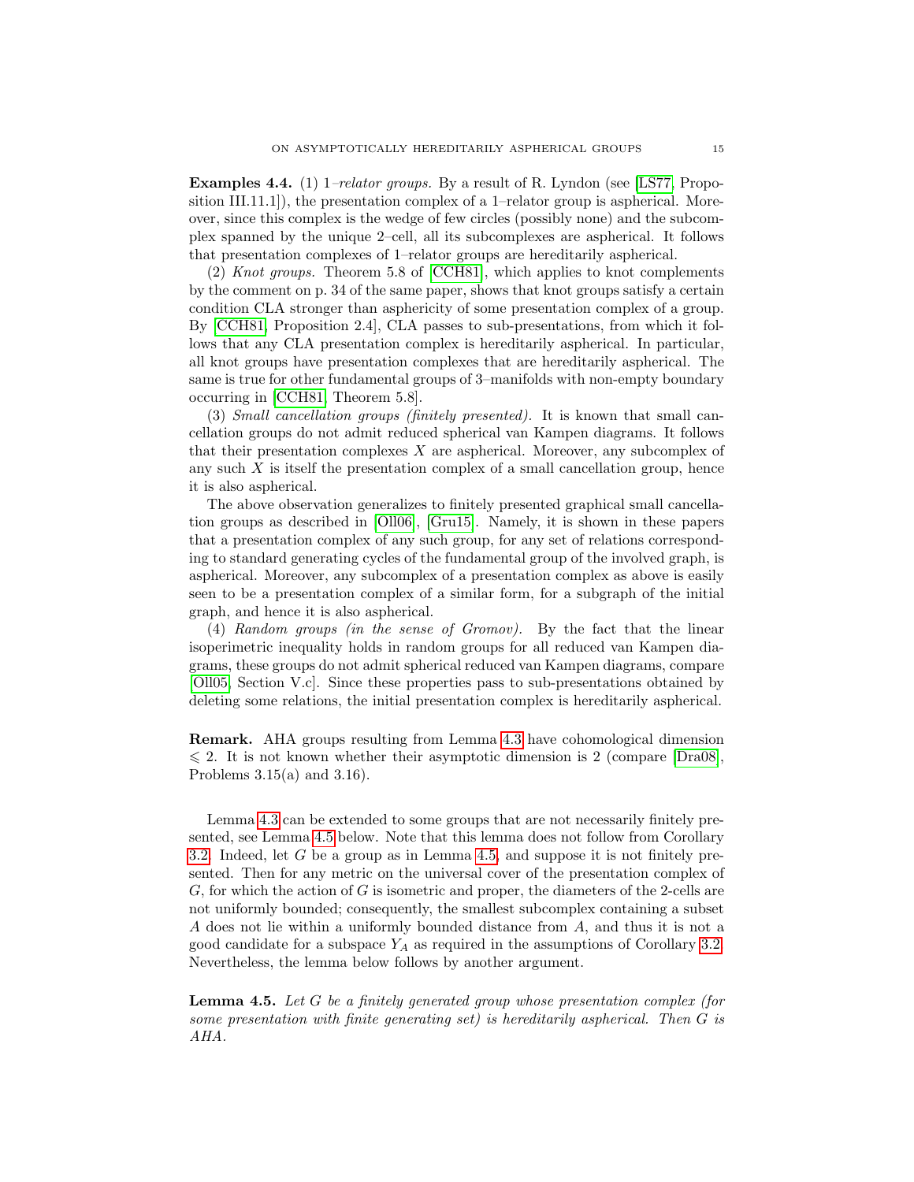**Examples 4.4.** (1) *1–relator groups.* By a result of R. Lyndon (see [LS77, Proposition III.11.1]), the presentation complex of a 1–relator group is aspherical. Moreover, since this complex is the wedge of few circles (possibly none) and the subcomplex spanned by the unique 2–cell, all its subcomplexes are aspherical. It follows that presentation complexes of 1–relator groups are hereditarily aspherical.

(2) *Knot groups.* Theorem 5.8 of [CCH81], which applies to knot complements by the comment on p. 34 of the same paper, shows that knot groups satisfy a certain condition CLA stronger than asphericity of some presentation complex of a group. By [CCH81, Proposition 2.4], CLA passes to sub-presentations, from which it follows that any CLA presentation complex is hereditarily aspherical. In particular, all knot groups have presentation complexes that are hereditarily aspherical. The same is true for other fundamental groups of 3–manifolds with non-empty boundary occurring in [CCH81, Theorem 5.8].

(3) *Small cancellation groups (finitely presented).* It is known that small cancellation groups do not admit reduced spherical van Kampen diagrams. It follows that their presentation complexes $X$ are aspherical. Moreover, any subcomplex of any such $X$ is itself the presentation complex of a small cancellation group, hence it is also aspherical.

The above observation generalizes to finitely presented graphical small cancellation groups as described in [Oll06], [Gru15]. Namely, it is shown in these papers that a presentation complex of any such group, for any set of relations corresponding to standard generating cycles of the fundamental group of the involved graph, is aspherical. Moreover, any subcomplex of a presentation complex as above is easily seen to be a presentation complex of a similar form, for a subgraph of the initial graph, and hence it is also aspherical.

(4) *Random groups (in the sense of Gromov).* By the fact that the linear isoperimetric inequality holds in random groups for all reduced van Kampen diagrams, these groups do not admit spherical reduced van Kampen diagrams, compare [Oll05, Section V.c]. Since these properties pass to sub-presentations obtained by deleting some relations, the initial presentation complex is hereditarily aspherical.

**Remark.** AHA groups resulting from Lemma 4.3 have cohomological dimension $\leqslant 2$. It is not known whether their asymptotic dimension is 2 (compare [Dra08], Problems 3.15(a) and 3.16).

Lemma 4.3 can be extended to some groups that are not necessarily finitely presented, see Lemma 4.5 below. Note that this lemma does not follow from Corollary 3.2. Indeed, let $G$ be a group as in Lemma 4.5, and suppose it is not finitely presented. Then for any metric on the universal cover of the presentation complex of $G$, for which the action of $G$ is isometric and proper, the diameters of the 2-cells are not uniformly bounded; consequently, the smallest subcomplex containing a subset $A$ does not lie within a uniformly bounded distance from $A$, and thus it is not a good candidate for a subspace $Y_A$ as required in the assumptions of Corollary 3.2. Nevertheless, the lemma below follows by another argument.

**Lemma 4.5.** *Let $G$ be a finitely generated group whose presentation complex (for some presentation with finite generating set) is hereditarily aspherical. Then $G$ is AHA.*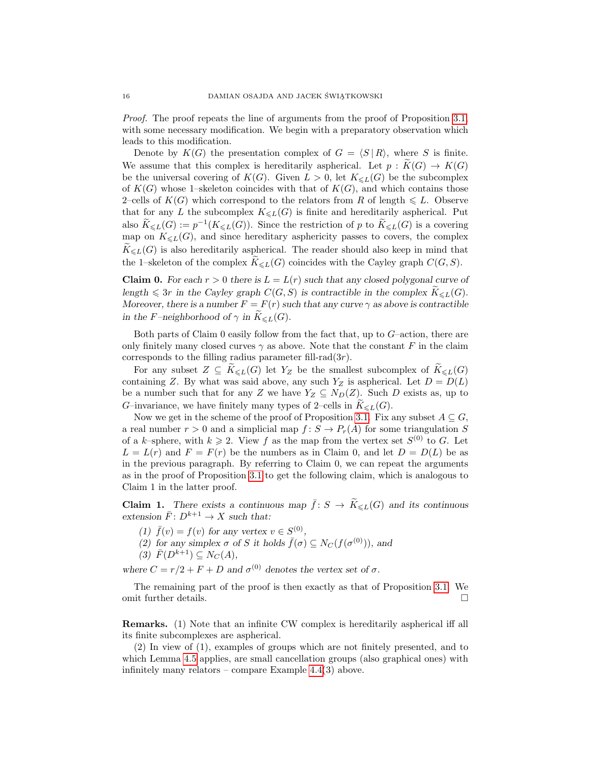*Proof.* The proof repeats the line of arguments from the proof of Proposition 3.1, with some necessary modification. We begin with a preparatory observation which leads to this modification.

Denote by $K(G)$ the presentation complex of $G = \langle S \,|\, R \rangle$, where $S$ is finite. We assume that this complex is hereditarily aspherical. Let $p : \widetilde{K}(G) \to K(G)$ be the universal covering of $K(G)$. Given $L > 0$, let $K_{\leqslant L}(G)$ be the subcomplex of $K(G)$ whose 1–skeleton coincides with that of $K(G)$, and which contains those 2–cells of $K(G)$ which correspond to the relators from $R$ of length $\leqslant L$. Observe that for any $L$ the subcomplex $K_{\leqslant L}(G)$ is finite and hereditarily aspherical. Put also $\widetilde{K}_{\leqslant L}(G) := p^{-1}(K_{\leqslant L}(G))$. Since the restriction of $p$ to $\widetilde{K}_{\leqslant L}(G)$ is a covering map on $K_{\leqslant L}(G)$, and since hereditary asphericity passes to covers, the complex $\widetilde{K}_{\leqslant L}(G)$ is also hereditarily aspherical. The reader should also keep in mind that the 1–skeleton of the complex $\widetilde{K}_{\leqslant L}(G)$ coincides with the Cayley graph $C(G,S)$.

**Claim 0.** *For each $r > 0$ there is $L = L(r)$ such that any closed polygonal curve of length $\leqslant 3r$ in the Cayley graph $C(G,S)$ is contractible in the complex $\widetilde{K}_{\leqslant L}(G)$. Moreover, there is a number $F = F(r)$ such that any curve $\gamma$ as above is contractible in the $F$–neighborhood of $\gamma$ in $\widetilde{K}_{\leqslant L}(G)$.*

Both parts of Claim 0 easily follow from the fact that, up to $G$–action, there are only finitely many closed curves $\gamma$ as above. Note that the constant $F$ in the claim corresponds to the filling radius parameter fill-rad$(3r)$.

For any subset $Z \subseteq \widetilde{K}_{\leqslant L}(G)$ let $Y_Z$ be the smallest subcomplex of $\widetilde{K}_{\leqslant L}(G)$ containing $Z$. By what was said above, any such $Y_Z$ is aspherical. Let $D = D(L)$ be a number such that for any $Z$ we have $Y_Z \subseteq N_D(Z)$. Such $D$ exists as, up to $G$–invariance, we have finitely many types of 2–cells in $\widetilde{K}_{\leqslant L}(G)$.

Now we get in the scheme of the proof of Proposition 3.1. Fix any subset $A \subseteq G$, a real number $r > 0$ and a simplicial map $f\colon S \to P_r(A)$ for some triangulation $S$ of a $k$–sphere, with $k \geqslant 2$. View $f$ as the map from the vertex set $S^{(0)}$ to $G$. Let $L = L(r)$ and $F = F(r)$ be the numbers as in Claim 0, and let $D = D(L)$ be as in the previous paragraph. By referring to Claim 0, we can repeat the arguments as in the proof of Proposition 3.1 to get the following claim, which is analogous to Claim 1 in the latter proof.

**Claim 1.** *There exists a continuous map $\bar{f}\colon S \to \widetilde{K}_{\leqslant L}(G)$ and its continuous extension $\bar{F}\colon D^{k+1} \to X$ such that:*

*(1) $\bar{f}(v) = f(v)$ for any vertex $v \in S^{(0)}$,*
*(2) for any simplex $\sigma$ of $S$ it holds $\bar{f}(\sigma) \subseteq N_C(f(\sigma^{(0)}))$, and*
*(3) $\bar{F}(D^{k+1}) \subseteq N_C(A)$,*

*where $C = r/2 + F + D$ and $\sigma^{(0)}$ denotes the vertex set of $\sigma$.*

The remaining part of the proof is then exactly as that of Proposition 3.1. We omit further details. □

**Remarks.** (1) Note that an infinite CW complex is hereditarily aspherical iff all its finite subcomplexes are aspherical.

(2) In view of (1), examples of groups which are not finitely presented, and to which Lemma 4.5 applies, are small cancellation groups (also graphical ones) with infinitely many relators – compare Example 4.4(3) above.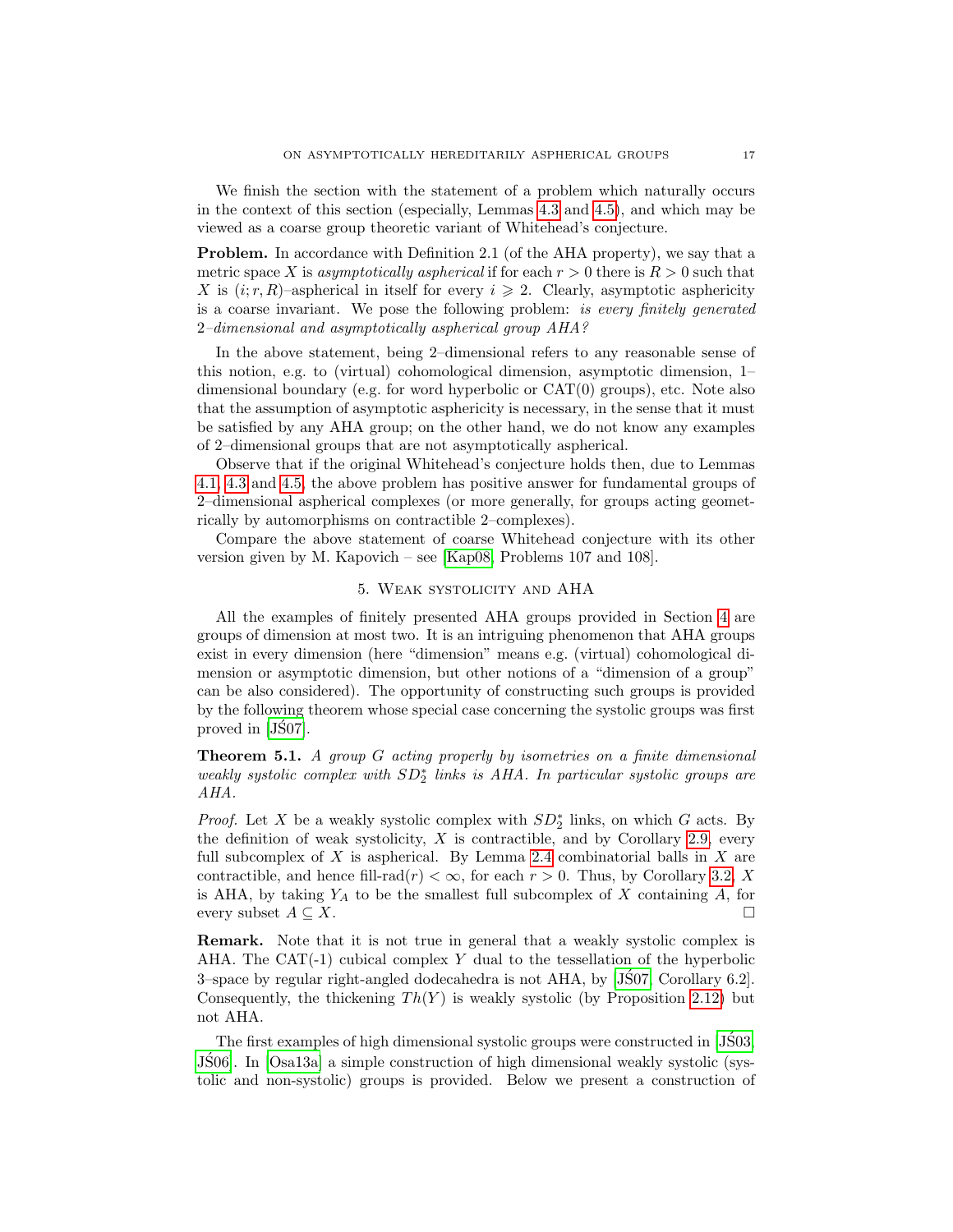We finish the section with the statement of a problem which naturally occurs in the context of this section (especially, Lemmas 4.3 and 4.5), and which may be viewed as a coarse group theoretic variant of Whitehead's conjecture.

**Problem.** In accordance with Definition 2.1 (of the AHA property), we say that a metric space $X$ is *asymptotically aspherical* if for each $r > 0$ there is $R > 0$ such that $X$ is $(i; r, R)$–aspherical in itself for every $i \geqslant 2$. Clearly, asymptotic asphericity is a coarse invariant. We pose the following problem: *is every finitely generated* $2$*–dimensional and asymptotically aspherical group AHA?*

In the above statement, being 2–dimensional refers to any reasonable sense of this notion, e.g. to (virtual) cohomological dimension, asymptotic dimension, 1–dimensional boundary (e.g. for word hyperbolic or CAT(0) groups), etc. Note also that the assumption of asymptotic asphericity is necessary, in the sense that it must be satisfied by any AHA group; on the other hand, we do not know any examples of 2–dimensional groups that are not asymptotically aspherical.

Observe that if the original Whitehead's conjecture holds then, due to Lemmas 4.1, 4.3 and 4.5, the above problem has positive answer for fundamental groups of 2–dimensional aspherical complexes (or more generally, for groups acting geometrically by automorphisms on contractible 2–complexes).

Compare the above statement of coarse Whitehead conjecture with its other version given by M. Kapovich – see [Kap08, Problems 107 and 108].

## 5. Weak systolicity and AHA

All the examples of finitely presented AHA groups provided in Section 4 are groups of dimension at most two. It is an intriguing phenomenon that AHA groups exist in every dimension (here "dimension" means e.g. (virtual) cohomological dimension or asymptotic dimension, but other notions of a "dimension of a group" can be also considered). The opportunity of constructing such groups is provided by the following theorem whose special case concerning the systolic groups was first proved in [JŚ07].

**Theorem 5.1.** *A group $G$ acting properly by isometries on a finite dimensional weakly systolic complex with $SD_2^*$ links is AHA. In particular systolic groups are AHA.*

*Proof.* Let $X$ be a weakly systolic complex with $SD_2^*$ links, on which $G$ acts. By the definition of weak systolicity, $X$ is contractible, and by Corollary 2.9, every full subcomplex of $X$ is aspherical. By Lemma 2.4 combinatorial balls in $X$ are contractible, and hence fill-rad$(r) < \infty$, for each $r > 0$. Thus, by Corollary 3.2, $X$ is AHA, by taking $Y_A$ to be the smallest full subcomplex of $X$ containing $A$, for every subset $A \subseteq X$. □

**Remark.** Note that it is not true in general that a weakly systolic complex is AHA. The CAT(-1) cubical complex $Y$ dual to the tessellation of the hyperbolic 3–space by regular right-angled dodecahedra is not AHA, by [JŚ07, Corollary 6.2]. Consequently, the thickening $Th(Y)$ is weakly systolic (by Proposition 2.12) but not AHA.

The first examples of high dimensional systolic groups were constructed in [JŚ03, JŚ06]. In [Osa13a] a simple construction of high dimensional weakly systolic (systolic and non-systolic) groups is provided. Below we present a construction of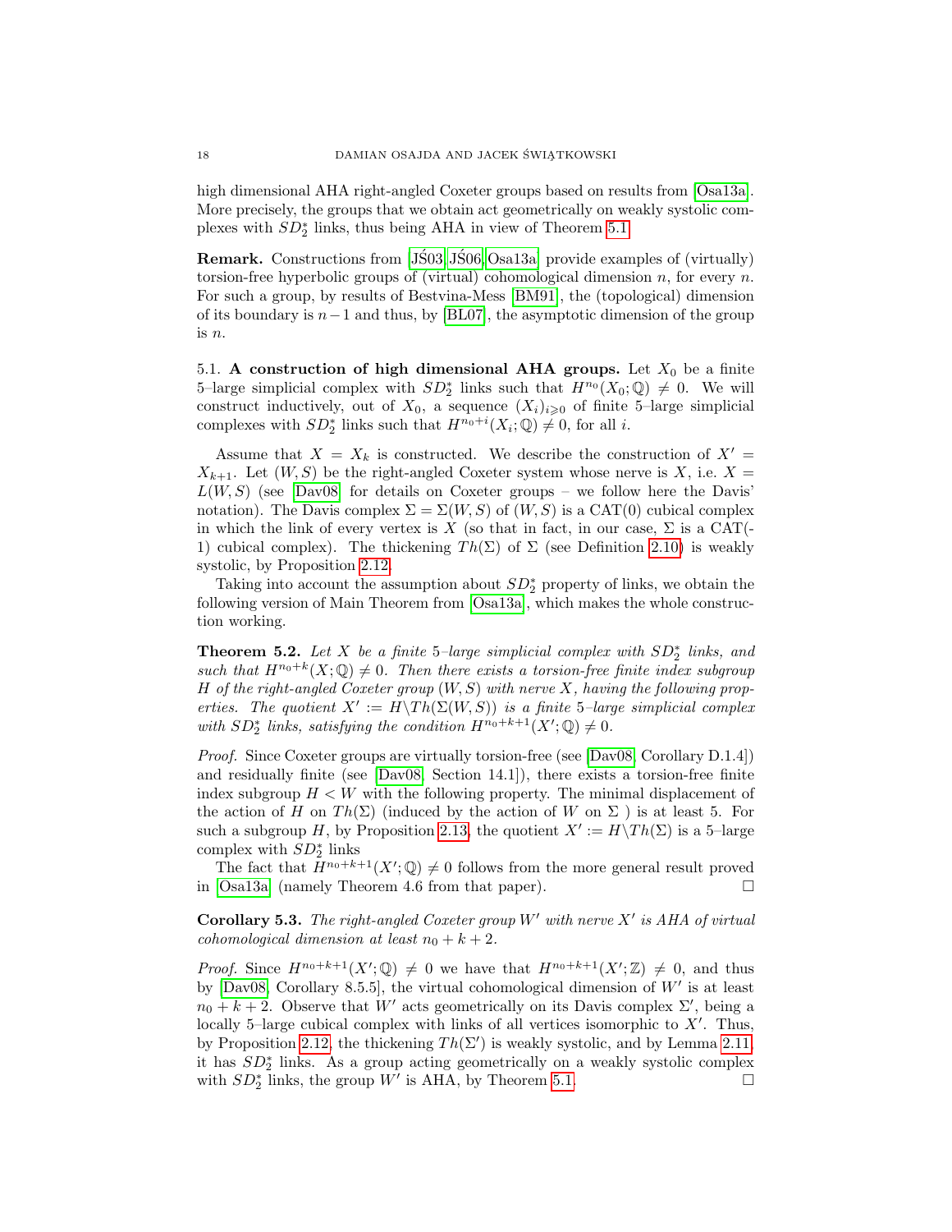high dimensional AHA right-angled Coxeter groups based on results from [Osa13a]. More precisely, the groups that we obtain act geometrically on weakly systolic complexes with $SD_2^*$ links, thus being AHA in view of Theorem 5.1.

**Remark.** Constructions from [JŚ03, JŚ06, Osa13a] provide examples of (virtually) torsion-free hyperbolic groups of (virtual) cohomological dimension $n$, for every $n$. For such a group, by results of Bestvina-Mess [BM91], the (topological) dimension of its boundary is $n-1$ and thus, by [BL07], the asymptotic dimension of the group is $n$.

5.1. **A construction of high dimensional AHA groups.** Let $X_0$ be a finite 5–large simplicial complex with $SD_2^*$ links such that $H^{n_0}(X_0;\mathbb{Q}) \neq 0$. We will construct inductively, out of $X_0$, a sequence $(X_i)_{i\geqslant 0}$ of finite 5–large simplicial complexes with $SD_2^*$ links such that $H^{n_0+i}(X_i;\mathbb{Q}) \neq 0$, for all $i$.

Assume that $X = X_k$ is constructed. We describe the construction of $X' = X_{k+1}$. Let $(W,S)$ be the right-angled Coxeter system whose nerve is $X$, i.e. $X = L(W,S)$ (see [Dav08] for details on Coxeter groups – we follow here the Davis' notation). The Davis complex $\Sigma = \Sigma(W,S)$ of $(W,S)$ is a CAT(0) cubical complex in which the link of every vertex is $X$ (so that in fact, in our case, $\Sigma$ is a CAT(-1) cubical complex). The thickening $Th(\Sigma)$ of $\Sigma$ (see Definition 2.10) is weakly systolic, by Proposition 2.12.

Taking into account the assumption about $SD_2^*$ property of links, we obtain the following version of Main Theorem from [Osa13a], which makes the whole construction working.

**Theorem 5.2.** *Let $X$ be a finite 5–large simplicial complex with $SD_2^*$ links, and such that $H^{n_0+k}(X;\mathbb{Q}) \neq 0$. Then there exists a torsion-free finite index subgroup $H$ of the right-angled Coxeter group $(W,S)$ with nerve $X$, having the following properties. The quotient $X' := H\backslash Th(\Sigma(W,S))$ is a finite 5–large simplicial complex with $SD_2^*$ links, satisfying the condition $H^{n_0+k+1}(X';\mathbb{Q}) \neq 0$.*

*Proof.* Since Coxeter groups are virtually torsion-free (see [Dav08, Corollary D.1.4]) and residually finite (see [Dav08, Section 14.1]), there exists a torsion-free finite index subgroup $H < W$ with the following property. The minimal displacement of the action of $H$ on $Th(\Sigma)$ (induced by the action of $W$ on $\Sigma$ ) is at least 5. For such a subgroup $H$, by Proposition 2.13, the quotient $X' := H\backslash Th(\Sigma)$ is a 5–large complex with $SD_2^*$ links

The fact that $H^{n_0+k+1}(X';\mathbb{Q}) \neq 0$ follows from the more general result proved in [Osa13a] (namely Theorem 4.6 from that paper). □

**Corollary 5.3.** *The right-angled Coxeter group $W'$ with nerve $X'$ is AHA of virtual cohomological dimension at least $n_0 + k + 2$.*

*Proof.* Since $H^{n_0+k+1}(X';\mathbb{Q}) \neq 0$ we have that $H^{n_0+k+1}(X';\mathbb{Z}) \neq 0$, and thus by [Dav08, Corollary 8.5.5], the virtual cohomological dimension of $W'$ is at least $n_0 + k + 2$. Observe that $W'$ acts geometrically on its Davis complex $\Sigma'$, being a locally 5–large cubical complex with links of all vertices isomorphic to $X'$. Thus, by Proposition 2.12, the thickening $Th(\Sigma')$ is weakly systolic, and by Lemma 2.11, it has $SD_2^*$ links. As a group acting geometrically on a weakly systolic complex with $SD_2^*$ links, the group $W'$ is AHA, by Theorem 5.1. □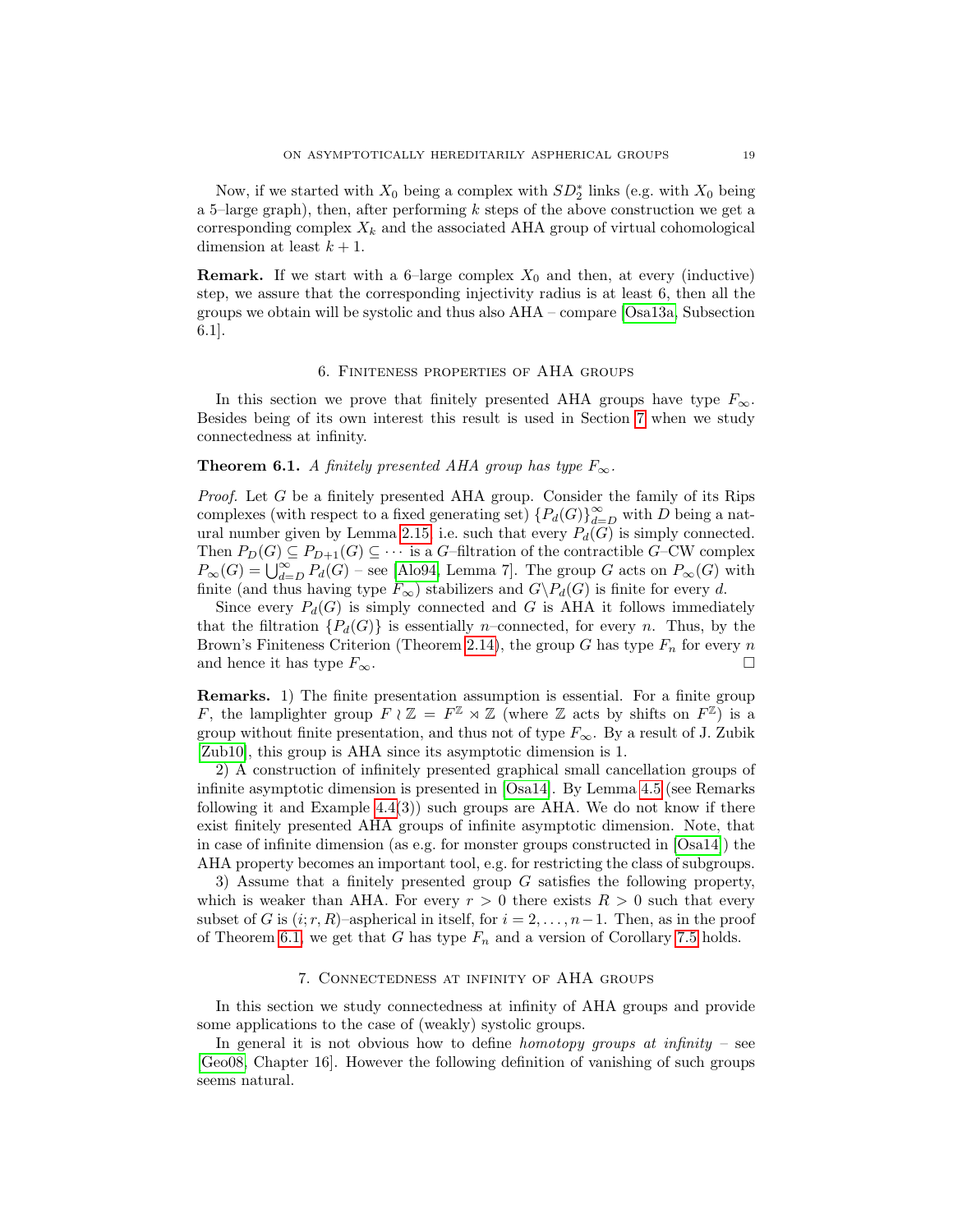Now, if we started with $X_0$ being a complex with $SD_2^*$ links (e.g. with $X_0$ being a 5–large graph), then, after performing $k$ steps of the above construction we get a corresponding complex $X_k$ and the associated AHA group of virtual cohomological dimension at least $k+1$.

**Remark.** If we start with a 6–large complex $X_0$ and then, at every (inductive) step, we assure that the corresponding injectivity radius is at least 6, then all the groups we obtain will be systolic and thus also AHA – compare [Osa13a, Subsection 6.1].

## 6. Finiteness properties of AHA groups

In this section we prove that finitely presented AHA groups have type $F_\infty$. Besides being of its own interest this result is used in Section 7 when we study connectedness at infinity.

**Theorem 6.1.** *A finitely presented AHA group has type $F_\infty$.*

*Proof.* Let $G$ be a finitely presented AHA group. Consider the family of its Rips complexes (with respect to a fixed generating set) $\{P_d(G)\}_{d=D}^{\infty}$ with $D$ being a natural number given by Lemma 2.15, i.e. such that every $P_d(G)$ is simply connected. Then $P_D(G) \subseteq P_{D+1}(G) \subseteq \cdots$ is a $G$–filtration of the contractible $G$–CW complex $P_\infty(G) = \bigcup_{d=D}^{\infty} P_d(G)$ – see [Alo94, Lemma 7]. The group $G$ acts on $P_\infty(G)$ with finite (and thus having type $F_\infty$) stabilizers and $G\backslash P_d(G)$ is finite for every $d$.

Since every $P_d(G)$ is simply connected and $G$ is AHA it follows immediately that the filtration $\{P_d(G)\}$ is essentially $n$–connected, for every $n$. Thus, by the Brown's Finiteness Criterion (Theorem 2.14), the group $G$ has type $F_n$ for every $n$ and hence it has type $F_\infty$. □

**Remarks.** 1) The finite presentation assumption is essential. For a finite group $F$, the lamplighter group $F \wr \mathbb{Z} = F^{\mathbb{Z}} \rtimes \mathbb{Z}$ (where $\mathbb{Z}$ acts by shifts on $F^{\mathbb{Z}}$) is a group without finite presentation, and thus not of type $F_\infty$. By a result of J. Zubik [Zub10], this group is AHA since its asymptotic dimension is 1.

2) A construction of infinitely presented graphical small cancellation groups of infinite asymptotic dimension is presented in [Osa14]. By Lemma 4.5 (see Remarks following it and Example 4.4(3)) such groups are AHA. We do not know if there exist finitely presented AHA groups of infinite asymptotic dimension. Note, that in case of infinite dimension (as e.g. for monster groups constructed in [Osa14]) the AHA property becomes an important tool, e.g. for restricting the class of subgroups.

3) Assume that a finitely presented group $G$ satisfies the following property, which is weaker than AHA. For every $r > 0$ there exists $R > 0$ such that every subset of $G$ is $(i; r, R)$–aspherical in itself, for $i = 2, \ldots, n-1$. Then, as in the proof of Theorem 6.1, we get that $G$ has type $F_n$ and a version of Corollary 7.5 holds.

## 7. Connectedness at infinity of AHA groups

In this section we study connectedness at infinity of AHA groups and provide some applications to the case of (weakly) systolic groups.

In general it is not obvious how to define *homotopy groups at infinity* – see [Geo08, Chapter 16]. However the following definition of vanishing of such groups seems natural.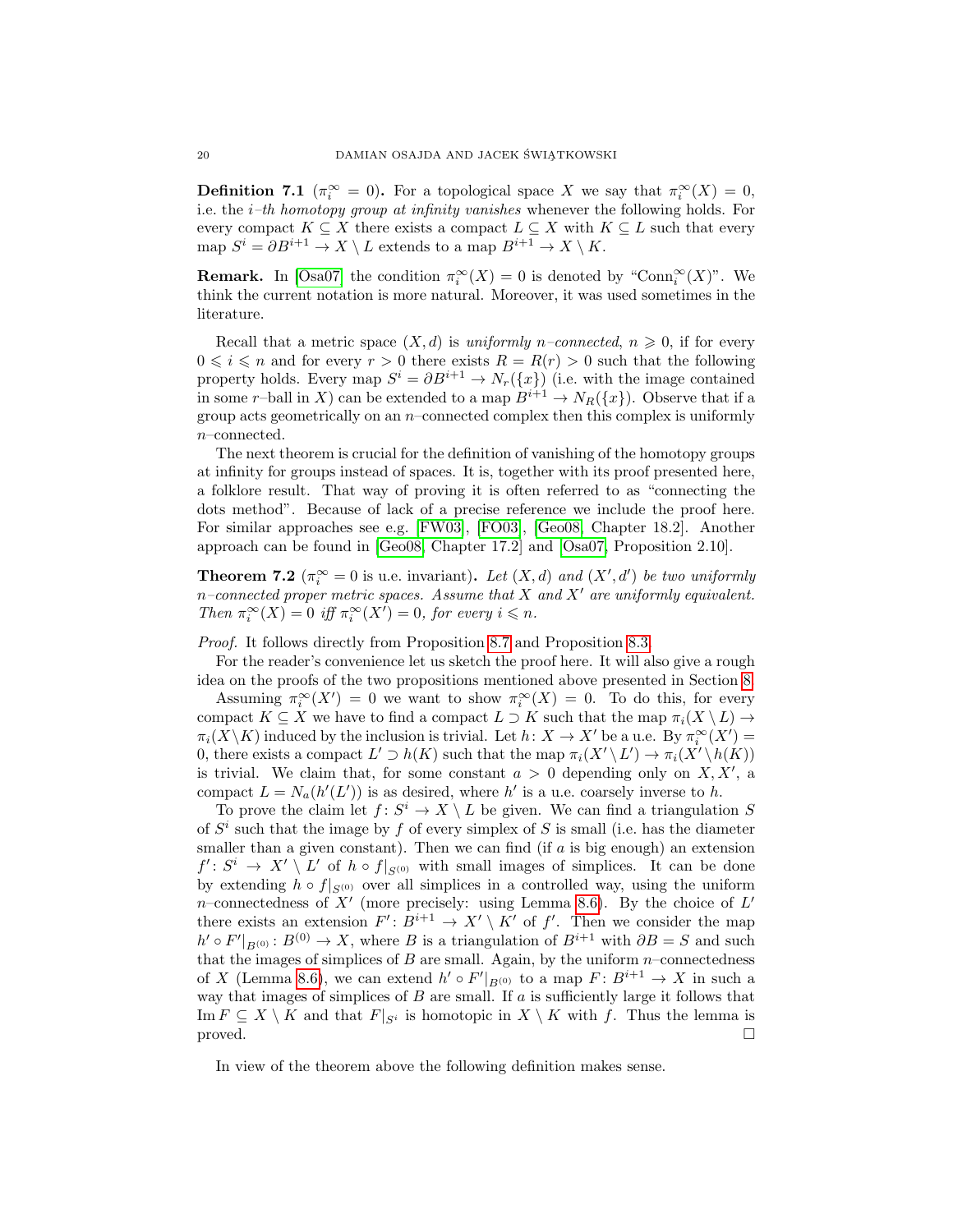**Definition 7.1** ($\pi_i^\infty = 0$)**.** For a topological space $X$ we say that $\pi_i^\infty(X) = 0$, i.e. the *$i$–th homotopy group at infinity vanishes* whenever the following holds. For every compact $K \subseteq X$ there exists a compact $L \subseteq X$ with $K \subseteq L$ such that every map $S^i = \partial B^{i+1} \to X \setminus L$ extends to a map $B^{i+1} \to X \setminus K$.

**Remark.** In [Osa07] the condition $\pi_i^\infty(X) = 0$ is denoted by "$\mathrm{Conn}_i^\infty(X)$". We think the current notation is more natural. Moreover, it was used sometimes in the literature.

Recall that a metric space $(X, d)$ is *uniformly $n$–connected*, $n \geqslant 0$, if for every $0 \leqslant i \leqslant n$ and for every $r > 0$ there exists $R = R(r) > 0$ such that the following property holds. Every map $S^i = \partial B^{i+1} \to N_r(\{x\})$ (i.e. with the image contained in some $r$–ball in $X$) can be extended to a map $B^{i+1} \to N_R(\{x\})$. Observe that if a group acts geometrically on an $n$–connected complex then this complex is uniformly $n$–connected.

The next theorem is crucial for the definition of vanishing of the homotopy groups at infinity for groups instead of spaces. It is, together with its proof presented here, a folklore result. That way of proving it is often referred to as "connecting the dots method". Because of lack of a precise reference we include the proof here. For similar approaches see e.g. [FW03], [FO03], [Geo08, Chapter 18.2]. Another approach can be found in [Geo08, Chapter 17.2] and [Osa07, Proposition 2.10].

**Theorem 7.2** ($\pi_i^\infty = 0$ is u.e. invariant)**.** *Let $(X, d)$ and $(X', d')$ be two uniformly $n$–connected proper metric spaces. Assume that $X$ and $X'$ are uniformly equivalent. Then $\pi_i^\infty(X) = 0$ iff $\pi_i^\infty(X') = 0$, for every $i \leqslant n$.*

*Proof.* It follows directly from Proposition 8.7 and Proposition 8.3.

For the reader's convenience let us sketch the proof here. It will also give a rough idea on the proofs of the two propositions mentioned above presented in Section 8.

Assuming $\pi_i^\infty(X') = 0$ we want to show $\pi_i^\infty(X) = 0$. To do this, for every compact $K \subseteq X$ we have to find a compact $L \supset K$ such that the map $\pi_i(X \setminus L) \to \pi_i(X \setminus K)$ induced by the inclusion is trivial. Let $h \colon X \to X'$ be a u.e. By $\pi_i^\infty(X') = 0$, there exists a compact $L' \supset h(K)$ such that the map $\pi_i(X' \setminus L') \to \pi_i(X' \setminus h(K))$ is trivial. We claim that, for some constant $a > 0$ depending only on $X, X'$, a compact $L = N_a(h'(L'))$ is as desired, where $h'$ is a u.e. coarsely inverse to $h$.

To prove the claim let $f \colon S^i \to X \setminus L$ be given. We can find a triangulation $S$ of $S^i$ such that the image by $f$ of every simplex of $S$ is small (i.e. has the diameter smaller than a given constant). Then we can find (if $a$ is big enough) an extension $f' \colon S^i \to X' \setminus L'$ of $h \circ f|_{S^{(0)}}$ with small images of simplices. It can be done by extending $h \circ f|_{S^{(0)}}$ over all simplices in a controlled way, using the uniform $n$–connectedness of $X'$ (more precisely: using Lemma 8.6). By the choice of $L'$ there exists an extension $F' \colon B^{i+1} \to X' \setminus K'$ of $f'$. Then we consider the map $h' \circ F'|_{B^{(0)}} \colon B^{(0)} \to X$, where $B$ is a triangulation of $B^{i+1}$ with $\partial B = S$ and such that the images of simplices of $B$ are small. Again, by the uniform $n$–connectedness of $X$ (Lemma 8.6), we can extend $h' \circ F'|_{B^{(0)}}$ to a map $F \colon B^{i+1} \to X$ in such a way that images of simplices of $B$ are small. If $a$ is sufficiently large it follows that $\mathrm{Im}\, F \subseteq X \setminus K$ and that $F|_{S^i}$ is homotopic in $X \setminus K$ with $f$. Thus the lemma is proved. $\square$

In view of the theorem above the following definition makes sense.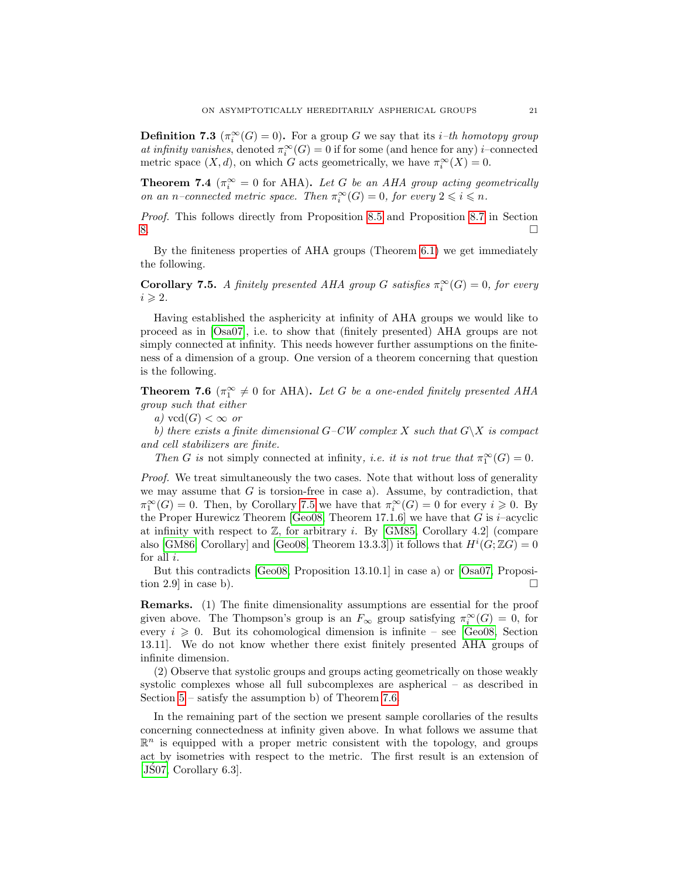**Definition 7.3** ($\pi_i^\infty(G)=0$)**.** For a group $G$ we say that its *$i$–th homotopy group at infinity vanishes*, denoted $\pi_i^\infty(G)=0$ if for some (and hence for any) $i$–connected metric space $(X,d)$, on which $G$ acts geometrically, we have $\pi_i^\infty(X)=0$.

**Theorem 7.4** ($\pi_i^\infty=0$ for AHA)**.** *Let $G$ be an AHA group acting geometrically on an $n$–connected metric space. Then $\pi_i^\infty(G)=0$, for every $2\leqslant i\leqslant n$.*

*Proof.* This follows directly from Proposition 8.5 and Proposition 8.7 in Section 8. □

By the finiteness properties of AHA groups (Theorem 6.1) we get immediately the following.

**Corollary 7.5.** *A finitely presented AHA group $G$ satisfies $\pi_i^\infty(G)=0$, for every $i\geqslant 2$.*

Having established the asphericity at infinity of AHA groups we would like to proceed as in [Osa07], i.e. to show that (finitely presented) AHA groups are not simply connected at infinity. This needs however further assumptions on the finiteness of a dimension of a group. One version of a theorem concerning that question is the following.

**Theorem 7.6** ($\pi_1^\infty\neq 0$ for AHA)**.** *Let $G$ be a one-ended finitely presented AHA group such that either*

*a) $\mathrm{vcd}(G)<\infty$ or*

*b) there exists a finite dimensional $G$–CW complex $X$ such that $G\backslash X$ is compact and cell stabilizers are finite.*

*Then $G$ is* not *simply connected at infinity, i.e. it is not true that $\pi_1^\infty(G)=0$.*

*Proof.* We treat simultaneously the two cases. Note that without loss of generality we may assume that $G$ is torsion-free in case a). Assume, by contradiction, that $\pi_1^\infty(G)=0$. Then, by Corollary 7.5 we have that $\pi_i^\infty(G)=0$ for every $i\geqslant 0$. By the Proper Hurewicz Theorem [Geo08, Theorem 17.1.6] we have that $G$ is $i$–acyclic at infinity with respect to $\mathbb{Z}$, for arbitrary $i$. By [GM85, Corollary 4.2] (compare also [GM86, Corollary] and [Geo08, Theorem 13.3.3]) it follows that $H^i(G;\mathbb{Z}G)=0$ for all $i$.

But this contradicts [Geo08, Proposition 13.10.1] in case a) or [Osa07, Proposition 2.9] in case b). □

**Remarks.** (1) The finite dimensionality assumptions are essential for the proof given above. The Thompson's group is an $F_\infty$ group satisfying $\pi_i^\infty(G)=0$, for every $i\geqslant 0$. But its cohomological dimension is infinite – see [Geo08, Section 13.11]. We do not know whether there exist finitely presented AHA groups of infinite dimension.

(2) Observe that systolic groups and groups acting geometrically on those weakly systolic complexes whose all full subcomplexes are aspherical – as described in Section 5 – satisfy the assumption b) of Theorem 7.6.

In the remaining part of the section we present sample corollaries of the results concerning connectedness at infinity given above. In what follows we assume that $\mathbb{R}^n$ is equipped with a proper metric consistent with the topology, and groups act by isometries with respect to the metric. The first result is an extension of [JŚ07, Corollary 6.3].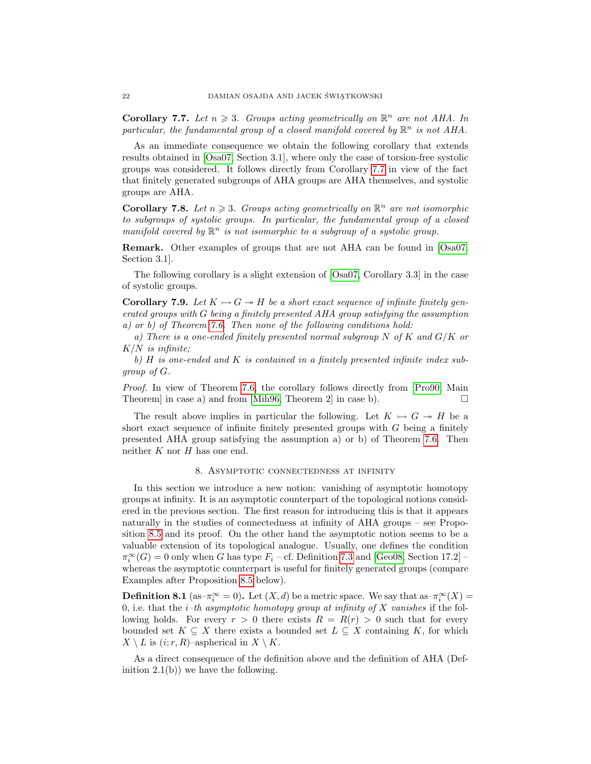**Corollary 7.7.** *Let $n \geqslant 3$. Groups acting geometrically on $\mathbb{R}^n$ are not AHA. In particular, the fundamental group of a closed manifold covered by $\mathbb{R}^n$ is not AHA.*

As an immediate consequence we obtain the following corollary that extends results obtained in [Osa07, Section 3.1], where only the case of torsion-free systolic groups was considered. It follows directly from Corollary 7.7 in view of the fact that finitely generated subgroups of AHA groups are AHA themselves, and systolic groups are AHA.

**Corollary 7.8.** *Let $n \geqslant 3$. Groups acting geometrically on $\mathbb{R}^n$ are not isomorphic to subgroups of systolic groups. In particular, the fundamental group of a closed manifold covered by $\mathbb{R}^n$ is not isomorphic to a subgroup of a systolic group.*

**Remark.** Other examples of groups that are not AHA can be found in [Osa07, Section 3.1].

The following corollary is a slight extension of [Osa07, Corollary 3.3] in the case of systolic groups.

**Corollary 7.9.** *Let $K \rightarrowtail G \twoheadrightarrow H$ be a short exact sequence of infinite finitely generated groups with $G$ being a finitely presented AHA group satisfying the assumption a) or b) of Theorem 7.6. Then none of the following conditions hold:*

*a) There is a one-ended finitely presented normal subgroup $N$ of $K$ and $G/K$ or $K/N$ is infinite;*

*b) $H$ is one-ended and $K$ is contained in a finitely presented infinite index subgroup of $G$.*

*Proof.* In view of Theorem 7.6, the corollary follows directly from [Pro90, Main Theorem] in case a) and from [Mih96, Theorem 2] in case b). □

The result above implies in particular the following. Let $K \rightarrowtail G \twoheadrightarrow H$ be a short exact sequence of infinite finitely presented groups with $G$ being a finitely presented AHA group satisfying the assumption a) or b) of Theorem 7.6. Then neither $K$ nor $H$ has one end.

## 8. Asymptotic connectedness at infinity

In this section we introduce a new notion: vanishing of asymptotic homotopy groups at infinity. It is an asymptotic counterpart of the topological notions considered in the previous section. The first reason for introducing this is that it appears naturally in the studies of connectedness at infinity of AHA groups – see Proposition 8.5 and its proof. On the other hand the asymptotic notion seems to be a valuable extension of its topological analogue. Usually, one defines the condition $\pi_i^\infty(G) = 0$ only when $G$ has type $F_i$ – cf. Definition 7.3 and [Geo08, Section 17.2] – whereas the asymptotic counterpart is useful for finitely generated groups (compare Examples after Proposition 8.5 below).

**Definition 8.1** (as–$\pi_i^\infty = 0$)**.** Let $(X, d)$ be a metric space. We say that as–$\pi_i^\infty(X) = 0$, i.e. that the *$i$–th asymptotic homotopy group at infinity of $X$ vanishes* if the following holds. For every $r > 0$ there exists $R = R(r) > 0$ such that for every bounded set $K \subseteq X$ there exists a bounded set $L \subseteq X$ containing $K$, for which $X \setminus L$ is $(i; r, R)$–aspherical in $X \setminus K$.

As a direct consequence of the definition above and the definition of AHA (Definition 2.1(b)) we have the following.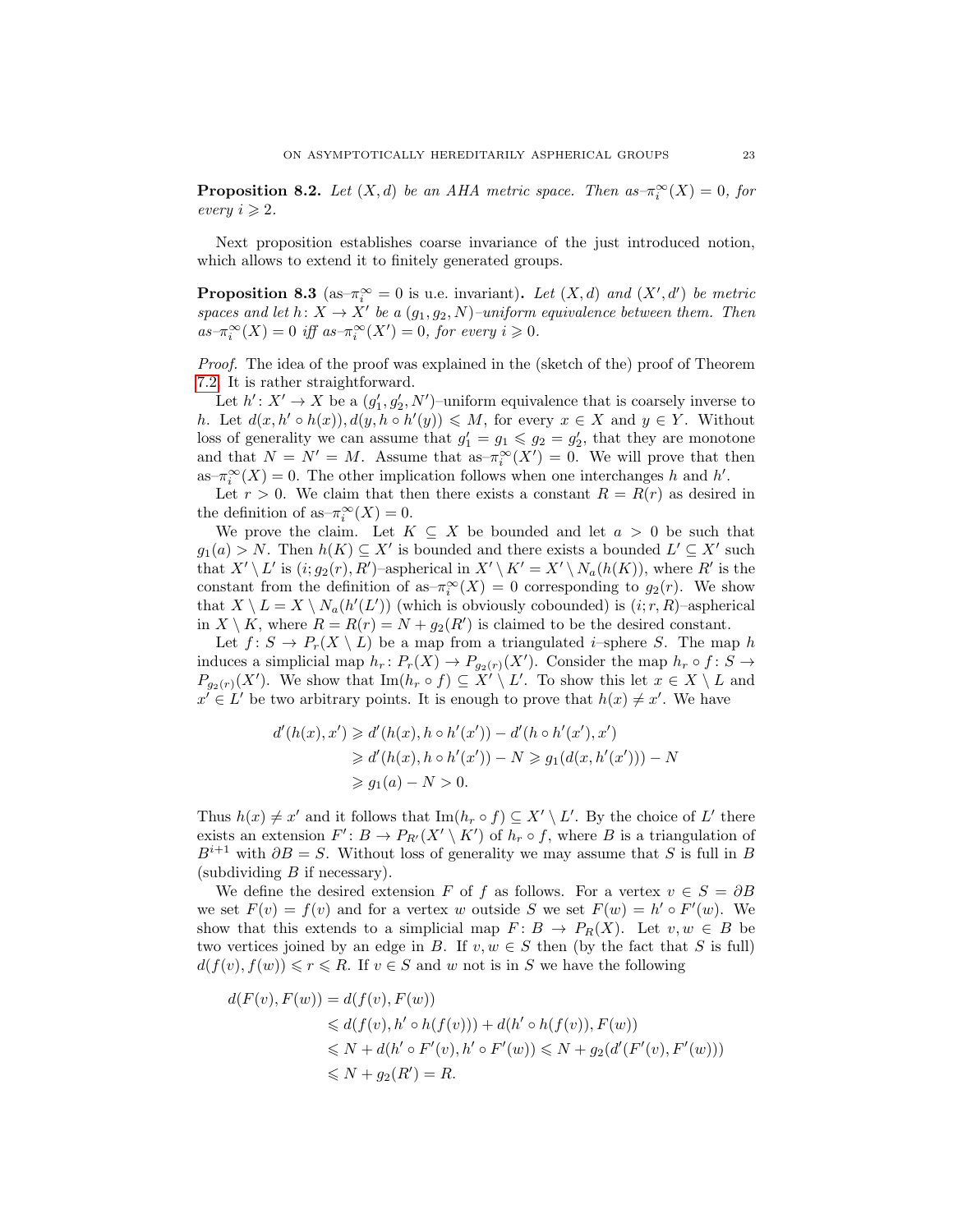**Proposition 8.2.** *Let $(X,d)$ be an AHA metric space. Then as–$\pi_i^\infty(X)=0$, for every $i\geqslant 2$.*

Next proposition establishes coarse invariance of the just introduced notion, which allows to extend it to finitely generated groups.

**Proposition 8.3** (as–$\pi_i^\infty=0$ is u.e. invariant)**.** *Let $(X,d)$ and $(X',d')$ be metric spaces and let $h\colon X\to X'$ be a $(g_1,g_2,N)$–uniform equivalence between them. Then as–$\pi_i^\infty(X)=0$ iff as–$\pi_i^\infty(X')=0$, for every $i\geqslant 0$.*

*Proof.* The idea of the proof was explained in the (sketch of the) proof of Theorem 7.2. It is rather straightforward.

Let $h'\colon X'\to X$ be a $(g_1',g_2',N')$–uniform equivalence that is coarsely inverse to $h$. Let $d(x,h'\circ h(x)), d(y,h\circ h'(y))\leqslant M$, for every $x\in X$ and $y\in Y$. Without loss of generality we can assume that $g_1'=g_1\leqslant g_2=g_2'$, that they are monotone and that $N=N'=M$. Assume that as–$\pi_i^\infty(X')=0$. We will prove that then as–$\pi_i^\infty(X)=0$. The other implication follows when one interchanges $h$ and $h'$.

Let $r>0$. We claim that then there exists a constant $R=R(r)$ as desired in the definition of as–$\pi_i^\infty(X)=0$.

We prove the claim. Let $K\subseteq X$ be bounded and let $a>0$ be such that $g_1(a)>N$. Then $h(K)\subseteq X'$ is bounded and there exists a bounded $L'\subseteq X'$ such that $X'\setminus L'$ is $(i;g_2(r),R')$–aspherical in $X'\setminus K'=X'\setminus N_a(h(K))$, where $R'$ is the constant from the definition of as–$\pi_i^\infty(X)=0$ corresponding to $g_2(r)$. We show that $X\setminus L=X\setminus N_a(h'(L'))$ (which is obviously cobounded) is $(i;r,R)$–aspherical in $X\setminus K$, where $R=R(r)=N+g_2(R')$ is claimed to be the desired constant.

Let $f\colon S\to P_r(X\setminus L)$ be a map from a triangulated $i$–sphere $S$. The map $h$ induces a simplicial map $h_r\colon P_r(X)\to P_{g_2(r)}(X')$. Consider the map $h_r\circ f\colon S\to P_{g_2(r)}(X')$. We show that $\mathrm{Im}(h_r\circ f)\subseteq X'\setminus L'$. To show this let $x\in X\setminus L$ and $x'\in L'$ be two arbitrary points. It is enough to prove that $h(x)\neq x'$. We have

$$
\begin{aligned}
d'(h(x),x') &\geqslant d'(h(x),h\circ h'(x'))-d'(h\circ h'(x'),x')\\
&\geqslant d'(h(x),h\circ h'(x'))-N\geqslant g_1(d(x,h'(x')))-N\\
&\geqslant g_1(a)-N>0.
\end{aligned}
$$

Thus $h(x)\neq x'$ and it follows that $\mathrm{Im}(h_r\circ f)\subseteq X'\setminus L'$. By the choice of $L'$ there exists an extension $F'\colon B\to P_{R'}(X'\setminus K')$ of $h_r\circ f$, where $B$ is a triangulation of $B^{i+1}$ with $\partial B=S$. Without loss of generality we may assume that $S$ is full in $B$ (subdividing $B$ if necessary).

We define the desired extension $F$ of $f$ as follows. For a vertex $v\in S=\partial B$ we set $F(v)=f(v)$ and for a vertex $w$ outside $S$ we set $F(w)=h'\circ F'(w)$. We show that this extends to a simplicial map $F\colon B\to P_R(X)$. Let $v,w\in B$ be two vertices joined by an edge in $B$. If $v,w\in S$ then (by the fact that $S$ is full) $d(f(v),f(w))\leqslant r\leqslant R$. If $v\in S$ and $w$ not is in $S$ we have the following

$$
\begin{aligned}
d(F(v),F(w)) &= d(f(v),F(w))\\
&\leqslant d(f(v),h'\circ h(f(v)))+d(h'\circ h(f(v)),F(w))\\
&\leqslant N+d(h'\circ F'(v),h'\circ F'(w))\leqslant N+g_2(d'(F'(v),F'(w)))\\
&\leqslant N+g_2(R')=R.
\end{aligned}
$$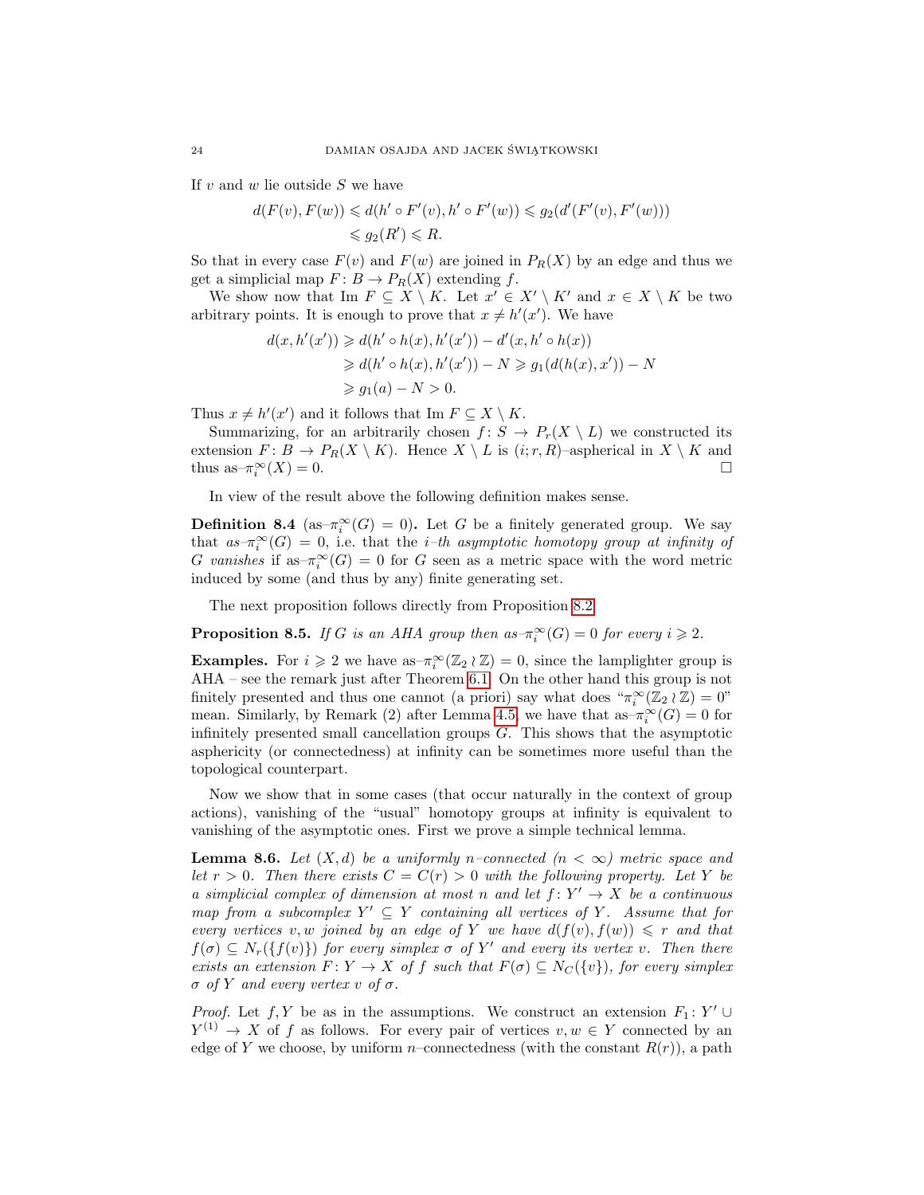If $v$ and $w$ lie outside $S$ we have

$$
\begin{aligned}
d(F(v), F(w)) &\leqslant d(h' \circ F'(v), h' \circ F'(w)) \leqslant g_2(d'(F'(v), F'(w))) \\
&\leqslant g_2(R') \leqslant R.
\end{aligned}
$$

So that in every case $F(v)$ and $F(w)$ are joined in $P_R(X)$ by an edge and thus we get a simplicial map $F\colon B \to P_R(X)$ extending $f$.

We show now that $\mathrm{Im}\, F \subseteq X \setminus K$. Let $x' \in X' \setminus K'$ and $x \in X \setminus K$ be two arbitrary points. It is enough to prove that $x \neq h'(x')$. We have

$$
\begin{aligned}
d(x, h'(x')) &\geqslant d(h' \circ h(x), h'(x')) - d'(x, h' \circ h(x)) \\
&\geqslant d(h' \circ h(x), h'(x')) - N \geqslant g_1(d(h(x), x')) - N \\
&\geqslant g_1(a) - N > 0.
\end{aligned}
$$

Thus $x \neq h'(x')$ and it follows that $\mathrm{Im}\, F \subseteq X \setminus K$.

Summarizing, for an arbitrarily chosen $f\colon S \to P_r(X \setminus L)$ we constructed its extension $F\colon B \to P_R(X \setminus K)$. Hence $X \setminus L$ is $(i; r, R)$–aspherical in $X \setminus K$ and thus as–$\pi_i^\infty(X) = 0$. $\square$

In view of the result above the following definition makes sense.

**Definition 8.4** (as–$\pi_i^\infty(G) = 0$)**.** Let $G$ be a finitely generated group. We say that *as–$\pi_i^\infty(G) = 0$*, i.e. that the *$i$–th asymptotic homotopy group at infinity of $G$ vanishes* if as–$\pi_i^\infty(G) = 0$ for $G$ seen as a metric space with the word metric induced by some (and thus by any) finite generating set.

The next proposition follows directly from Proposition 8.2.

**Proposition 8.5.** *If $G$ is an AHA group then as–$\pi_i^\infty(G) = 0$ for every $i \geqslant 2$.*

**Examples.** For $i \geqslant 2$ we have as–$\pi_i^\infty(\mathbb{Z}_2 \wr \mathbb{Z}) = 0$, since the lamplighter group is AHA – see the remark just after Theorem 6.1. On the other hand this group is not finitely presented and thus one cannot (a priori) say what does "$\pi_i^\infty(\mathbb{Z}_2 \wr \mathbb{Z}) = 0$" mean. Similarly, by Remark (2) after Lemma 4.5, we have that as–$\pi_i^\infty(G) = 0$ for infinitely presented small cancellation groups $G$. This shows that the asymptotic asphericity (or connectedness) at infinity can be sometimes more useful than the topological counterpart.

Now we show that in some cases (that occur naturally in the context of group actions), vanishing of the "usual" homotopy groups at infinity is equivalent to vanishing of the asymptotic ones. First we prove a simple technical lemma.

**Lemma 8.6.** *Let $(X, d)$ be a uniformly $n$–connected ($n < \infty$) metric space and let $r > 0$. Then there exists $C = C(r) > 0$ with the following property. Let $Y$ be a simplicial complex of dimension at most $n$ and let $f\colon Y' \to X$ be a continuous map from a subcomplex $Y' \subseteq Y$ containing all vertices of $Y$. Assume that for every vertices $v, w$ joined by an edge of $Y$ we have $d(f(v), f(w)) \leqslant r$ and that $f(\sigma) \subseteq N_r(\{f(v)\})$ for every simplex $\sigma$ of $Y'$ and every its vertex $v$. Then there exists an extension $F\colon Y \to X$ of $f$ such that $F(\sigma) \subseteq N_C(\{v\})$, for every simplex $\sigma$ of $Y$ and every vertex $v$ of $\sigma$.*

*Proof.* Let $f, Y$ be as in the assumptions. We construct an extension $F_1\colon Y' \cup Y^{(1)} \to X$ of $f$ as follows. For every pair of vertices $v, w \in Y$ connected by an edge of $Y$ we choose, by uniform $n$–connectedness (with the constant $R(r)$), a path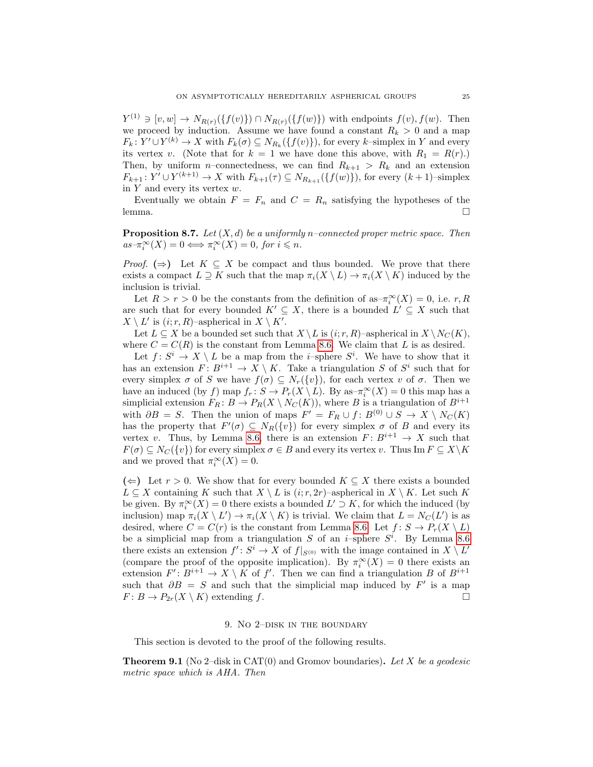$Y^{(1)} \ni [v,w] \to N_{R(r)}(\{f(v)\}) \cap N_{R(r)}(\{f(w)\})$ with endpoints $f(v), f(w)$. Then we proceed by induction. Assume we have found a constant $R_k > 0$ and a map $F_k \colon Y' \cup Y^{(k)} \to X$ with $F_k(\sigma) \subseteq N_{R_k}(\{f(v)\})$, for every $k$–simplex in $Y$ and every its vertex $v$. (Note that for $k=1$ we have done this above, with $R_1 = R(r)$.) Then, by uniform $n$–connectedness, we can find $R_{k+1} > R_k$ and an extension $F_{k+1} \colon Y' \cup Y^{(k+1)} \to X$ with $F_{k+1}(\tau) \subseteq N_{R_{k+1}}(\{f(w)\})$, for every $(k+1)$–simplex in $Y$ and every its vertex $w$.

Eventually we obtain $F = F_n$ and $C = R_n$ satisfying the hypotheses of the lemma. □

**Proposition 8.7.** *Let $(X,d)$ be a uniformly $n$–connected proper metric space. Then as–$\pi_i^\infty(X) = 0 \iff \pi_i^\infty(X) = 0$, for $i \leqslant n$.*

*Proof.* **(⇒)** Let $K \subseteq X$ be compact and thus bounded. We prove that there exists a compact $L \supseteq K$ such that the map $\pi_i(X \setminus L) \to \pi_i(X \setminus K)$ induced by the inclusion is trivial.

Let $R > r > 0$ be the constants from the definition of as–$\pi_i^\infty(X) = 0$, i.e. $r, R$ are such that for every bounded $K' \subseteq X$, there is a bounded $L' \subseteq X$ such that $X \setminus L'$ is $(i; r, R)$–aspherical in $X \setminus K'$.

Let $L \subseteq X$ be a bounded set such that $X \setminus L$ is $(i; r, R)$–aspherical in $X \setminus N_C(K)$, where $C = C(R)$ is the constant from Lemma 8.6. We claim that $L$ is as desired.

Let $f \colon S^i \to X \setminus L$ be a map from the $i$–sphere $S^i$. We have to show that it has an extension $F \colon B^{i+1} \to X \setminus K$. Take a triangulation $S$ of $S^i$ such that for every simplex $\sigma$ of $S$ we have $f(\sigma) \subseteq N_r(\{v\})$, for each vertex $v$ of $\sigma$. Then we have an induced (by $f$) map $f_r \colon S \to P_r(X \setminus L)$. By as–$\pi_i^\infty(X) = 0$ this map has a simplicial extension $F_R \colon B \to P_R(X \setminus N_C(K))$, where $B$ is a triangulation of $B^{i+1}$ with $\partial B = S$. Then the union of maps $F' = F_R \cup f \colon B^{(0)} \cup S \to X \setminus N_C(K)$ has the property that $F'(\sigma) \subseteq N_R(\{v\})$ for every simplex $\sigma$ of $B$ and every its vertex $v$. Thus, by Lemma 8.6, there is an extension $F \colon B^{i+1} \to X$ such that $F(\sigma) \subseteq N_C(\{v\})$ for every simplex $\sigma \in B$ and every its vertex $v$. Thus $\operatorname{Im} F \subseteq X \setminus K$ and we proved that $\pi_i^\infty(X) = 0$.

**(⇐)** Let $r > 0$. We show that for every bounded $K \subseteq X$ there exists a bounded $L \subseteq X$ containing $K$ such that $X \setminus L$ is $(i; r, 2r)$–aspherical in $X \setminus K$. Let such $K$ be given. By $\pi_i^\infty(X) = 0$ there exists a bounded $L' \supset K$, for which the induced (by inclusion) map $\pi_i(X \setminus L') \to \pi_i(X \setminus K)$ is trivial. We claim that $L = N_C(L')$ is as desired, where $C = C(r)$ is the constant from Lemma 8.6. Let $f \colon S \to P_r(X \setminus L)$ be a simplicial map from a triangulation $S$ of an $i$–sphere $S^i$. By Lemma 8.6 there exists an extension $f' \colon S^i \to X$ of $f|_{S^{(0)}}$ with the image contained in $X \setminus L'$ (compare the proof of the opposite implication). By $\pi_i^\infty(X) = 0$ there exists an extension $F' \colon B^{i+1} \to X \setminus K$ of $f'$. Then we can find a triangulation $B$ of $B^{i+1}$ such that $\partial B = S$ and such that the simplicial map induced by $F'$ is a map $F \colon B \to P_{2r}(X \setminus K)$ extending $f$. □

## 9. No 2–disk in the boundary

This section is devoted to the proof of the following results.

**Theorem 9.1** (No 2–disk in CAT(0) and Gromov boundaries)**.** *Let $X$ be a geodesic metric space which is AHA. Then*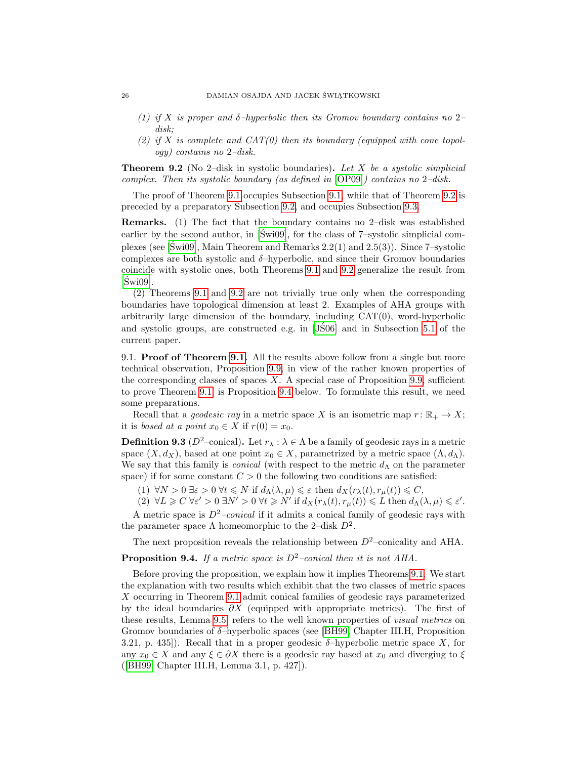(1) *if $X$ is proper and $\delta$–hyperbolic then its Gromov boundary contains no 2–disk;*

(2) *if $X$ is complete and CAT(0) then its boundary (equipped with cone topology) contains no 2–disk.*

**Theorem 9.2** (No 2–disk in systolic boundaries)**.** *Let $X$ be a systolic simplicial complex. Then its systolic boundary (as defined in [OP09]) contains no 2–disk.*

The proof of Theorem 9.1 occupies Subsection 9.1, while that of Theorem 9.2 is preceded by a preparatory Subsection 9.2, and occupies Subsection 9.3.

**Remarks.** (1) The fact that the boundary contains no 2–disk was established earlier by the second author, in [Świ09], for the class of 7–systolic simplicial complexes (see [Świ09], Main Theorem and Remarks 2.2(1) and 2.5(3)). Since 7–systolic complexes are both systolic and $\delta$–hyperbolic, and since their Gromov boundaries coincide with systolic ones, both Theorems 9.1 and 9.2 generalize the result from [Świ09].

(2) Theorems 9.1 and 9.2 are not trivially true only when the corresponding boundaries have topological dimension at least 2. Examples of AHA groups with arbitrarily large dimension of the boundary, including CAT(0), word-hyperbolic and systolic groups, are constructed e.g. in [JŚ06] and in Subsection 5.1 of the current paper.

9.1. **Proof of Theorem 9.1.** All the results above follow from a single but more technical observation, Proposition 9.9, in view of the rather known properties of the corresponding classes of spaces $X$. A special case of Proposition 9.9, sufficient to prove Theorem 9.1, is Proposition 9.4 below. To formulate this result, we need some preparations.

Recall that a *geodesic ray* in a metric space $X$ is an isometric map $r\colon \mathbb{R}_+ \to X$; it is *based at a point* $x_0 \in X$ if $r(0) = x_0$.

**Definition 9.3** ($D^2$–conical)**.** Let $r_\lambda : \lambda \in \Lambda$ be a family of geodesic rays in a metric space $(X, d_X)$, based at one point $x_0 \in X$, parametrized by a metric space $(\Lambda, d_\Lambda)$. We say that this family is *conical* (with respect to the metric $d_\Lambda$ on the parameter space) if for some constant $C > 0$ the following two conditions are satisfied:

(1) $\forall N > 0\ \exists \varepsilon > 0\ \forall t \leqslant N$ if $d_\Lambda(\lambda, \mu) \leqslant \varepsilon$ then $d_X(r_\lambda(t), r_\mu(t)) \leqslant C$,

(2) $\forall L \geqslant C\ \forall \varepsilon' > 0\ \exists N' > 0\ \forall t \geqslant N'$ if $d_X(r_\lambda(t), r_\mu(t)) \leqslant L$ then $d_\Lambda(\lambda, \mu) \leqslant \varepsilon'$.

A metric space is *$D^2$–conical* if it admits a conical family of geodesic rays with the parameter space $\Lambda$ homeomorphic to the 2–disk $D^2$.

The next proposition reveals the relationship between $D^2$–conicality and AHA.

**Proposition 9.4.** *If a metric space is $D^2$–conical then it is not AHA.*

Before proving the proposition, we explain how it implies Theorems 9.1. We start the explanation with two results which exhibit that the two classes of metric spaces $X$ occurring in Theorem 9.1 admit conical families of geodesic rays parameterized by the ideal boundaries $\partial X$ (equipped with appropriate metrics). The first of these results, Lemma 9.5, refers to the well known properties of *visual metrics* on Gromov boundaries of $\delta$–hyperbolic spaces (see [BH99, Chapter III.H, Proposition 3.21, p. 435]). Recall that in a proper geodesic $\delta$–hyperbolic metric space $X$, for any $x_0 \in X$ and any $\xi \in \partial X$ there is a geodesic ray based at $x_0$ and diverging to $\xi$ ([BH99, Chapter III.H, Lemma 3.1, p. 427]).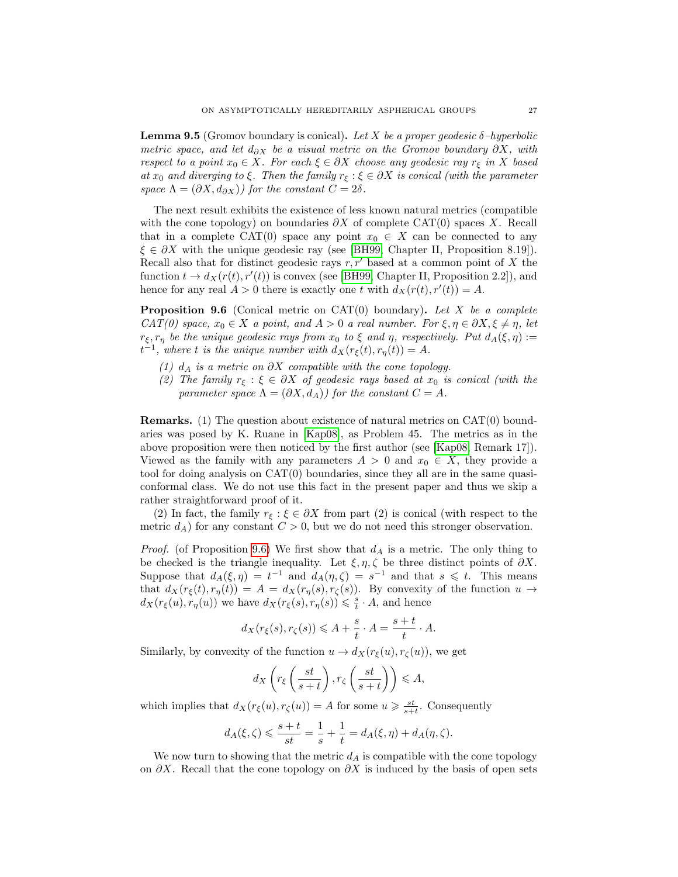**Lemma 9.5** (Gromov boundary is conical)**.** *Let $X$ be a proper geodesic $\delta$–hyperbolic metric space, and let $d_{\partial X}$ be a visual metric on the Gromov boundary $\partial X$, with respect to a point $x_0 \in X$. For each $\xi \in \partial X$ choose any geodesic ray $r_\xi$ in $X$ based at $x_0$ and diverging to $\xi$. Then the family $r_\xi : \xi \in \partial X$ is conical (with the parameter space $\Lambda = (\partial X, d_{\partial X})$) for the constant $C = 2\delta$.*

The next result exhibits the existence of less known natural metrics (compatible with the cone topology) on boundaries $\partial X$ of complete CAT(0) spaces $X$. Recall that in a complete CAT(0) space any point $x_0 \in X$ can be connected to any $\xi \in \partial X$ with the unique geodesic ray (see [BH99, Chapter II, Proposition 8.19]). Recall also that for distinct geodesic rays $r, r'$ based at a common point of $X$ the function $t \to d_X(r(t), r'(t))$ is convex (see [BH99, Chapter II, Proposition 2.2]), and hence for any real $A > 0$ there is exactly one $t$ with $d_X(r(t), r'(t)) = A$.

**Proposition 9.6** (Conical metric on CAT(0) boundary)**.** *Let $X$ be a complete CAT(0) space, $x_0 \in X$ a point, and $A > 0$ a real number. For $\xi, \eta \in \partial X, \xi \neq \eta$, let $r_\xi, r_\eta$ be the unique geodesic rays from $x_0$ to $\xi$ and $\eta$, respectively. Put $d_A(\xi, \eta) := t^{-1}$, where $t$ is the unique number with $d_X(r_\xi(t), r_\eta(t)) = A$.*

1. *$d_A$ is a metric on $\partial X$ compatible with the cone topology.*
2. *The family $r_\xi : \xi \in \partial X$ of geodesic rays based at $x_0$ is conical (with the parameter space $\Lambda = (\partial X, d_A)$) for the constant $C = A$.*

**Remarks.** (1) The question about existence of natural metrics on CAT(0) boundaries was posed by K. Ruane in [Kap08], as Problem 45. The metrics as in the above proposition were then noticed by the first author (see [Kap08, Remark 17]). Viewed as the family with any parameters $A > 0$ and $x_0 \in X$, they provide a tool for doing analysis on CAT(0) boundaries, since they all are in the same quasi-conformal class. We do not use this fact in the present paper and thus we skip a rather straightforward proof of it.

(2) In fact, the family $r_\xi : \xi \in \partial X$ from part (2) is conical (with respect to the metric $d_A$) for any constant $C > 0$, but we do not need this stronger observation.

*Proof.* (of Proposition 9.6) We first show that $d_A$ is a metric. The only thing to be checked is the triangle inequality. Let $\xi, \eta, \zeta$ be three distinct points of $\partial X$. Suppose that $d_A(\xi, \eta) = t^{-1}$ and $d_A(\eta, \zeta) = s^{-1}$ and that $s \leqslant t$. This means that $d_X(r_\xi(t), r_\eta(t)) = A = d_X(r_\eta(s), r_\zeta(s))$. By convexity of the function $u \to d_X(r_\xi(u), r_\eta(u))$ we have $d_X(r_\xi(s), r_\eta(s)) \leqslant \frac{s}{t} \cdot A$, and hence

$$d_X(r_\xi(s), r_\zeta(s)) \leqslant A + \frac{s}{t} \cdot A = \frac{s+t}{t} \cdot A.$$

Similarly, by convexity of the function $u \to d_X(r_\xi(u), r_\zeta(u))$, we get

$$d_X\left(r_\xi\left(\frac{st}{s+t}\right), r_\zeta\left(\frac{st}{s+t}\right)\right) \leqslant A,$$

which implies that $d_X(r_\xi(u), r_\zeta(u)) = A$ for some $u \geqslant \frac{st}{s+t}$. Consequently

$$d_A(\xi, \zeta) \leqslant \frac{s+t}{st} = \frac{1}{s} + \frac{1}{t} = d_A(\xi, \eta) + d_A(\eta, \zeta).$$

We now turn to showing that the metric $d_A$ is compatible with the cone topology on $\partial X$. Recall that the cone topology on $\partial X$ is induced by the basis of open sets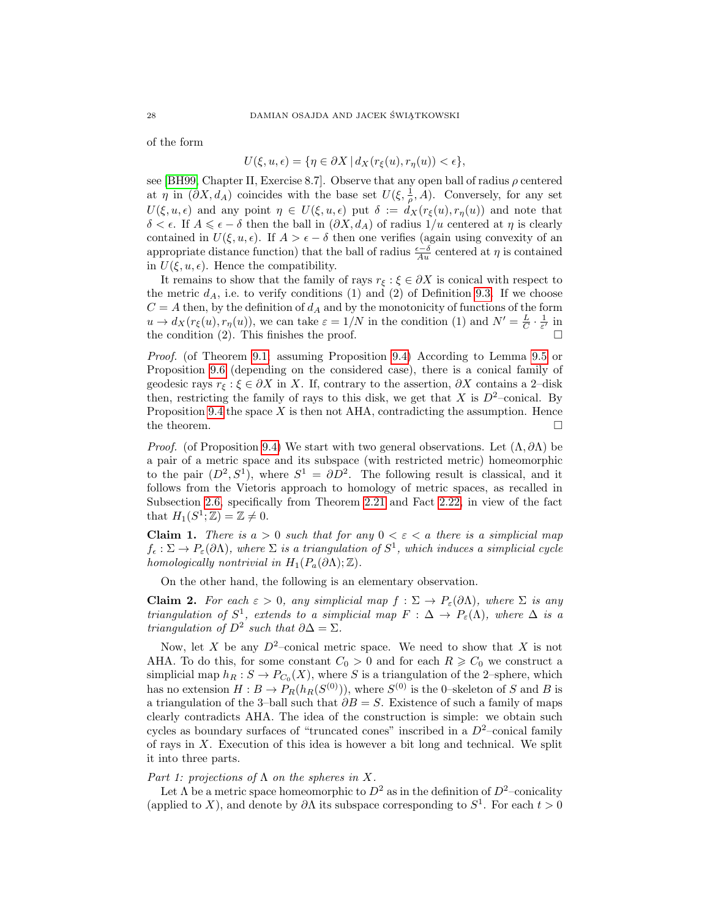of the form

$$U(\xi, u, \epsilon) = \{\eta \in \partial X \mid d_X(r_\xi(u), r_\eta(u)) < \epsilon\},$$

see [BH99, Chapter II, Exercise 8.7]. Observe that any open ball of radius $\rho$ centered at $\eta$ in $(\partial X, d_A)$ coincides with the base set $U(\xi, \frac{1}{\rho}, A)$. Conversely, for any set $U(\xi, u, \epsilon)$ and any point $\eta \in U(\xi, u, \epsilon)$ put $\delta := d_X(r_\xi(u), r_\eta(u))$ and note that $\delta < \epsilon$. If $A \leqslant \epsilon - \delta$ then the ball in $(\partial X, d_A)$ of radius $1/u$ centered at $\eta$ is clearly contained in $U(\xi, u, \epsilon)$. If $A > \epsilon - \delta$ then one verifies (again using convexity of an appropriate distance function) that the ball of radius $\frac{\epsilon-\delta}{Au}$ centered at $\eta$ is contained in $U(\xi, u, \epsilon)$. Hence the compatibility.

It remains to show that the family of rays $r_\xi : \xi \in \partial X$ is conical with respect to the metric $d_A$, i.e. to verify conditions (1) and (2) of Definition 9.3. If we choose $C = A$ then, by the definition of $d_A$ and by the monotonicity of functions of the form $u \to d_X(r_\xi(u), r_\eta(u))$, we can take $\varepsilon = 1/N$ in the condition (1) and $N' = \frac{L}{C} \cdot \frac{1}{\varepsilon'}$ in the condition (2). This finishes the proof. □

*Proof.* (of Theorem 9.1, assuming Proposition 9.4) According to Lemma 9.5 or Proposition 9.6 (depending on the considered case), there is a conical family of geodesic rays $r_\xi : \xi \in \partial X$ in $X$. If, contrary to the assertion, $\partial X$ contains a 2–disk then, restricting the family of rays to this disk, we get that $X$ is $D^2$–conical. By Proposition 9.4 the space $X$ is then not AHA, contradicting the assumption. Hence the theorem. □

*Proof.* (of Proposition 9.4) We start with two general observations. Let $(\Lambda, \partial\Lambda)$ be a pair of a metric space and its subspace (with restricted metric) homeomorphic to the pair $(D^2, S^1)$, where $S^1 = \partial D^2$. The following result is classical, and it follows from the Vietoris approach to homology of metric spaces, as recalled in Subsection 2.6, specifically from Theorem 2.21 and Fact 2.22, in view of the fact that $H_1(S^1; \mathbb{Z}) = \mathbb{Z} \neq 0$.

**Claim 1.** *There is $a > 0$ such that for any $0 < \varepsilon < a$ there is a simplicial map $f_\epsilon : \Sigma \to P_\varepsilon(\partial\Lambda)$, where $\Sigma$ is a triangulation of $S^1$, which induces a simplicial cycle homologically nontrivial in $H_1(P_a(\partial\Lambda); \mathbb{Z})$.*

On the other hand, the following is an elementary observation.

**Claim 2.** *For each $\varepsilon > 0$, any simplicial map $f : \Sigma \to P_\varepsilon(\partial\Lambda)$, where $\Sigma$ is any triangulation of $S^1$, extends to a simplicial map $F : \Delta \to P_\varepsilon(\Lambda)$, where $\Delta$ is a triangulation of $D^2$ such that $\partial\Delta = \Sigma$.*

Now, let $X$ be any $D^2$–conical metric space. We need to show that $X$ is not AHA. To do this, for some constant $C_0 > 0$ and for each $R \geqslant C_0$ we construct a simplicial map $h_R : S \to P_{C_0}(X)$, where $S$ is a triangulation of the 2–sphere, which has no extension $H : B \to P_R(h_R(S^{(0)}))$, where $S^{(0)}$ is the 0–skeleton of $S$ and $B$ is a triangulation of the 3–ball such that $\partial B = S$. Existence of such a family of maps clearly contradicts AHA. The idea of the construction is simple: we obtain such cycles as boundary surfaces of "truncated cones" inscribed in a $D^2$–conical family of rays in $X$. Execution of this idea is however a bit long and technical. We split it into three parts.

*Part 1: projections of $\Lambda$ on the spheres in $X$.*

Let $\Lambda$ be a metric space homeomorphic to $D^2$ as in the definition of $D^2$–conicality (applied to $X$), and denote by $\partial\Lambda$ its subspace corresponding to $S^1$. For each $t > 0$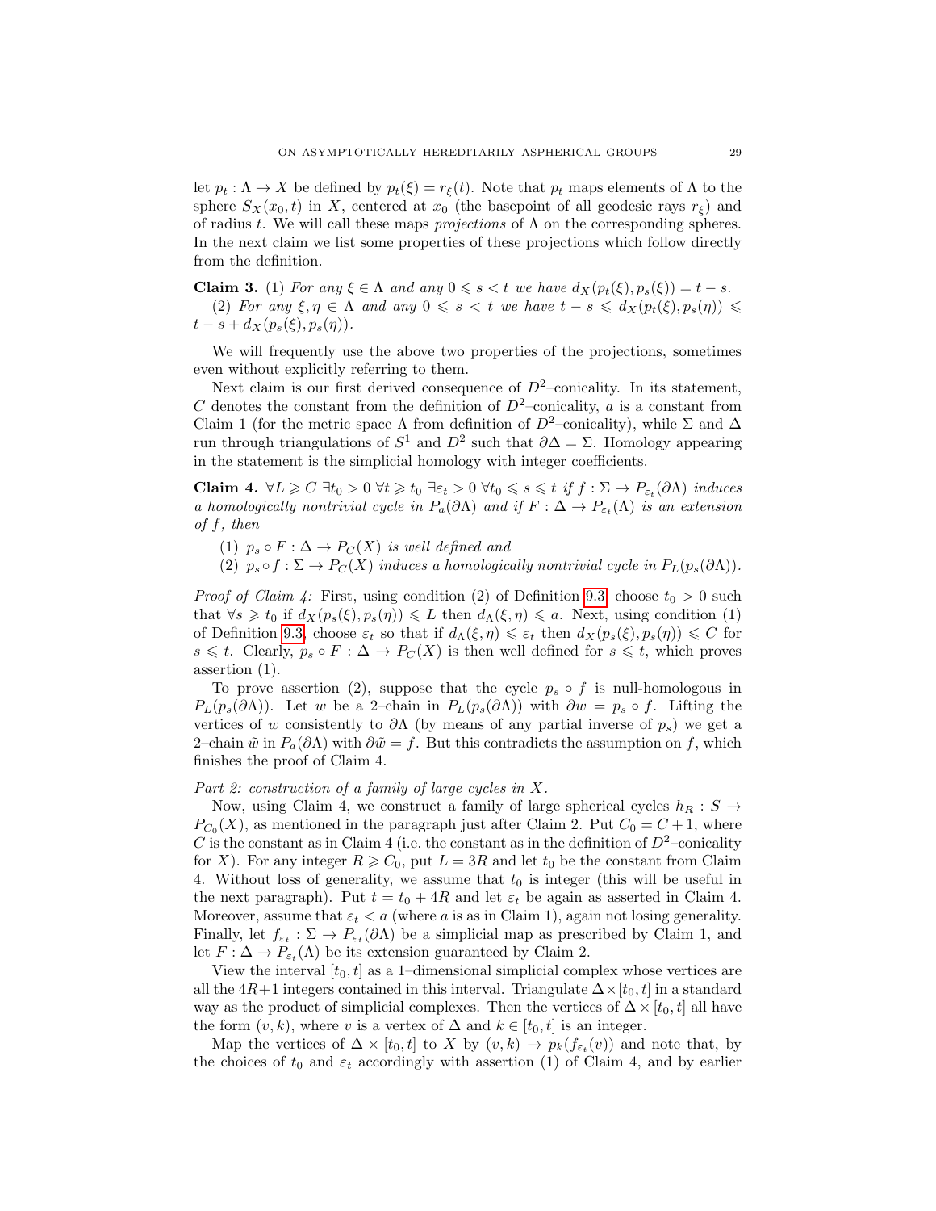let $p_t : \Lambda \to X$ be defined by $p_t(\xi) = r_\xi(t)$. Note that $p_t$ maps elements of $\Lambda$ to the sphere $S_X(x_0, t)$ in $X$, centered at $x_0$ (the basepoint of all geodesic rays $r_\xi$) and of radius $t$. We will call these maps *projections* of $\Lambda$ on the corresponding spheres. In the next claim we list some properties of these projections which follow directly from the definition.

**Claim 3.** (1) *For any $\xi \in \Lambda$ and any $0 \leqslant s < t$ we have $d_X(p_t(\xi), p_s(\xi)) = t - s$.*

(2) *For any $\xi, \eta \in \Lambda$ and any $0 \leqslant s < t$ we have $t - s \leqslant d_X(p_t(\xi), p_s(\eta)) \leqslant t - s + d_X(p_s(\xi), p_s(\eta))$.*

We will frequently use the above two properties of the projections, sometimes even without explicitly referring to them.

Next claim is our first derived consequence of $D^2$–conicality. In its statement, $C$ denotes the constant from the definition of $D^2$–conicality, $a$ is a constant from Claim 1 (for the metric space $\Lambda$ from definition of $D^2$–conicality), while $\Sigma$ and $\Delta$ run through triangulations of $S^1$ and $D^2$ such that $\partial\Delta = \Sigma$. Homology appearing in the statement is the simplicial homology with integer coefficients.

**Claim 4.** *$\forall L \geqslant C$ $\exists t_0 > 0$ $\forall t \geqslant t_0$ $\exists \varepsilon_t > 0$ $\forall t_0 \leqslant s \leqslant t$ if $f : \Sigma \to P_{\varepsilon_t}(\partial\Lambda)$ induces a homologically nontrivial cycle in $P_a(\partial\Lambda)$ and if $F : \Delta \to P_{\varepsilon_t}(\Lambda)$ is an extension of $f$, then*

(1) *$p_s \circ F : \Delta \to P_C(X)$ is well defined and*

(2) *$p_s \circ f : \Sigma \to P_C(X)$ induces a homologically nontrivial cycle in $P_L(p_s(\partial\Lambda))$.*

*Proof of Claim 4:* First, using condition (2) of Definition 9.3, choose $t_0 > 0$ such that $\forall s \geqslant t_0$ if $d_X(p_s(\xi), p_s(\eta)) \leqslant L$ then $d_\Lambda(\xi, \eta) \leqslant a$. Next, using condition (1) of Definition 9.3, choose $\varepsilon_t$ so that if $d_\Lambda(\xi, \eta) \leqslant \varepsilon_t$ then $d_X(p_s(\xi), p_s(\eta)) \leqslant C$ for $s \leqslant t$. Clearly, $p_s \circ F : \Delta \to P_C(X)$ is then well defined for $s \leqslant t$, which proves assertion (1).

To prove assertion (2), suppose that the cycle $p_s \circ f$ is null-homologous in $P_L(p_s(\partial\Lambda))$. Let $w$ be a 2–chain in $P_L(p_s(\partial\Lambda))$ with $\partial w = p_s \circ f$. Lifting the vertices of $w$ consistently to $\partial\Lambda$ (by means of any partial inverse of $p_s$) we get a 2–chain $\tilde{w}$ in $P_a(\partial\Lambda)$ with $\partial\tilde{w} = f$. But this contradicts the assumption on $f$, which finishes the proof of Claim 4.

*Part 2: construction of a family of large cycles in $X$.*

Now, using Claim 4, we construct a family of large spherical cycles $h_R : S \to P_{C_0}(X)$, as mentioned in the paragraph just after Claim 2. Put $C_0 = C + 1$, where $C$ is the constant as in Claim 4 (i.e. the constant as in the definition of $D^2$–conicality for $X$). For any integer $R \geqslant C_0$, put $L = 3R$ and let $t_0$ be the constant from Claim 4. Without loss of generality, we assume that $t_0$ is integer (this will be useful in the next paragraph). Put $t = t_0 + 4R$ and let $\varepsilon_t$ be again as asserted in Claim 4. Moreover, assume that $\varepsilon_t < a$ (where $a$ is as in Claim 1), again not losing generality. Finally, let $f_{\varepsilon_t} : \Sigma \to P_{\varepsilon_t}(\partial\Lambda)$ be a simplicial map as prescribed by Claim 1, and let $F : \Delta \to P_{\varepsilon_t}(\Lambda)$ be its extension guaranteed by Claim 2.

View the interval $[t_0, t]$ as a 1–dimensional simplicial complex whose vertices are all the $4R+1$ integers contained in this interval. Triangulate $\Delta \times [t_0, t]$ in a standard way as the product of simplicial complexes. Then the vertices of $\Delta \times [t_0, t]$ all have the form $(v, k)$, where $v$ is a vertex of $\Delta$ and $k \in [t_0, t]$ is an integer.

Map the vertices of $\Delta \times [t_0, t]$ to $X$ by $(v, k) \to p_k(f_{\varepsilon_t}(v))$ and note that, by the choices of $t_0$ and $\varepsilon_t$ accordingly with assertion (1) of Claim 4, and by earlier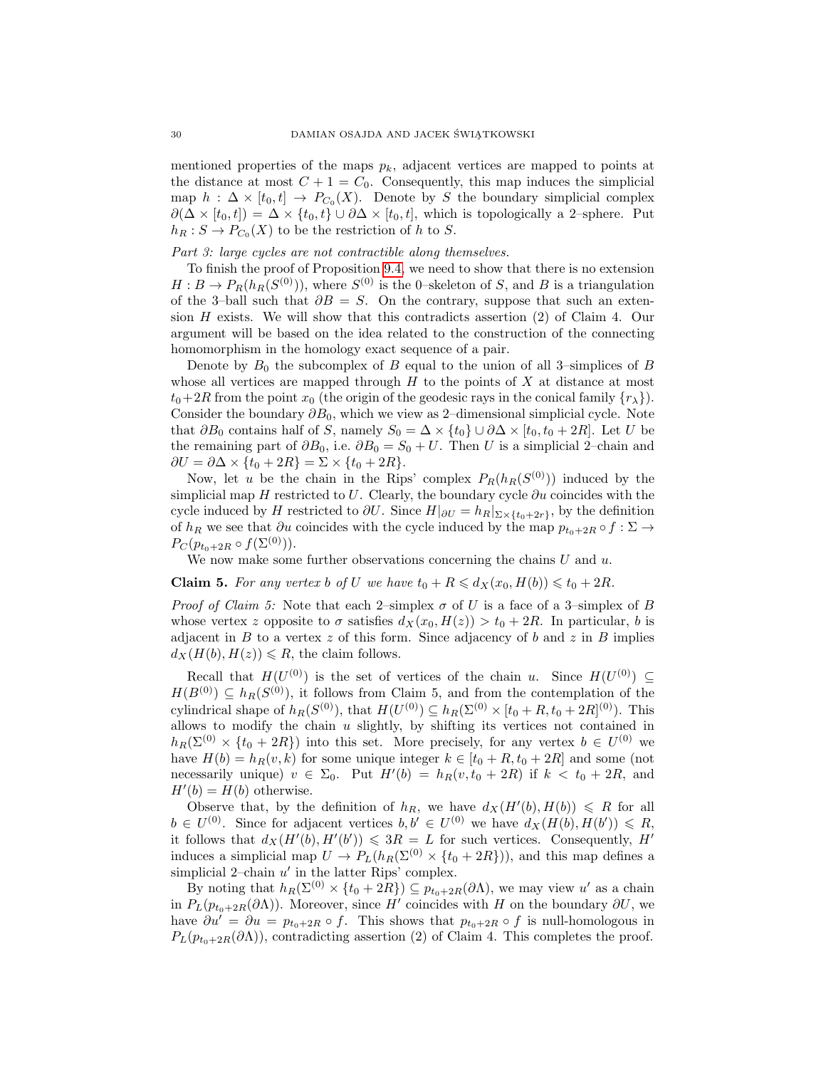mentioned properties of the maps $p_k$, adjacent vertices are mapped to points at the distance at most $C+1=C_0$. Consequently, this map induces the simplicial map $h:\Delta\times[t_0,t]\to P_{C_0}(X)$. Denote by $S$ the boundary simplicial complex $\partial(\Delta\times[t_0,t])=\Delta\times\{t_0,t\}\cup\partial\Delta\times[t_0,t]$, which is topologically a 2–sphere. Put $h_R:S\to P_{C_0}(X)$ to be the restriction of $h$ to $S$.

*Part 3: large cycles are not contractible along themselves.*

To finish the proof of Proposition 9.4, we need to show that there is no extension $H:B\to P_R(h_R(S^{(0)}))$, where $S^{(0)}$ is the 0–skeleton of $S$, and $B$ is a triangulation of the 3–ball such that $\partial B=S$. On the contrary, suppose that such an extension $H$ exists. We will show that this contradicts assertion (2) of Claim 4. Our argument will be based on the idea related to the construction of the connecting homomorphism in the homology exact sequence of a pair.

Denote by $B_0$ the subcomplex of $B$ equal to the union of all 3–simplices of $B$ whose all vertices are mapped through $H$ to the points of $X$ at distance at most $t_0+2R$ from the point $x_0$ (the origin of the geodesic rays in the conical family $\{r_\lambda\}$). Consider the boundary $\partial B_0$, which we view as 2–dimensional simplicial cycle. Note that $\partial B_0$ contains half of $S$, namely $S_0=\Delta\times\{t_0\}\cup\partial\Delta\times[t_0,t_0+2R]$. Let $U$ be the remaining part of $\partial B_0$, i.e. $\partial B_0=S_0+U$. Then $U$ is a simplicial 2–chain and $\partial U=\partial\Delta\times\{t_0+2R\}=\Sigma\times\{t_0+2R\}$.

Now, let $u$ be the chain in the Rips' complex $P_R(h_R(S^{(0)}))$ induced by the simplicial map $H$ restricted to $U$. Clearly, the boundary cycle $\partial u$ coincides with the cycle induced by $H$ restricted to $\partial U$. Since $H|_{\partial U}=h_R|_{\Sigma\times\{t_0+2r\}}$, by the definition of $h_R$ we see that $\partial u$ coincides with the cycle induced by the map $p_{t_0+2R}\circ f:\Sigma\to P_C(p_{t_0+2R}\circ f(\Sigma^{(0)}))$.

We now make some further observations concerning the chains $U$ and $u$.

**Claim 5.** *For any vertex $b$ of $U$ we have $t_0+R\leqslant d_X(x_0,H(b))\leqslant t_0+2R$.*

*Proof of Claim 5:* Note that each 2–simplex $\sigma$ of $U$ is a face of a 3–simplex of $B$ whose vertex $z$ opposite to $\sigma$ satisfies $d_X(x_0,H(z))>t_0+2R$. In particular, $b$ is adjacent in $B$ to a vertex $z$ of this form. Since adjacency of $b$ and $z$ in $B$ implies $d_X(H(b),H(z))\leqslant R$, the claim follows.

Recall that $H(U^{(0)})$ is the set of vertices of the chain $u$. Since $H(U^{(0)})\subseteq H(B^{(0)})\subseteq h_R(S^{(0)})$, it follows from Claim 5, and from the contemplation of the cylindrical shape of $h_R(S^{(0)})$, that $H(U^{(0)})\subseteq h_R(\Sigma^{(0)}\times[t_0+R,t_0+2R]^{(0)})$. This allows to modify the chain $u$ slightly, by shifting its vertices not contained in $h_R(\Sigma^{(0)}\times\{t_0+2R\})$ into this set. More precisely, for any vertex $b\in U^{(0)}$ we have $H(b)=h_R(v,k)$ for some unique integer $k\in[t_0+R,t_0+2R]$ and some (not necessarily unique) $v\in\Sigma_0$. Put $H'(b)=h_R(v,t_0+2R)$ if $k<t_0+2R$, and $H'(b)=H(b)$ otherwise.

Observe that, by the definition of $h_R$, we have $d_X(H'(b),H(b))\leqslant R$ for all $b\in U^{(0)}$. Since for adjacent vertices $b,b'\in U^{(0)}$ we have $d_X(H(b),H(b'))\leqslant R$, it follows that $d_X(H'(b),H'(b'))\leqslant 3R=L$ for such vertices. Consequently, $H'$ induces a simplicial map $U\to P_L(h_R(\Sigma^{(0)}\times\{t_0+2R\}))$, and this map defines a simplicial 2–chain $u'$ in the latter Rips' complex.

By noting that $h_R(\Sigma^{(0)}\times\{t_0+2R\})\subseteq p_{t_0+2R}(\partial\Lambda)$, we may view $u'$ as a chain in $P_L(p_{t_0+2R}(\partial\Lambda))$. Moreover, since $H'$ coincides with $H$ on the boundary $\partial U$, we have $\partial u'=\partial u=p_{t_0+2R}\circ f$. This shows that $p_{t_0+2R}\circ f$ is null-homologous in $P_L(p_{t_0+2R}(\partial\Lambda))$, contradicting assertion (2) of Claim 4. This completes the proof.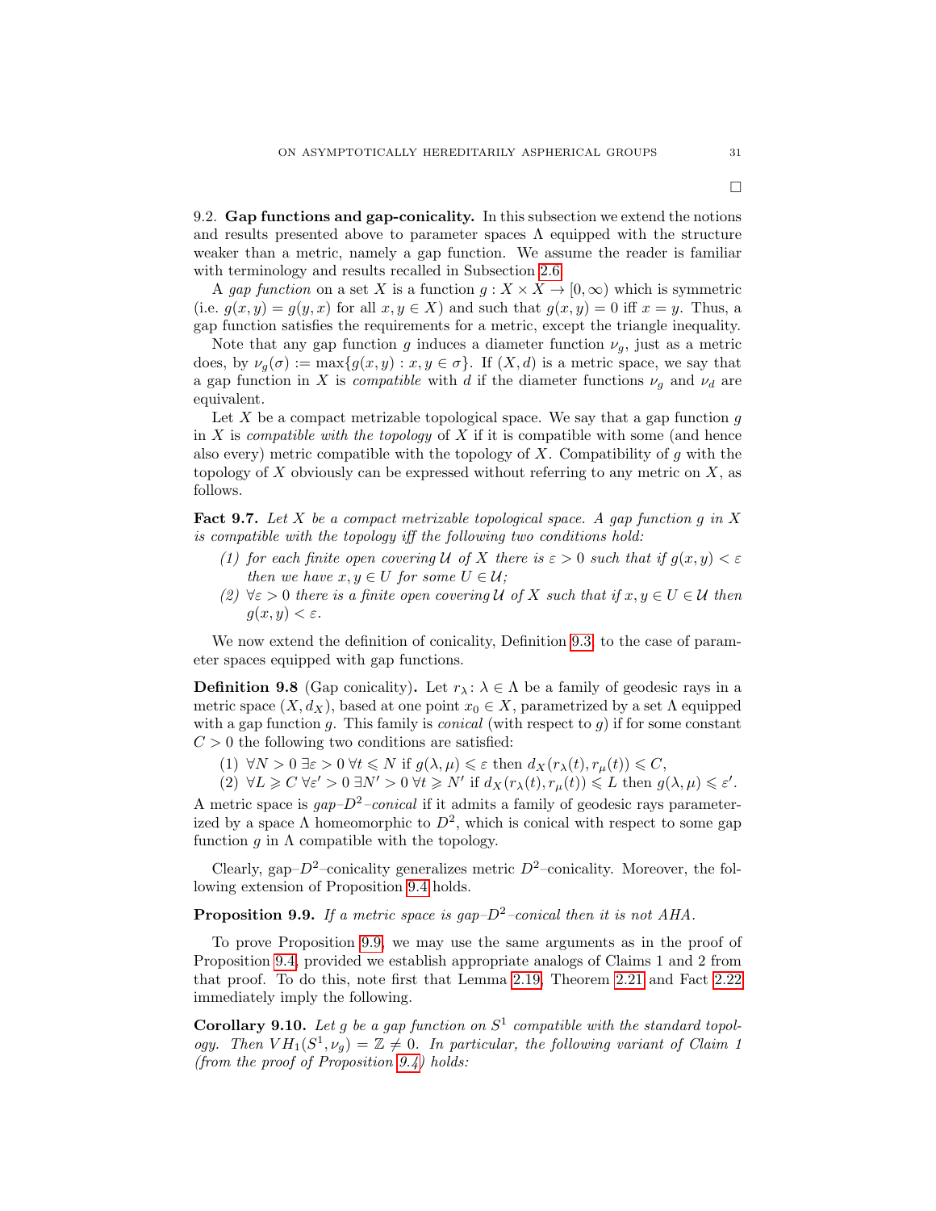□

9.2. **Gap functions and gap-conicality.** In this subsection we extend the notions and results presented above to parameter spaces $\Lambda$ equipped with the structure weaker than a metric, namely a gap function. We assume the reader is familiar with terminology and results recalled in Subsection 2.6.

A *gap function* on a set $X$ is a function $g : X \times X \to [0, \infty)$ which is symmetric (i.e. $g(x, y) = g(y, x)$ for all $x, y \in X$) and such that $g(x, y) = 0$ iff $x = y$. Thus, a gap function satisfies the requirements for a metric, except the triangle inequality.

Note that any gap function $g$ induces a diameter function $\nu_g$, just as a metric does, by $\nu_g(\sigma) := \max\{g(x, y) : x, y \in \sigma\}$. If $(X, d)$ is a metric space, we say that a gap function in $X$ is *compatible* with $d$ if the diameter functions $\nu_g$ and $\nu_d$ are equivalent.

Let $X$ be a compact metrizable topological space. We say that a gap function $g$ in $X$ is *compatible with the topology* of $X$ if it is compatible with some (and hence also every) metric compatible with the topology of $X$. Compatibility of $g$ with the topology of $X$ obviously can be expressed without referring to any metric on $X$, as follows.

**Fact 9.7.** *Let $X$ be a compact metrizable topological space. A gap function $g$ in $X$ is compatible with the topology iff the following two conditions hold:*

1. *for each finite open covering $\mathcal{U}$ of $X$ there is $\varepsilon > 0$ such that if $g(x, y) < \varepsilon$ then we have $x, y \in U$ for some $U \in \mathcal{U}$;*
2. *$\forall \varepsilon > 0$ there is a finite open covering $\mathcal{U}$ of $X$ such that if $x, y \in U \in \mathcal{U}$ then $g(x, y) < \varepsilon$.*

We now extend the definition of conicality, Definition 9.3, to the case of parameter spaces equipped with gap functions.

**Definition 9.8** (Gap conicality)**.** Let $r_\lambda \colon \lambda \in \Lambda$ be a family of geodesic rays in a metric space $(X, d_X)$, based at one point $x_0 \in X$, parametrized by a set $\Lambda$ equipped with a gap function $g$. This family is *conical* (with respect to $g$) if for some constant $C > 0$ the following two conditions are satisfied:

(1) $\forall N > 0\ \exists \varepsilon > 0\ \forall t \leqslant N$ if $g(\lambda, \mu) \leqslant \varepsilon$ then $d_X(r_\lambda(t), r_\mu(t)) \leqslant C$,

(2) $\forall L \geqslant C\ \forall \varepsilon' > 0\ \exists N' > 0\ \forall t \geqslant N'$ if $d_X(r_\lambda(t), r_\mu(t)) \leqslant L$ then $g(\lambda, \mu) \leqslant \varepsilon'$.

A metric space is *gap–$D^2$–conical* if it admits a family of geodesic rays parameterized by a space $\Lambda$ homeomorphic to $D^2$, which is conical with respect to some gap function $g$ in $\Lambda$ compatible with the topology.

Clearly, gap–$D^2$–conicality generalizes metric $D^2$–conicality. Moreover, the following extension of Proposition 9.4 holds.

**Proposition 9.9.** *If a metric space is gap–$D^2$–conical then it is not AHA.*

To prove Proposition 9.9, we may use the same arguments as in the proof of Proposition 9.4, provided we establish appropriate analogs of Claims 1 and 2 from that proof. To do this, note first that Lemma 2.19, Theorem 2.21 and Fact 2.22 immediately imply the following.

**Corollary 9.10.** *Let $g$ be a gap function on $S^1$ compatible with the standard topology. Then $VH_1(S^1, \nu_g) = \mathbb{Z} \neq 0$. In particular, the following variant of Claim 1 (from the proof of Proposition 9.4) holds:*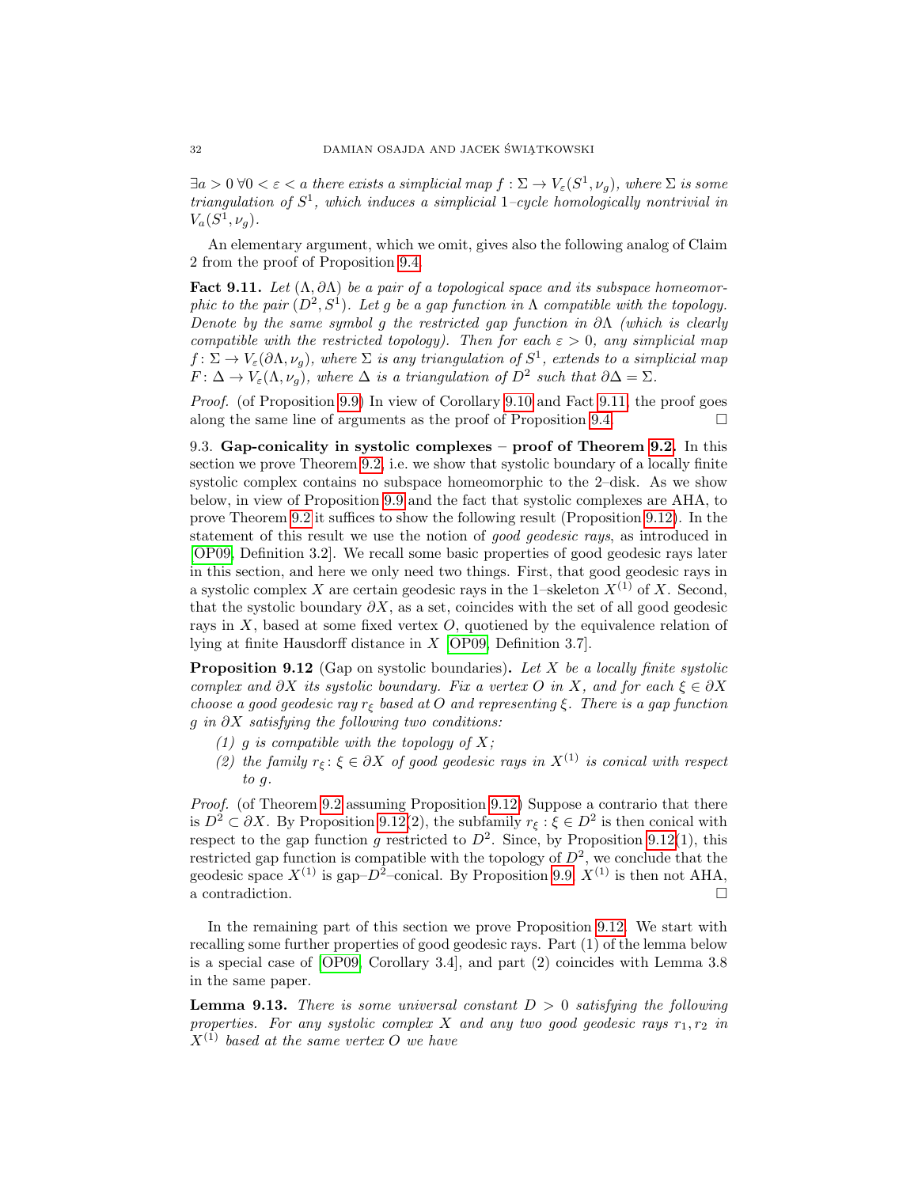*$\exists a > 0\ \forall 0 < \varepsilon < a$ there exists a simplicial map $f : \Sigma \to V_\varepsilon(S^1, \nu_g)$, where $\Sigma$ is some triangulation of $S^1$, which induces a simplicial 1–cycle homologically nontrivial in $V_a(S^1, \nu_g)$.*

An elementary argument, which we omit, gives also the following analog of Claim 2 from the proof of Proposition 9.4.

**Fact 9.11.** *Let $(\Lambda, \partial\Lambda)$ be a pair of a topological space and its subspace homeomorphic to the pair $(D^2, S^1)$. Let $g$ be a gap function in $\Lambda$ compatible with the topology. Denote by the same symbol $g$ the restricted gap function in $\partial\Lambda$ (which is clearly compatible with the restricted topology). Then for each $\varepsilon > 0$, any simplicial map $f\colon \Sigma \to V_\varepsilon(\partial\Lambda, \nu_g)$, where $\Sigma$ is any triangulation of $S^1$, extends to a simplicial map $F\colon \Delta \to V_\varepsilon(\Lambda, \nu_g)$, where $\Delta$ is a triangulation of $D^2$ such that $\partial\Delta = \Sigma$.*

*Proof.* (of Proposition 9.9) In view of Corollary 9.10 and Fact 9.11, the proof goes along the same line of arguments as the proof of Proposition 9.4. □

9.3. **Gap-conicality in systolic complexes – proof of Theorem 9.2.** In this section we prove Theorem 9.2, i.e. we show that systolic boundary of a locally finite systolic complex contains no subspace homeomorphic to the 2–disk. As we show below, in view of Proposition 9.9 and the fact that systolic complexes are AHA, to prove Theorem 9.2 it suffices to show the following result (Proposition 9.12). In the statement of this result we use the notion of *good geodesic rays*, as introduced in [OP09, Definition 3.2]. We recall some basic properties of good geodesic rays later in this section, and here we only need two things. First, that good geodesic rays in a systolic complex $X$ are certain geodesic rays in the 1–skeleton $X^{(1)}$ of $X$. Second, that the systolic boundary $\partial X$, as a set, coincides with the set of all good geodesic rays in $X$, based at some fixed vertex $O$, quotiened by the equivalence relation of lying at finite Hausdorff distance in $X$ [OP09, Definition 3.7].

**Proposition 9.12** (Gap on systolic boundaries)**.** *Let $X$ be a locally finite systolic complex and $\partial X$ its systolic boundary. Fix a vertex $O$ in $X$, and for each $\xi \in \partial X$ choose a good geodesic ray $r_\xi$ based at $O$ and representing $\xi$. There is a gap function $g$ in $\partial X$ satisfying the following two conditions:*

1. *$g$ is compatible with the topology of $X$;*
2. *the family $r_\xi\colon \xi \in \partial X$ of good geodesic rays in $X^{(1)}$ is conical with respect to $g$.*

*Proof.* (of Theorem 9.2 assuming Proposition 9.12) Suppose a contrario that there is $D^2 \subset \partial X$. By Proposition 9.12(2), the subfamily $r_\xi : \xi \in D^2$ is then conical with respect to the gap function $g$ restricted to $D^2$. Since, by Proposition 9.12(1), this restricted gap function is compatible with the topology of $D^2$, we conclude that the geodesic space $X^{(1)}$ is gap–$D^2$–conical. By Proposition 9.9, $X^{(1)}$ is then not AHA, a contradiction. □

In the remaining part of this section we prove Proposition 9.12. We start with recalling some further properties of good geodesic rays. Part (1) of the lemma below is a special case of [OP09, Corollary 3.4], and part (2) coincides with Lemma 3.8 in the same paper.

**Lemma 9.13.** *There is some universal constant $D > 0$ satisfying the following properties. For any systolic complex $X$ and any two good geodesic rays $r_1, r_2$ in $X^{(1)}$ based at the same vertex $O$ we have*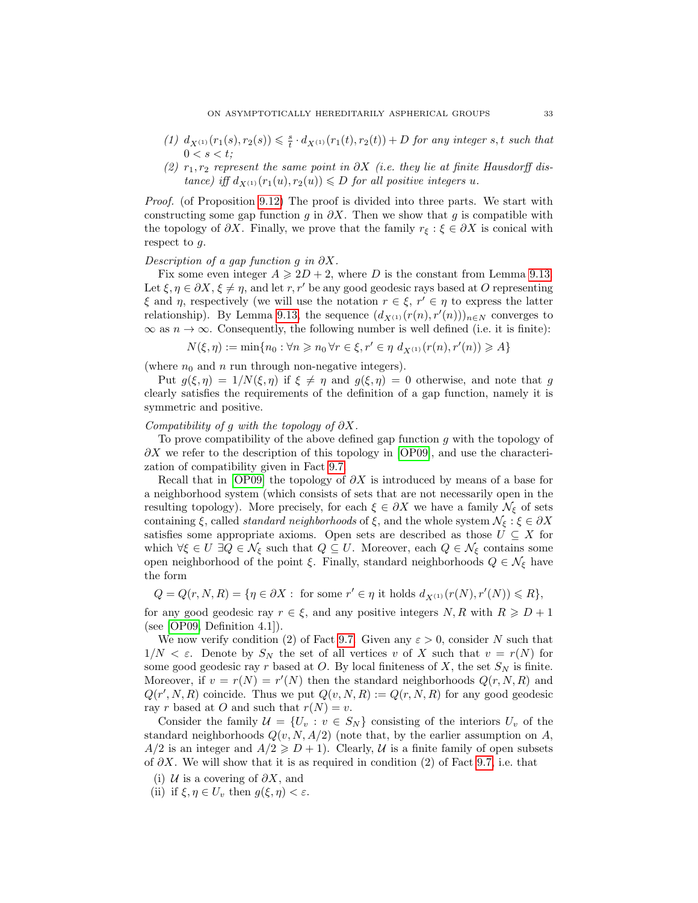*(1)* $d_{X^{(1)}}(r_1(s), r_2(s)) \leqslant \frac{s}{t} \cdot d_{X^{(1)}}(r_1(t), r_2(t)) + D$ *for any integer* $s, t$ *such that* $0 < s < t$;

*(2)* $r_1, r_2$ *represent the same point in* $\partial X$ *(i.e. they lie at finite Hausdorff distance) iff* $d_{X^{(1)}}(r_1(u), r_2(u)) \leqslant D$ *for all positive integers* $u$.

*Proof.* (of Proposition 9.12) The proof is divided into three parts. We start with constructing some gap function $g$ in $\partial X$. Then we show that $g$ is compatible with the topology of $\partial X$. Finally, we prove that the family $r_\xi : \xi \in \partial X$ is conical with respect to $g$.

*Description of a gap function* $g$ *in* $\partial X$.

Fix some even integer $A \geqslant 2D + 2$, where $D$ is the constant from Lemma 9.13. Let $\xi, \eta \in \partial X$, $\xi \neq \eta$, and let $r, r'$ be any good geodesic rays based at $O$ representing $\xi$ and $\eta$, respectively (we will use the notation $r \in \xi$, $r' \in \eta$ to express the latter relationship). By Lemma 9.13, the sequence $(d_{X^{(1)}}(r(n), r'(n)))_{n \in N}$ converges to $\infty$ as $n \to \infty$. Consequently, the following number is well defined (i.e. it is finite):

$$N(\xi, \eta) := \min\{n_0 : \forall n \geqslant n_0 \, \forall r \in \xi, r' \in \eta \ d_{X^{(1)}}(r(n), r'(n)) \geqslant A\}$$

(where $n_0$ and $n$ run through non-negative integers).

Put $g(\xi, \eta) = 1/N(\xi, \eta)$ if $\xi \neq \eta$ and $g(\xi, \eta) = 0$ otherwise, and note that $g$ clearly satisfies the requirements of the definition of a gap function, namely it is symmetric and positive.

*Compatibility of* $g$ *with the topology of* $\partial X$.

To prove compatibility of the above defined gap function $g$ with the topology of $\partial X$ we refer to the description of this topology in [OP09], and use the characterization of compatibility given in Fact 9.7.

Recall that in [OP09] the topology of $\partial X$ is introduced by means of a base for a neighborhood system (which consists of sets that are not necessarily open in the resulting topology). More precisely, for each $\xi \in \partial X$ we have a family $\mathcal{N}_\xi$ of sets containing $\xi$, called *standard neighborhoods* of $\xi$, and the whole system $\mathcal{N}_\xi : \xi \in \partial X$ satisfies some appropriate axioms. Open sets are described as those $U \subseteq X$ for which $\forall \xi \in U \ \exists Q \in \mathcal{N}_\xi$ such that $Q \subseteq U$. Moreover, each $Q \in \mathcal{N}_\xi$ contains some open neighborhood of the point $\xi$. Finally, standard neighborhoods $Q \in \mathcal{N}_\xi$ have the form

$$Q = Q(r, N, R) = \{\eta \in \partial X : \text{ for some } r' \in \eta \text{ it holds } d_{X^{(1)}}(r(N), r'(N)) \leqslant R\},$$

for any good geodesic ray $r \in \xi$, and any positive integers $N, R$ with $R \geqslant D + 1$ (see [OP09, Definition 4.1]).

We now verify condition (2) of Fact 9.7. Given any $\varepsilon > 0$, consider $N$ such that $1/N < \varepsilon$. Denote by $S_N$ the set of all vertices $v$ of $X$ such that $v = r(N)$ for some good geodesic ray $r$ based at $O$. By local finiteness of $X$, the set $S_N$ is finite. Moreover, if $v = r(N) = r'(N)$ then the standard neighborhoods $Q(r, N, R)$ and $Q(r', N, R)$ coincide. Thus we put $Q(v, N, R) := Q(r, N, R)$ for any good geodesic ray $r$ based at $O$ and such that $r(N) = v$.

Consider the family $\mathcal{U} = \{U_v : v \in S_N\}$ consisting of the interiors $U_v$ of the standard neighborhoods $Q(v, N, A/2)$ (note that, by the earlier assumption on $A$, $A/2$ is an integer and $A/2 \geqslant D + 1$). Clearly, $\mathcal{U}$ is a finite family of open subsets of $\partial X$. We will show that it is as required in condition (2) of Fact 9.7, i.e. that

(i) $\mathcal{U}$ is a covering of $\partial X$, and

(ii) if $\xi, \eta \in U_v$ then $g(\xi, \eta) < \varepsilon$.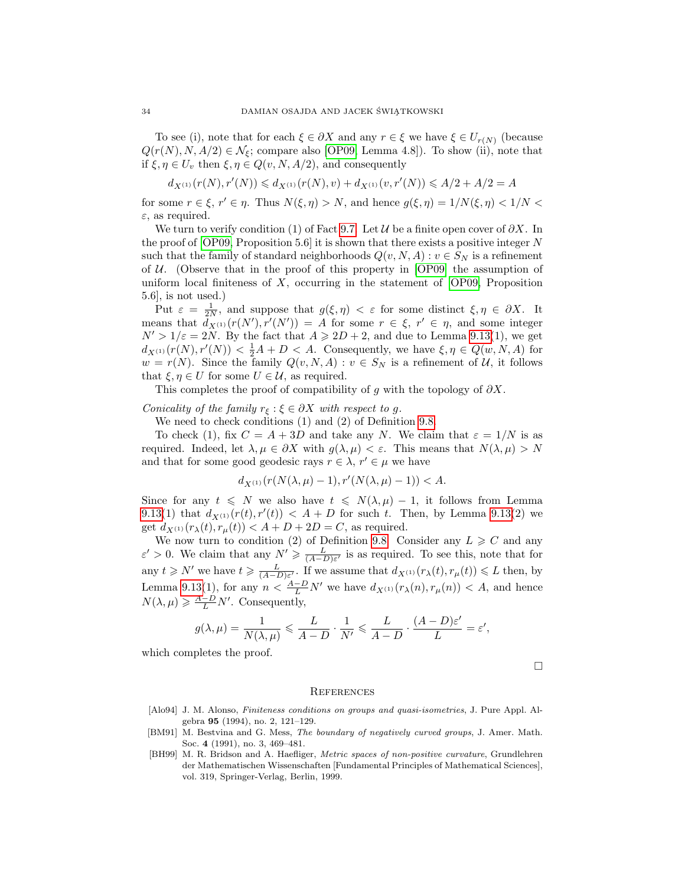To see (i), note that for each $\xi \in \partial X$ and any $r \in \xi$ we have $\xi \in U_{r(N)}$ (because $Q(r(N), N, A/2) \in \mathcal{N}_\xi$; compare also [OP09, Lemma 4.8]). To show (ii), note that if $\xi, \eta \in U_v$ then $\xi, \eta \in Q(v, N, A/2)$, and consequently

$$d_{X^{(1)}}(r(N), r'(N)) \leqslant d_{X^{(1)}}(r(N), v) + d_{X^{(1)}}(v, r'(N)) \leqslant A/2 + A/2 = A$$

for some $r \in \xi$, $r' \in \eta$. Thus $N(\xi, \eta) > N$, and hence $g(\xi, \eta) = 1/N(\xi, \eta) < 1/N < \varepsilon$, as required.

We turn to verify condition (1) of Fact 9.7. Let $\mathcal{U}$ be a finite open cover of $\partial X$. In the proof of [OP09, Proposition 5.6] it is shown that there exists a positive integer $N$ such that the family of standard neighborhoods $Q(v, N, A) : v \in S_N$ is a refinement of $\mathcal{U}$. (Observe that in the proof of this property in [OP09] the assumption of uniform local finiteness of $X$, occurring in the statement of [OP09, Proposition 5.6], is not used.)

Put $\varepsilon = \frac{1}{2N}$, and suppose that $g(\xi, \eta) < \varepsilon$ for some distinct $\xi, \eta \in \partial X$. It means that $d_{X^{(1)}}(r(N'), r'(N')) = A$ for some $r \in \xi$, $r' \in \eta$, and some integer $N' > 1/\varepsilon = 2N$. By the fact that $A \geqslant 2D + 2$, and due to Lemma 9.13(1), we get $d_{X^{(1)}}(r(N), r'(N)) < \frac{1}{2}A + D < A$. Consequently, we have $\xi, \eta \in Q(w, N, A)$ for $w = r(N)$. Since the family $Q(v, N, A) : v \in S_N$ is a refinement of $\mathcal{U}$, it follows that $\xi, \eta \in U$ for some $U \in \mathcal{U}$, as required.

This completes the proof of compatibility of $g$ with the topology of $\partial X$.

*Conicality of the family $r_\xi : \xi \in \partial X$ with respect to $g$.*

We need to check conditions (1) and (2) of Definition 9.8.

To check (1), fix $C = A + 3D$ and take any $N$. We claim that $\varepsilon = 1/N$ is as required. Indeed, let $\lambda, \mu \in \partial X$ with $g(\lambda, \mu) < \varepsilon$. This means that $N(\lambda, \mu) > N$ and that for some good geodesic rays $r \in \lambda$, $r' \in \mu$ we have

$$d_{X^{(1)}}(r(N(\lambda, \mu) - 1), r'(N(\lambda, \mu) - 1)) < A.$$

Since for any $t \leqslant N$ we also have $t \leqslant N(\lambda, \mu) - 1$, it follows from Lemma 9.13(1) that $d_{X^{(1)}}(r(t), r'(t)) < A + D$ for such $t$. Then, by Lemma 9.13(2) we get $d_{X^{(1)}}(r_\lambda(t), r_\mu(t)) < A + D + 2D = C$, as required.

We now turn to condition (2) of Definition 9.8. Consider any $L \geqslant C$ and any $\varepsilon' > 0$. We claim that any $N' \geqslant \frac{L}{(A-D)\varepsilon'}$ is as required. To see this, note that for any $t \geqslant N'$ we have $t \geqslant \frac{L}{(A-D)\varepsilon'}$. If we assume that $d_{X^{(1)}}(r_\lambda(t), r_\mu(t)) \leqslant L$ then, by Lemma 9.13(1), for any $n < \frac{A-D}{L}N'$ we have $d_{X^{(1)}}(r_\lambda(n), r_\mu(n)) < A$, and hence $N(\lambda, \mu) \geqslant \frac{A-D}{L}N'$. Consequently,

$$g(\lambda, \mu) = \frac{1}{N(\lambda, \mu)} \leqslant \frac{L}{A-D} \cdot \frac{1}{N'} \leqslant \frac{L}{A-D} \cdot \frac{(A-D)\varepsilon'}{L} = \varepsilon',$$

which completes the proof.

□

## References

[Alo94] J. M. Alonso, *Finiteness conditions on groups and quasi-isometries*, J. Pure Appl. Algebra **95** (1994), no. 2, 121–129.

[BM91] M. Bestvina and G. Mess, *The boundary of negatively curved groups*, J. Amer. Math. Soc. **4** (1991), no. 3, 469–481.

[BH99] M. R. Bridson and A. Haefliger, *Metric spaces of non-positive curvature*, Grundlehren der Mathematischen Wissenschaften [Fundamental Principles of Mathematical Sciences], vol. 319, Springer-Verlag, Berlin, 1999.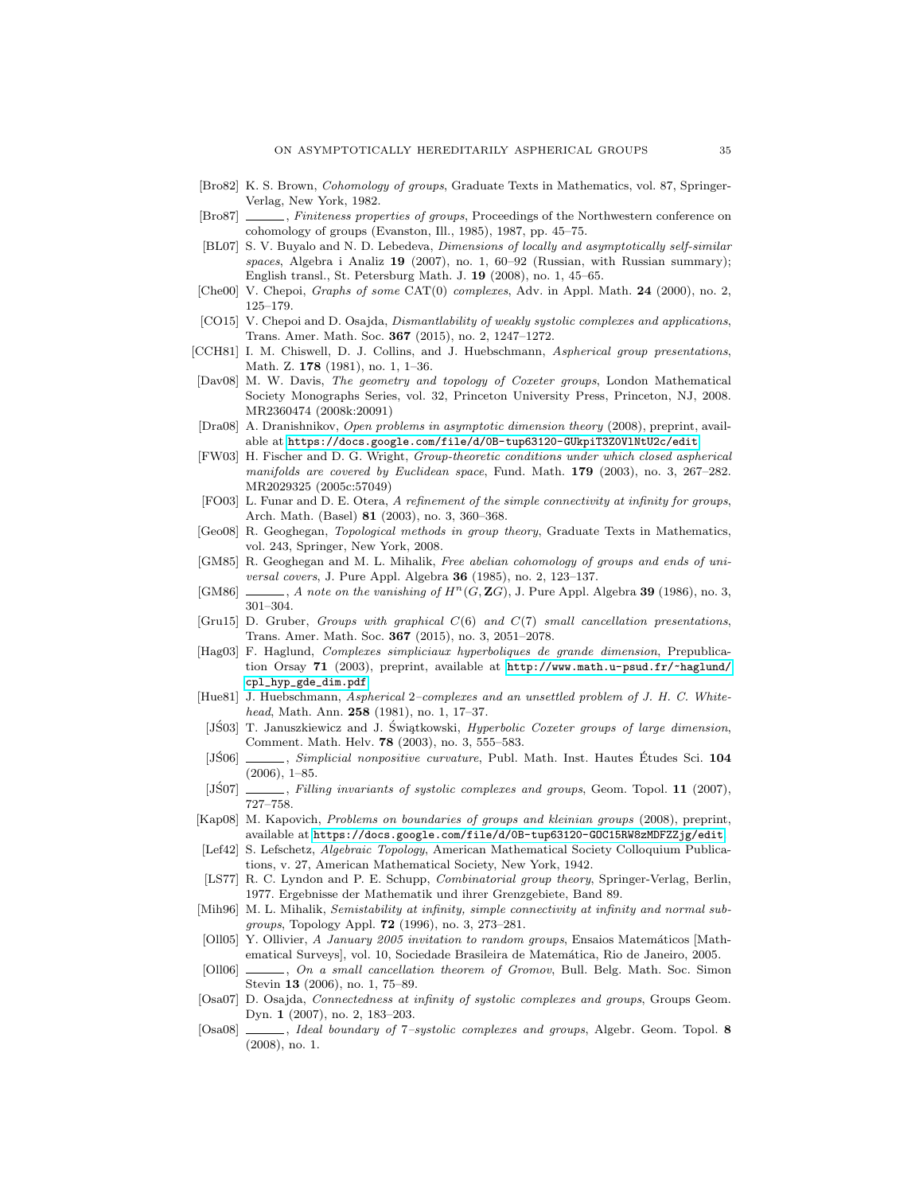[Bro82] K. S. Brown, *Cohomology of groups*, Graduate Texts in Mathematics, vol. 87, Springer-Verlag, New York, 1982.

[Bro87] ______, *Finiteness properties of groups*, Proceedings of the Northwestern conference on cohomology of groups (Evanston, Ill., 1985), 1987, pp. 45–75.

[BL07] S. V. Buyalo and N. D. Lebedeva, *Dimensions of locally and asymptotically self-similar spaces*, Algebra i Analiz **19** (2007), no. 1, 60–92 (Russian, with Russian summary); English transl., St. Petersburg Math. J. **19** (2008), no. 1, 45–65.

[Che00] V. Chepoi, *Graphs of some* CAT(0) *complexes*, Adv. in Appl. Math. **24** (2000), no. 2, 125–179.

[CO15] V. Chepoi and D. Osajda, *Dismantlability of weakly systolic complexes and applications*, Trans. Amer. Math. Soc. **367** (2015), no. 2, 1247–1272.

[CCH81] I. M. Chiswell, D. J. Collins, and J. Huebschmann, *Aspherical group presentations*, Math. Z. **178** (1981), no. 1, 1–36.

[Dav08] M. W. Davis, *The geometry and topology of Coxeter groups*, London Mathematical Society Monographs Series, vol. 32, Princeton University Press, Princeton, NJ, 2008. MR2360474 (2008k:20091)

[Dra08] A. Dranishnikov, *Open problems in asymptotic dimension theory* (2008), preprint, available at https://docs.google.com/file/d/0B-tup63120-GUkpiT3Z0VlNtU2c/edit.

[FW03] H. Fischer and D. G. Wright, *Group-theoretic conditions under which closed aspherical manifolds are covered by Euclidean space*, Fund. Math. **179** (2003), no. 3, 267–282. MR2029325 (2005c:57049)

[FO03] L. Funar and D. E. Otera, *A refinement of the simple connectivity at infinity for groups*, Arch. Math. (Basel) **81** (2003), no. 3, 360–368.

[Geo08] R. Geoghegan, *Topological methods in group theory*, Graduate Texts in Mathematics, vol. 243, Springer, New York, 2008.

[GM85] R. Geoghegan and M. L. Mihalik, *Free abelian cohomology of groups and ends of universal covers*, J. Pure Appl. Algebra **36** (1985), no. 2, 123–137.

[GM86] ______, *A note on the vanishing of $H^n(G, \mathbf{Z}G)$*, J. Pure Appl. Algebra **39** (1986), no. 3, 301–304.

[Gru15] D. Gruber, *Groups with graphical $C(6)$ and $C(7)$ small cancellation presentations*, Trans. Amer. Math. Soc. **367** (2015), no. 3, 2051–2078.

[Hag03] F. Haglund, *Complexes simpliciaux hyperboliques de grande dimension*, Prepublication Orsay **71** (2003), preprint, available at http://www.math.u-psud.fr/~haglund/cpl_hyp_gde_dim.pdf.

[Hue81] J. Huebschmann, *Aspherical 2–complexes and an unsettled problem of J. H. C. Whitehead*, Math. Ann. **258** (1981), no. 1, 17–37.

[JŚ03] T. Januszkiewicz and J. Świątkowski, *Hyperbolic Coxeter groups of large dimension*, Comment. Math. Helv. **78** (2003), no. 3, 555–583.

[JŚ06] ______, *Simplicial nonpositive curvature*, Publ. Math. Inst. Hautes Études Sci. **104** (2006), 1–85.

[JŚ07] ______, *Filling invariants of systolic complexes and groups*, Geom. Topol. **11** (2007), 727–758.

[Kap08] M. Kapovich, *Problems on boundaries of groups and kleinian groups* (2008), preprint, available at https://docs.google.com/file/d/0B-tup63120-GOC15RW8zMDFZZjg/edit.

[Lef42] S. Lefschetz, *Algebraic Topology*, American Mathematical Society Colloquium Publications, v. 27, American Mathematical Society, New York, 1942.

[LS77] R. C. Lyndon and P. E. Schupp, *Combinatorial group theory*, Springer-Verlag, Berlin, 1977. Ergebnisse der Mathematik und ihrer Grenzgebiete, Band 89.

[Mih96] M. L. Mihalik, *Semistability at infinity, simple connectivity at infinity and normal subgroups*, Topology Appl. **72** (1996), no. 3, 273–281.

[Oll05] Y. Ollivier, *A January 2005 invitation to random groups*, Ensaios Matemáticos [Mathematical Surveys], vol. 10, Sociedade Brasileira de Matemática, Rio de Janeiro, 2005.

[Oll06] ______, *On a small cancellation theorem of Gromov*, Bull. Belg. Math. Soc. Simon Stevin **13** (2006), no. 1, 75–89.

[Osa07] D. Osajda, *Connectedness at infinity of systolic complexes and groups*, Groups Geom. Dyn. **1** (2007), no. 2, 183–203.

[Osa08] ______, *Ideal boundary of 7–systolic complexes and groups*, Algebr. Geom. Topol. **8** (2008), no. 1.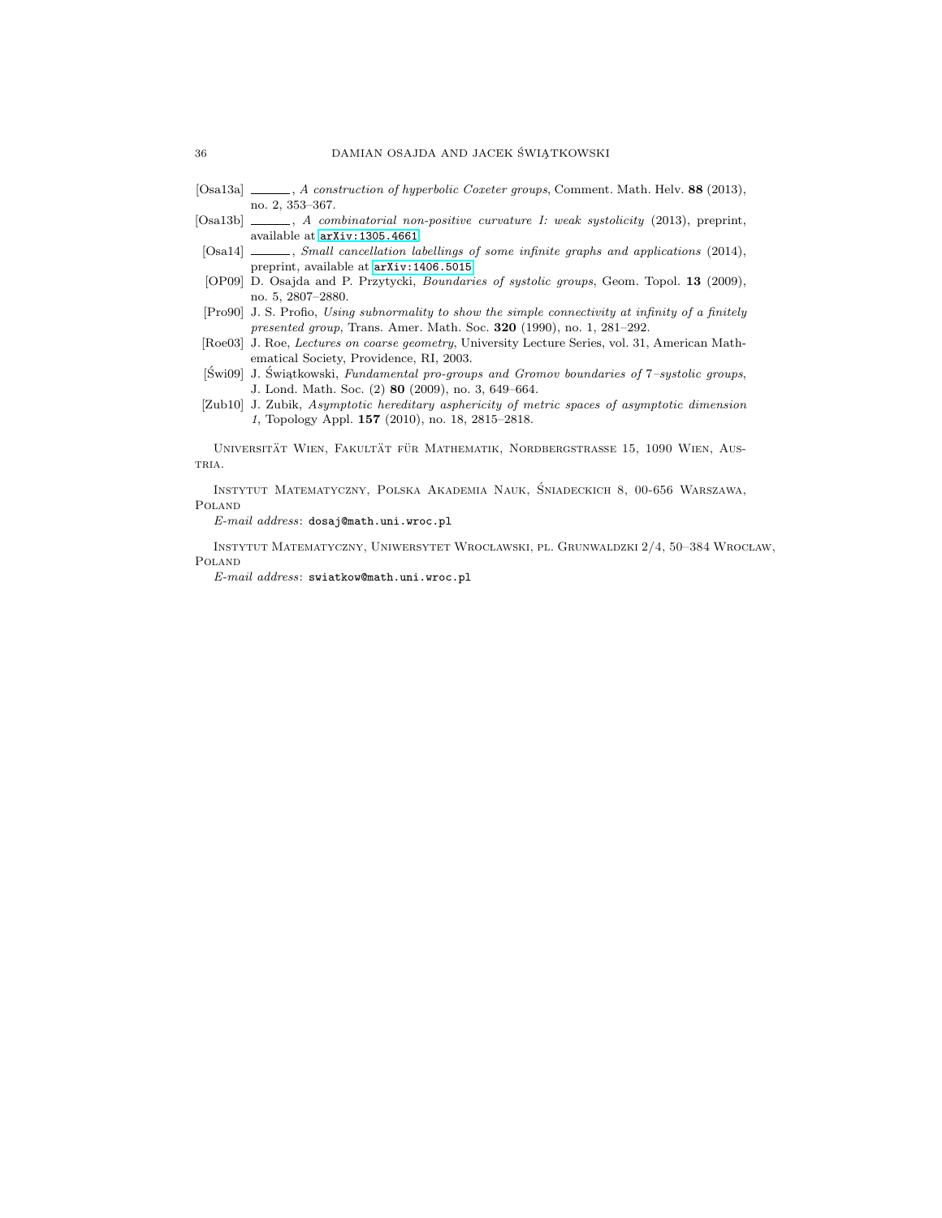[Osa13a] ______, *A construction of hyperbolic Coxeter groups*, Comment. Math. Helv. **88** (2013), no. 2, 353–367.

[Osa13b] ______, *A combinatorial non-positive curvature I: weak systolicity* (2013), preprint, available at arXiv:1305.4661.

[Osa14] ______, *Small cancellation labellings of some infinite graphs and applications* (2014), preprint, available at arXiv:1406.5015.

[OP09] D. Osajda and P. Przytycki, *Boundaries of systolic groups*, Geom. Topol. **13** (2009), no. 5, 2807–2880.

[Pro90] J. S. Profio, *Using subnormality to show the simple connectivity at infinity of a finitely presented group*, Trans. Amer. Math. Soc. **320** (1990), no. 1, 281–292.

[Roe03] J. Roe, *Lectures on coarse geometry*, University Lecture Series, vol. 31, American Mathematical Society, Providence, RI, 2003.

[Świ09] J. Świątkowski, *Fundamental pro-groups and Gromov boundaries of 7–systolic groups*, J. Lond. Math. Soc. (2) **80** (2009), no. 3, 649–664.

[Zub10] J. Zubik, *Asymptotic hereditary asphericity of metric spaces of asymptotic dimension 1*, Topology Appl. **157** (2010), no. 18, 2815–2818.

Universität Wien, Fakultät für Mathematik, Nordbergstrasse 15, 1090 Wien, Austria.

Instytut Matematyczny, Polska Akademia Nauk, Śniadeckich 8, 00-656 Warszawa, Poland

*E-mail address*: dosaj@math.uni.wroc.pl

Instytut Matematyczny, Uniwersytet Wrocławski, pl. Grunwaldzki 2/4, 50–384 Wrocław, Poland

*E-mail address*: swiatkow@math.uni.wroc.pl